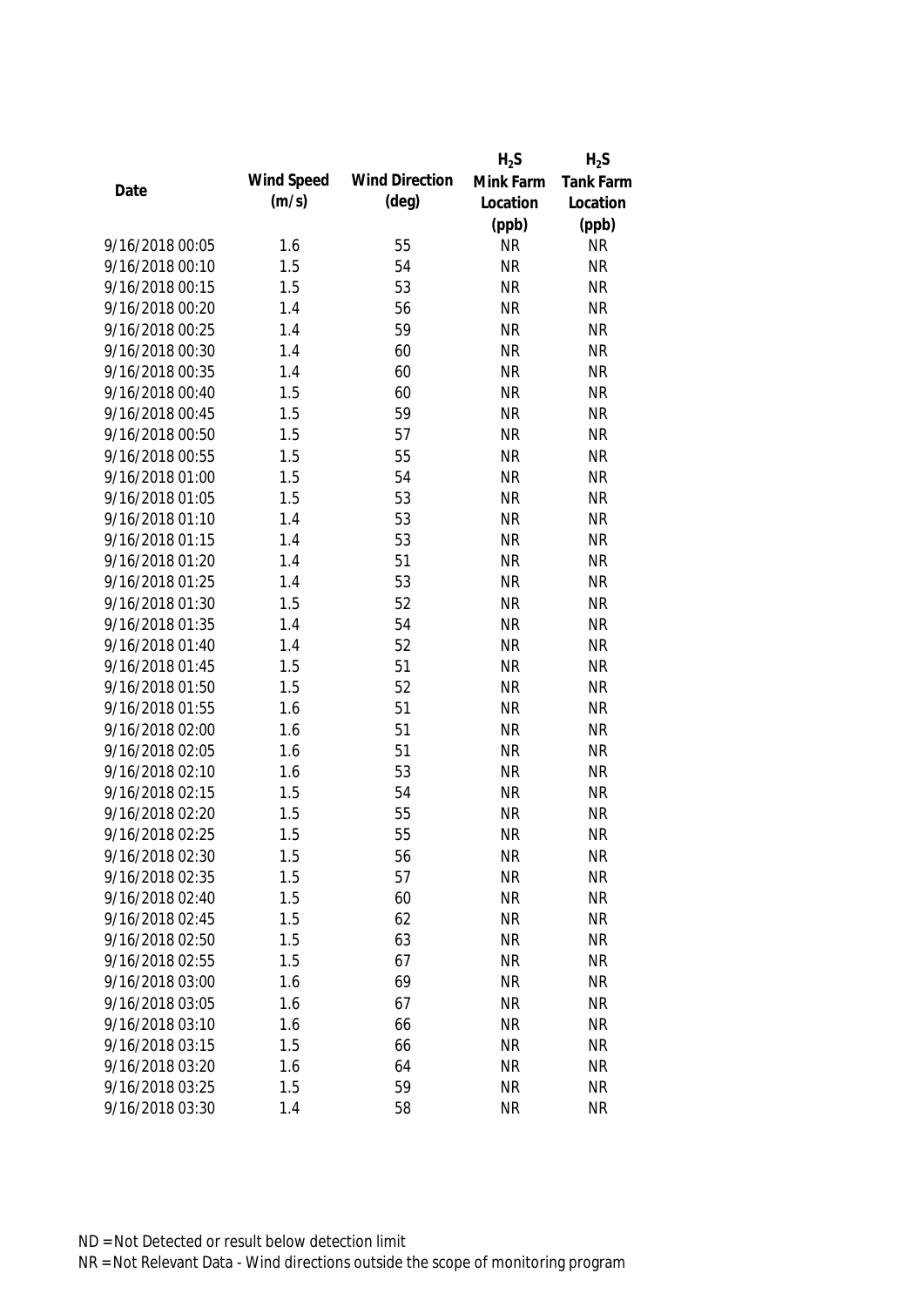| Date | Wind Speed (m/s) | Wind Direction (deg) | $H_2S$ Mink Farm Location (ppb) | $H_2S$ Tank Farm Location (ppb) |
|---|---|---|---|---|
| 9/16/2018 00:05 | 1.6 | 55 | NR | NR |
| 9/16/2018 00:10 | 1.5 | 54 | NR | NR |
| 9/16/2018 00:15 | 1.5 | 53 | NR | NR |
| 9/16/2018 00:20 | 1.4 | 56 | NR | NR |
| 9/16/2018 00:25 | 1.4 | 59 | NR | NR |
| 9/16/2018 00:30 | 1.4 | 60 | NR | NR |
| 9/16/2018 00:35 | 1.4 | 60 | NR | NR |
| 9/16/2018 00:40 | 1.5 | 60 | NR | NR |
| 9/16/2018 00:45 | 1.5 | 59 | NR | NR |
| 9/16/2018 00:50 | 1.5 | 57 | NR | NR |
| 9/16/2018 00:55 | 1.5 | 55 | NR | NR |
| 9/16/2018 01:00 | 1.5 | 54 | NR | NR |
| 9/16/2018 01:05 | 1.5 | 53 | NR | NR |
| 9/16/2018 01:10 | 1.4 | 53 | NR | NR |
| 9/16/2018 01:15 | 1.4 | 53 | NR | NR |
| 9/16/2018 01:20 | 1.4 | 51 | NR | NR |
| 9/16/2018 01:25 | 1.4 | 53 | NR | NR |
| 9/16/2018 01:30 | 1.5 | 52 | NR | NR |
| 9/16/2018 01:35 | 1.4 | 54 | NR | NR |
| 9/16/2018 01:40 | 1.4 | 52 | NR | NR |
| 9/16/2018 01:45 | 1.5 | 51 | NR | NR |
| 9/16/2018 01:50 | 1.5 | 52 | NR | NR |
| 9/16/2018 01:55 | 1.6 | 51 | NR | NR |
| 9/16/2018 02:00 | 1.6 | 51 | NR | NR |
| 9/16/2018 02:05 | 1.6 | 51 | NR | NR |
| 9/16/2018 02:10 | 1.6 | 53 | NR | NR |
| 9/16/2018 02:15 | 1.5 | 54 | NR | NR |
| 9/16/2018 02:20 | 1.5 | 55 | NR | NR |
| 9/16/2018 02:25 | 1.5 | 55 | NR | NR |
| 9/16/2018 02:30 | 1.5 | 56 | NR | NR |
| 9/16/2018 02:35 | 1.5 | 57 | NR | NR |
| 9/16/2018 02:40 | 1.5 | 60 | NR | NR |
| 9/16/2018 02:45 | 1.5 | 62 | NR | NR |
| 9/16/2018 02:50 | 1.5 | 63 | NR | NR |
| 9/16/2018 02:55 | 1.5 | 67 | NR | NR |
| 9/16/2018 03:00 | 1.6 | 69 | NR | NR |
| 9/16/2018 03:05 | 1.6 | 67 | NR | NR |
| 9/16/2018 03:10 | 1.6 | 66 | NR | NR |
| 9/16/2018 03:15 | 1.5 | 66 | NR | NR |
| 9/16/2018 03:20 | 1.6 | 64 | NR | NR |
| 9/16/2018 03:25 | 1.5 | 59 | NR | NR |
| 9/16/2018 03:30 | 1.4 | 58 | NR | NR |

ND = Not Detected or result below detection limit
NR = Not Relevant Data - Wind directions outside the scope of monitoring program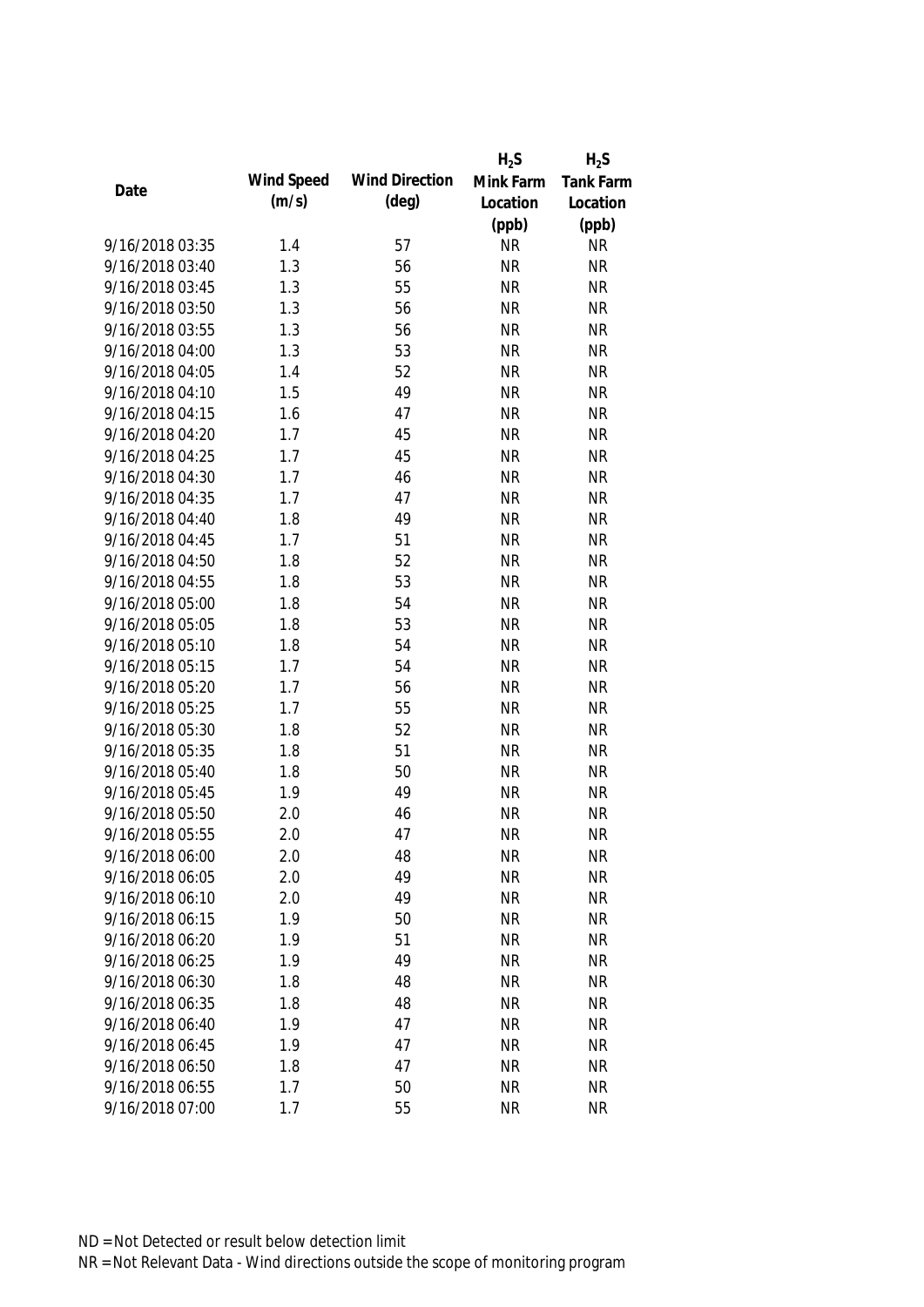| Date | Wind Speed (m/s) | Wind Direction (deg) | $H_2S$ Mink Farm Location (ppb) | $H_2S$ Tank Farm Location (ppb) |
|---|---|---|---|---|
| 9/16/2018 03:35 | 1.4 | 57 | NR | NR |
| 9/16/2018 03:40 | 1.3 | 56 | NR | NR |
| 9/16/2018 03:45 | 1.3 | 55 | NR | NR |
| 9/16/2018 03:50 | 1.3 | 56 | NR | NR |
| 9/16/2018 03:55 | 1.3 | 56 | NR | NR |
| 9/16/2018 04:00 | 1.3 | 53 | NR | NR |
| 9/16/2018 04:05 | 1.4 | 52 | NR | NR |
| 9/16/2018 04:10 | 1.5 | 49 | NR | NR |
| 9/16/2018 04:15 | 1.6 | 47 | NR | NR |
| 9/16/2018 04:20 | 1.7 | 45 | NR | NR |
| 9/16/2018 04:25 | 1.7 | 45 | NR | NR |
| 9/16/2018 04:30 | 1.7 | 46 | NR | NR |
| 9/16/2018 04:35 | 1.7 | 47 | NR | NR |
| 9/16/2018 04:40 | 1.8 | 49 | NR | NR |
| 9/16/2018 04:45 | 1.7 | 51 | NR | NR |
| 9/16/2018 04:50 | 1.8 | 52 | NR | NR |
| 9/16/2018 04:55 | 1.8 | 53 | NR | NR |
| 9/16/2018 05:00 | 1.8 | 54 | NR | NR |
| 9/16/2018 05:05 | 1.8 | 53 | NR | NR |
| 9/16/2018 05:10 | 1.8 | 54 | NR | NR |
| 9/16/2018 05:15 | 1.7 | 54 | NR | NR |
| 9/16/2018 05:20 | 1.7 | 56 | NR | NR |
| 9/16/2018 05:25 | 1.7 | 55 | NR | NR |
| 9/16/2018 05:30 | 1.8 | 52 | NR | NR |
| 9/16/2018 05:35 | 1.8 | 51 | NR | NR |
| 9/16/2018 05:40 | 1.8 | 50 | NR | NR |
| 9/16/2018 05:45 | 1.9 | 49 | NR | NR |
| 9/16/2018 05:50 | 2.0 | 46 | NR | NR |
| 9/16/2018 05:55 | 2.0 | 47 | NR | NR |
| 9/16/2018 06:00 | 2.0 | 48 | NR | NR |
| 9/16/2018 06:05 | 2.0 | 49 | NR | NR |
| 9/16/2018 06:10 | 2.0 | 49 | NR | NR |
| 9/16/2018 06:15 | 1.9 | 50 | NR | NR |
| 9/16/2018 06:20 | 1.9 | 51 | NR | NR |
| 9/16/2018 06:25 | 1.9 | 49 | NR | NR |
| 9/16/2018 06:30 | 1.8 | 48 | NR | NR |
| 9/16/2018 06:35 | 1.8 | 48 | NR | NR |
| 9/16/2018 06:40 | 1.9 | 47 | NR | NR |
| 9/16/2018 06:45 | 1.9 | 47 | NR | NR |
| 9/16/2018 06:50 | 1.8 | 47 | NR | NR |
| 9/16/2018 06:55 | 1.7 | 50 | NR | NR |
| 9/16/2018 07:00 | 1.7 | 55 | NR | NR |

ND = Not Detected or result below detection limit

NR = Not Relevant Data - Wind directions outside the scope of monitoring program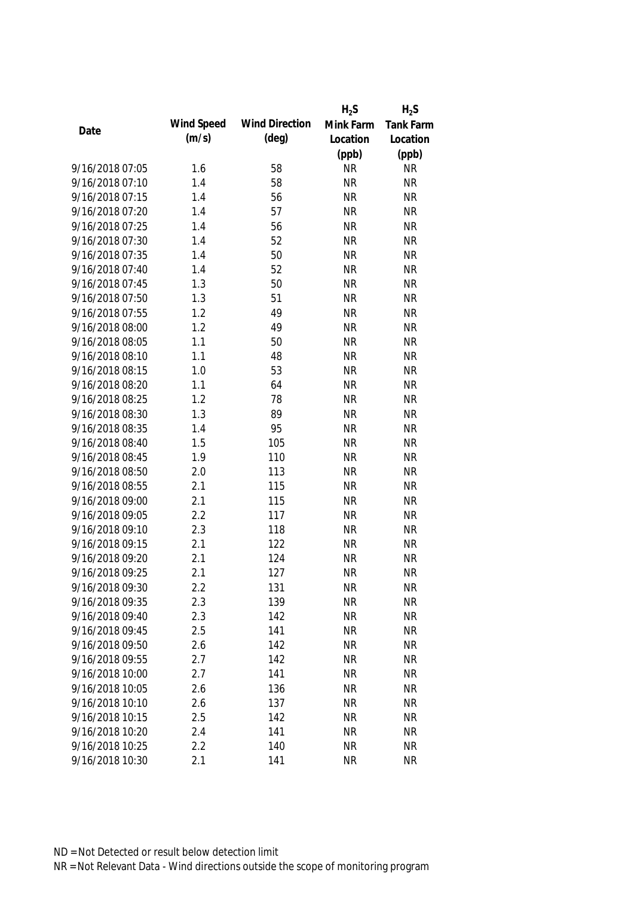| Date | Wind Speed (m/s) | Wind Direction (deg) | $H_2S$ Mink Farm Location (ppb) | $H_2S$ Tank Farm Location (ppb) |
|---|---|---|---|---|
| 9/16/2018 07:05 | 1.6 | 58 | NR | NR |
| 9/16/2018 07:10 | 1.4 | 58 | NR | NR |
| 9/16/2018 07:15 | 1.4 | 56 | NR | NR |
| 9/16/2018 07:20 | 1.4 | 57 | NR | NR |
| 9/16/2018 07:25 | 1.4 | 56 | NR | NR |
| 9/16/2018 07:30 | 1.4 | 52 | NR | NR |
| 9/16/2018 07:35 | 1.4 | 50 | NR | NR |
| 9/16/2018 07:40 | 1.4 | 52 | NR | NR |
| 9/16/2018 07:45 | 1.3 | 50 | NR | NR |
| 9/16/2018 07:50 | 1.3 | 51 | NR | NR |
| 9/16/2018 07:55 | 1.2 | 49 | NR | NR |
| 9/16/2018 08:00 | 1.2 | 49 | NR | NR |
| 9/16/2018 08:05 | 1.1 | 50 | NR | NR |
| 9/16/2018 08:10 | 1.1 | 48 | NR | NR |
| 9/16/2018 08:15 | 1.0 | 53 | NR | NR |
| 9/16/2018 08:20 | 1.1 | 64 | NR | NR |
| 9/16/2018 08:25 | 1.2 | 78 | NR | NR |
| 9/16/2018 08:30 | 1.3 | 89 | NR | NR |
| 9/16/2018 08:35 | 1.4 | 95 | NR | NR |
| 9/16/2018 08:40 | 1.5 | 105 | NR | NR |
| 9/16/2018 08:45 | 1.9 | 110 | NR | NR |
| 9/16/2018 08:50 | 2.0 | 113 | NR | NR |
| 9/16/2018 08:55 | 2.1 | 115 | NR | NR |
| 9/16/2018 09:00 | 2.1 | 115 | NR | NR |
| 9/16/2018 09:05 | 2.2 | 117 | NR | NR |
| 9/16/2018 09:10 | 2.3 | 118 | NR | NR |
| 9/16/2018 09:15 | 2.1 | 122 | NR | NR |
| 9/16/2018 09:20 | 2.1 | 124 | NR | NR |
| 9/16/2018 09:25 | 2.1 | 127 | NR | NR |
| 9/16/2018 09:30 | 2.2 | 131 | NR | NR |
| 9/16/2018 09:35 | 2.3 | 139 | NR | NR |
| 9/16/2018 09:40 | 2.3 | 142 | NR | NR |
| 9/16/2018 09:45 | 2.5 | 141 | NR | NR |
| 9/16/2018 09:50 | 2.6 | 142 | NR | NR |
| 9/16/2018 09:55 | 2.7 | 142 | NR | NR |
| 9/16/2018 10:00 | 2.7 | 141 | NR | NR |
| 9/16/2018 10:05 | 2.6 | 136 | NR | NR |
| 9/16/2018 10:10 | 2.6 | 137 | NR | NR |
| 9/16/2018 10:15 | 2.5 | 142 | NR | NR |
| 9/16/2018 10:20 | 2.4 | 141 | NR | NR |
| 9/16/2018 10:25 | 2.2 | 140 | NR | NR |
| 9/16/2018 10:30 | 2.1 | 141 | NR | NR |

ND = Not Detected or result below detection limit

NR = Not Relevant Data - Wind directions outside the scope of monitoring program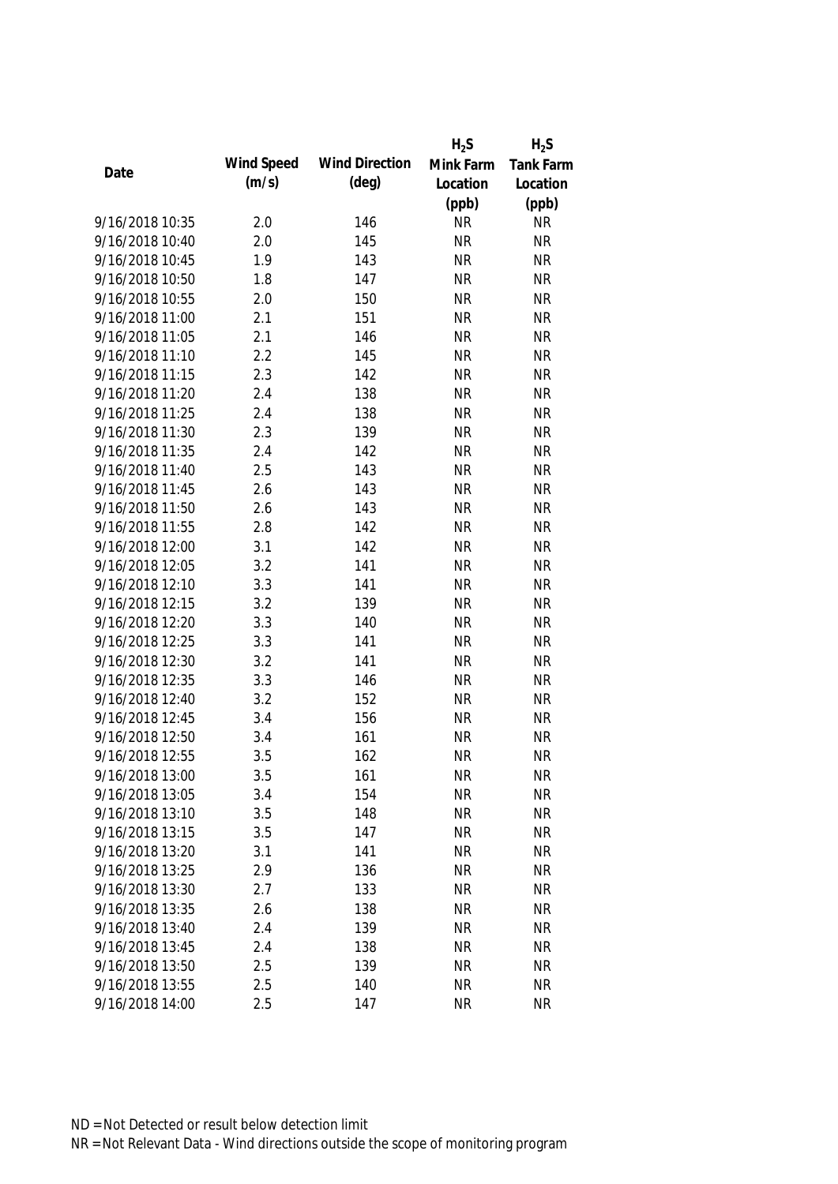| Date | Wind Speed (m/s) | Wind Direction (deg) | $H_2S$ Mink Farm Location (ppb) | $H_2S$ Tank Farm Location (ppb) |
|---|---|---|---|---|
| 9/16/2018 10:35 | 2.0 | 146 | NR | NR |
| 9/16/2018 10:40 | 2.0 | 145 | NR | NR |
| 9/16/2018 10:45 | 1.9 | 143 | NR | NR |
| 9/16/2018 10:50 | 1.8 | 147 | NR | NR |
| 9/16/2018 10:55 | 2.0 | 150 | NR | NR |
| 9/16/2018 11:00 | 2.1 | 151 | NR | NR |
| 9/16/2018 11:05 | 2.1 | 146 | NR | NR |
| 9/16/2018 11:10 | 2.2 | 145 | NR | NR |
| 9/16/2018 11:15 | 2.3 | 142 | NR | NR |
| 9/16/2018 11:20 | 2.4 | 138 | NR | NR |
| 9/16/2018 11:25 | 2.4 | 138 | NR | NR |
| 9/16/2018 11:30 | 2.3 | 139 | NR | NR |
| 9/16/2018 11:35 | 2.4 | 142 | NR | NR |
| 9/16/2018 11:40 | 2.5 | 143 | NR | NR |
| 9/16/2018 11:45 | 2.6 | 143 | NR | NR |
| 9/16/2018 11:50 | 2.6 | 143 | NR | NR |
| 9/16/2018 11:55 | 2.8 | 142 | NR | NR |
| 9/16/2018 12:00 | 3.1 | 142 | NR | NR |
| 9/16/2018 12:05 | 3.2 | 141 | NR | NR |
| 9/16/2018 12:10 | 3.3 | 141 | NR | NR |
| 9/16/2018 12:15 | 3.2 | 139 | NR | NR |
| 9/16/2018 12:20 | 3.3 | 140 | NR | NR |
| 9/16/2018 12:25 | 3.3 | 141 | NR | NR |
| 9/16/2018 12:30 | 3.2 | 141 | NR | NR |
| 9/16/2018 12:35 | 3.3 | 146 | NR | NR |
| 9/16/2018 12:40 | 3.2 | 152 | NR | NR |
| 9/16/2018 12:45 | 3.4 | 156 | NR | NR |
| 9/16/2018 12:50 | 3.4 | 161 | NR | NR |
| 9/16/2018 12:55 | 3.5 | 162 | NR | NR |
| 9/16/2018 13:00 | 3.5 | 161 | NR | NR |
| 9/16/2018 13:05 | 3.4 | 154 | NR | NR |
| 9/16/2018 13:10 | 3.5 | 148 | NR | NR |
| 9/16/2018 13:15 | 3.5 | 147 | NR | NR |
| 9/16/2018 13:20 | 3.1 | 141 | NR | NR |
| 9/16/2018 13:25 | 2.9 | 136 | NR | NR |
| 9/16/2018 13:30 | 2.7 | 133 | NR | NR |
| 9/16/2018 13:35 | 2.6 | 138 | NR | NR |
| 9/16/2018 13:40 | 2.4 | 139 | NR | NR |
| 9/16/2018 13:45 | 2.4 | 138 | NR | NR |
| 9/16/2018 13:50 | 2.5 | 139 | NR | NR |
| 9/16/2018 13:55 | 2.5 | 140 | NR | NR |
| 9/16/2018 14:00 | 2.5 | 147 | NR | NR |

ND = Not Detected or result below detection limit

NR = Not Relevant Data - Wind directions outside the scope of monitoring program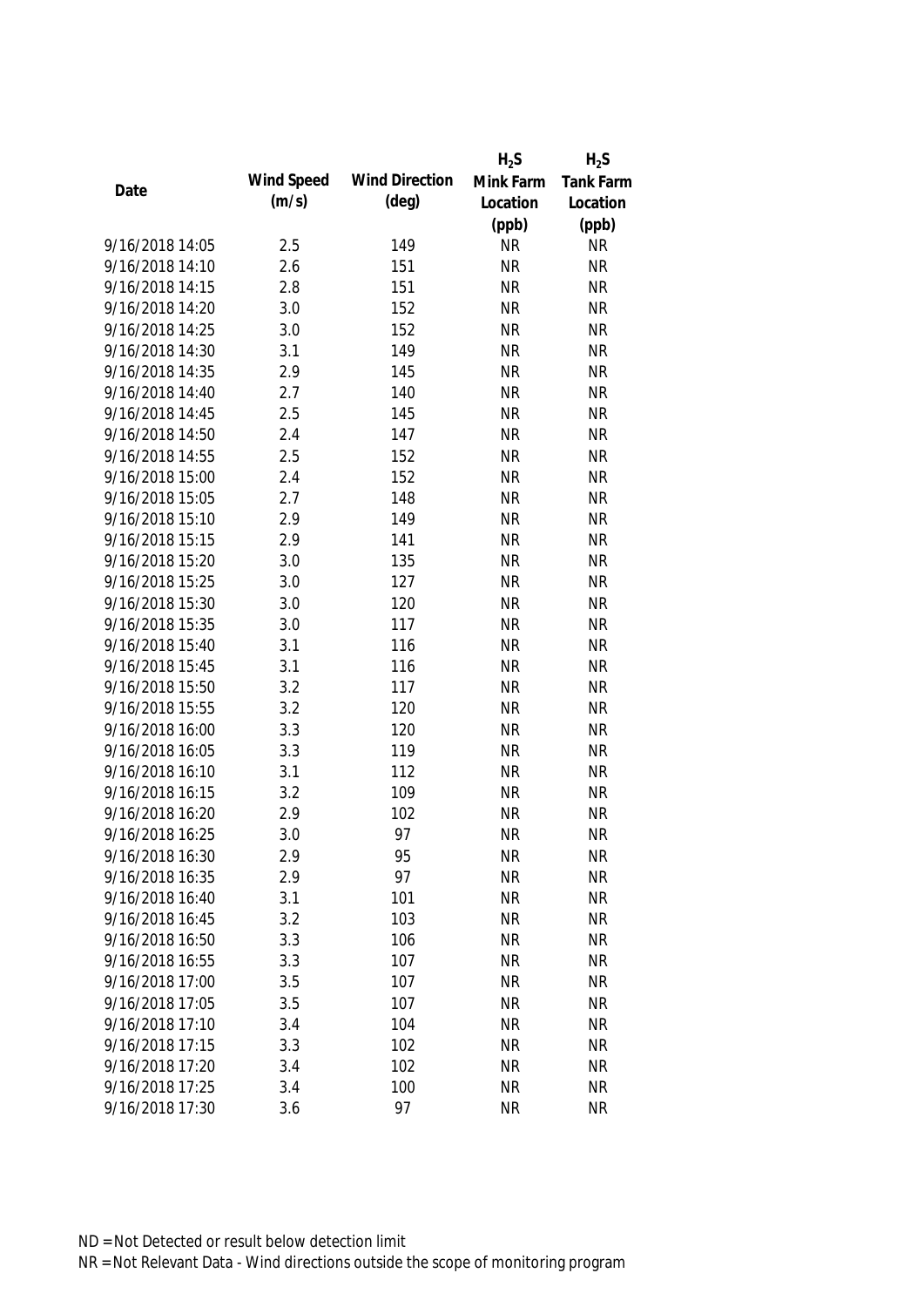| Date | Wind Speed (m/s) | Wind Direction (deg) | $H_2S$ Mink Farm Location (ppb) | $H_2S$ Tank Farm Location (ppb) |
|---|---|---|---|---|
| 9/16/2018 14:05 | 2.5 | 149 | NR | NR |
| 9/16/2018 14:10 | 2.6 | 151 | NR | NR |
| 9/16/2018 14:15 | 2.8 | 151 | NR | NR |
| 9/16/2018 14:20 | 3.0 | 152 | NR | NR |
| 9/16/2018 14:25 | 3.0 | 152 | NR | NR |
| 9/16/2018 14:30 | 3.1 | 149 | NR | NR |
| 9/16/2018 14:35 | 2.9 | 145 | NR | NR |
| 9/16/2018 14:40 | 2.7 | 140 | NR | NR |
| 9/16/2018 14:45 | 2.5 | 145 | NR | NR |
| 9/16/2018 14:50 | 2.4 | 147 | NR | NR |
| 9/16/2018 14:55 | 2.5 | 152 | NR | NR |
| 9/16/2018 15:00 | 2.4 | 152 | NR | NR |
| 9/16/2018 15:05 | 2.7 | 148 | NR | NR |
| 9/16/2018 15:10 | 2.9 | 149 | NR | NR |
| 9/16/2018 15:15 | 2.9 | 141 | NR | NR |
| 9/16/2018 15:20 | 3.0 | 135 | NR | NR |
| 9/16/2018 15:25 | 3.0 | 127 | NR | NR |
| 9/16/2018 15:30 | 3.0 | 120 | NR | NR |
| 9/16/2018 15:35 | 3.0 | 117 | NR | NR |
| 9/16/2018 15:40 | 3.1 | 116 | NR | NR |
| 9/16/2018 15:45 | 3.1 | 116 | NR | NR |
| 9/16/2018 15:50 | 3.2 | 117 | NR | NR |
| 9/16/2018 15:55 | 3.2 | 120 | NR | NR |
| 9/16/2018 16:00 | 3.3 | 120 | NR | NR |
| 9/16/2018 16:05 | 3.3 | 119 | NR | NR |
| 9/16/2018 16:10 | 3.1 | 112 | NR | NR |
| 9/16/2018 16:15 | 3.2 | 109 | NR | NR |
| 9/16/2018 16:20 | 2.9 | 102 | NR | NR |
| 9/16/2018 16:25 | 3.0 | 97 | NR | NR |
| 9/16/2018 16:30 | 2.9 | 95 | NR | NR |
| 9/16/2018 16:35 | 2.9 | 97 | NR | NR |
| 9/16/2018 16:40 | 3.1 | 101 | NR | NR |
| 9/16/2018 16:45 | 3.2 | 103 | NR | NR |
| 9/16/2018 16:50 | 3.3 | 106 | NR | NR |
| 9/16/2018 16:55 | 3.3 | 107 | NR | NR |
| 9/16/2018 17:00 | 3.5 | 107 | NR | NR |
| 9/16/2018 17:05 | 3.5 | 107 | NR | NR |
| 9/16/2018 17:10 | 3.4 | 104 | NR | NR |
| 9/16/2018 17:15 | 3.3 | 102 | NR | NR |
| 9/16/2018 17:20 | 3.4 | 102 | NR | NR |
| 9/16/2018 17:25 | 3.4 | 100 | NR | NR |
| 9/16/2018 17:30 | 3.6 | 97 | NR | NR |

ND = Not Detected or result below detection limit

NR = Not Relevant Data - Wind directions outside the scope of monitoring program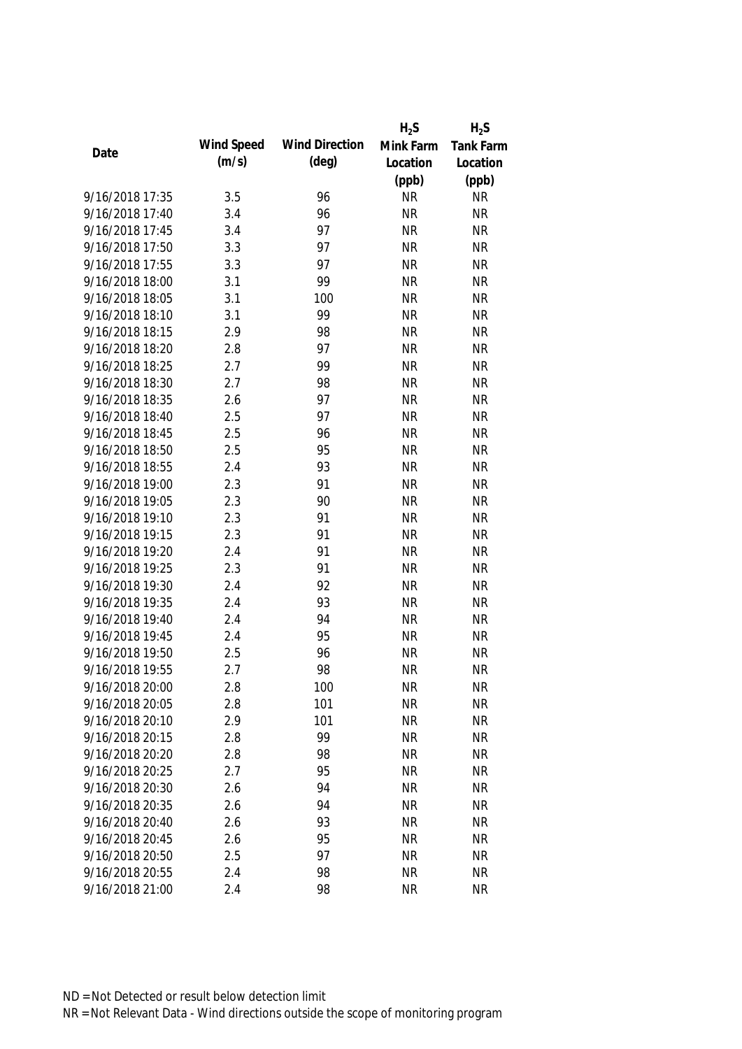| Date | Wind Speed (m/s) | Wind Direction (deg) | $H_2S$ Mink Farm Location (ppb) | $H_2S$ Tank Farm Location (ppb) |
|---|---|---|---|---|
| 9/16/2018 17:35 | 3.5 | 96 | NR | NR |
| 9/16/2018 17:40 | 3.4 | 96 | NR | NR |
| 9/16/2018 17:45 | 3.4 | 97 | NR | NR |
| 9/16/2018 17:50 | 3.3 | 97 | NR | NR |
| 9/16/2018 17:55 | 3.3 | 97 | NR | NR |
| 9/16/2018 18:00 | 3.1 | 99 | NR | NR |
| 9/16/2018 18:05 | 3.1 | 100 | NR | NR |
| 9/16/2018 18:10 | 3.1 | 99 | NR | NR |
| 9/16/2018 18:15 | 2.9 | 98 | NR | NR |
| 9/16/2018 18:20 | 2.8 | 97 | NR | NR |
| 9/16/2018 18:25 | 2.7 | 99 | NR | NR |
| 9/16/2018 18:30 | 2.7 | 98 | NR | NR |
| 9/16/2018 18:35 | 2.6 | 97 | NR | NR |
| 9/16/2018 18:40 | 2.5 | 97 | NR | NR |
| 9/16/2018 18:45 | 2.5 | 96 | NR | NR |
| 9/16/2018 18:50 | 2.5 | 95 | NR | NR |
| 9/16/2018 18:55 | 2.4 | 93 | NR | NR |
| 9/16/2018 19:00 | 2.3 | 91 | NR | NR |
| 9/16/2018 19:05 | 2.3 | 90 | NR | NR |
| 9/16/2018 19:10 | 2.3 | 91 | NR | NR |
| 9/16/2018 19:15 | 2.3 | 91 | NR | NR |
| 9/16/2018 19:20 | 2.4 | 91 | NR | NR |
| 9/16/2018 19:25 | 2.3 | 91 | NR | NR |
| 9/16/2018 19:30 | 2.4 | 92 | NR | NR |
| 9/16/2018 19:35 | 2.4 | 93 | NR | NR |
| 9/16/2018 19:40 | 2.4 | 94 | NR | NR |
| 9/16/2018 19:45 | 2.4 | 95 | NR | NR |
| 9/16/2018 19:50 | 2.5 | 96 | NR | NR |
| 9/16/2018 19:55 | 2.7 | 98 | NR | NR |
| 9/16/2018 20:00 | 2.8 | 100 | NR | NR |
| 9/16/2018 20:05 | 2.8 | 101 | NR | NR |
| 9/16/2018 20:10 | 2.9 | 101 | NR | NR |
| 9/16/2018 20:15 | 2.8 | 99 | NR | NR |
| 9/16/2018 20:20 | 2.8 | 98 | NR | NR |
| 9/16/2018 20:25 | 2.7 | 95 | NR | NR |
| 9/16/2018 20:30 | 2.6 | 94 | NR | NR |
| 9/16/2018 20:35 | 2.6 | 94 | NR | NR |
| 9/16/2018 20:40 | 2.6 | 93 | NR | NR |
| 9/16/2018 20:45 | 2.6 | 95 | NR | NR |
| 9/16/2018 20:50 | 2.5 | 97 | NR | NR |
| 9/16/2018 20:55 | 2.4 | 98 | NR | NR |
| 9/16/2018 21:00 | 2.4 | 98 | NR | NR |

ND = Not Detected or result below detection limit

NR = Not Relevant Data - Wind directions outside the scope of monitoring program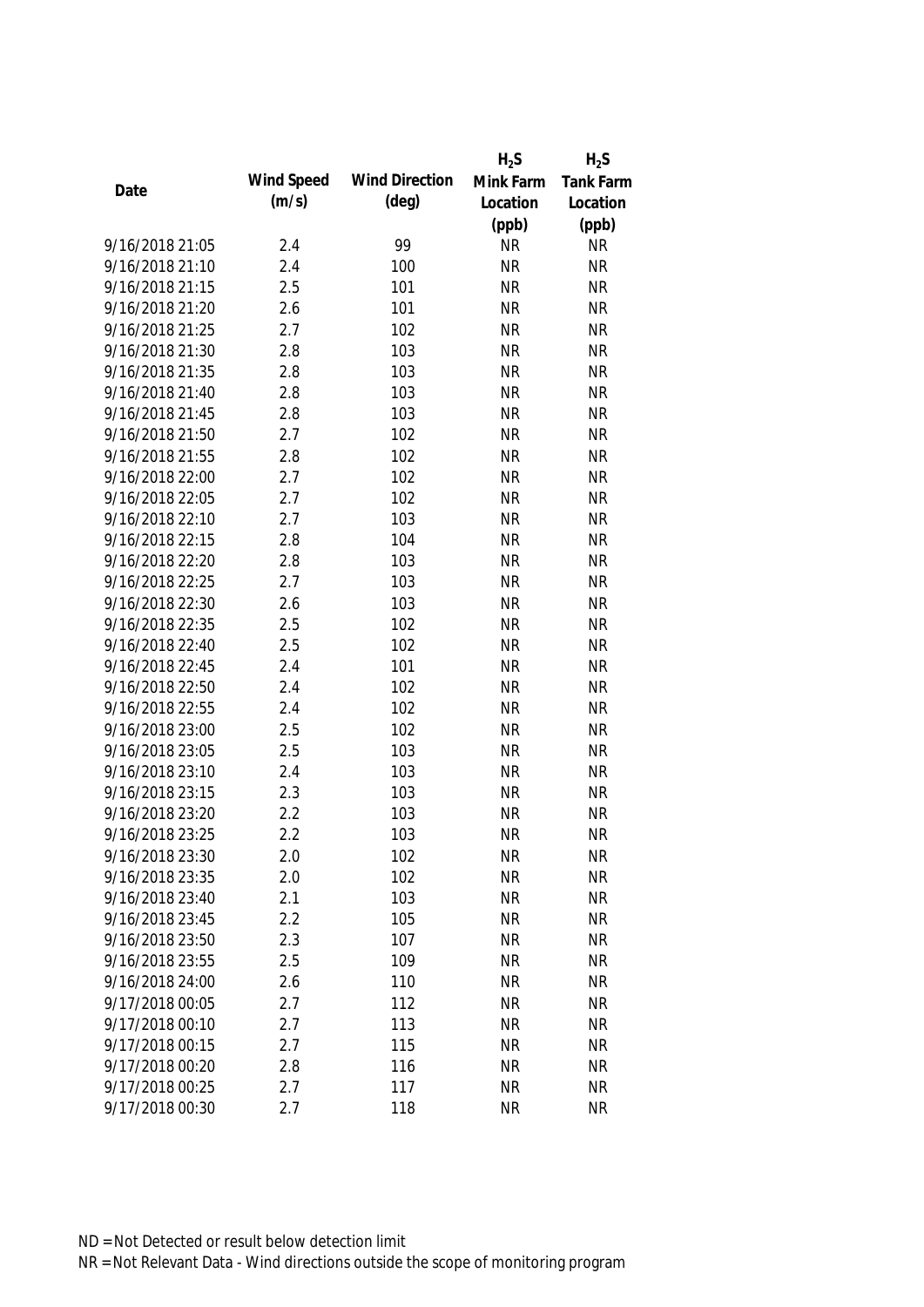| Date | Wind Speed (m/s) | Wind Direction (deg) | $H_2S$ Mink Farm Location (ppb) | $H_2S$ Tank Farm Location (ppb) |
|---|---|---|---|---|
| 9/16/2018 21:05 | 2.4 | 99 | NR | NR |
| 9/16/2018 21:10 | 2.4 | 100 | NR | NR |
| 9/16/2018 21:15 | 2.5 | 101 | NR | NR |
| 9/16/2018 21:20 | 2.6 | 101 | NR | NR |
| 9/16/2018 21:25 | 2.7 | 102 | NR | NR |
| 9/16/2018 21:30 | 2.8 | 103 | NR | NR |
| 9/16/2018 21:35 | 2.8 | 103 | NR | NR |
| 9/16/2018 21:40 | 2.8 | 103 | NR | NR |
| 9/16/2018 21:45 | 2.8 | 103 | NR | NR |
| 9/16/2018 21:50 | 2.7 | 102 | NR | NR |
| 9/16/2018 21:55 | 2.8 | 102 | NR | NR |
| 9/16/2018 22:00 | 2.7 | 102 | NR | NR |
| 9/16/2018 22:05 | 2.7 | 102 | NR | NR |
| 9/16/2018 22:10 | 2.7 | 103 | NR | NR |
| 9/16/2018 22:15 | 2.8 | 104 | NR | NR |
| 9/16/2018 22:20 | 2.8 | 103 | NR | NR |
| 9/16/2018 22:25 | 2.7 | 103 | NR | NR |
| 9/16/2018 22:30 | 2.6 | 103 | NR | NR |
| 9/16/2018 22:35 | 2.5 | 102 | NR | NR |
| 9/16/2018 22:40 | 2.5 | 102 | NR | NR |
| 9/16/2018 22:45 | 2.4 | 101 | NR | NR |
| 9/16/2018 22:50 | 2.4 | 102 | NR | NR |
| 9/16/2018 22:55 | 2.4 | 102 | NR | NR |
| 9/16/2018 23:00 | 2.5 | 102 | NR | NR |
| 9/16/2018 23:05 | 2.5 | 103 | NR | NR |
| 9/16/2018 23:10 | 2.4 | 103 | NR | NR |
| 9/16/2018 23:15 | 2.3 | 103 | NR | NR |
| 9/16/2018 23:20 | 2.2 | 103 | NR | NR |
| 9/16/2018 23:25 | 2.2 | 103 | NR | NR |
| 9/16/2018 23:30 | 2.0 | 102 | NR | NR |
| 9/16/2018 23:35 | 2.0 | 102 | NR | NR |
| 9/16/2018 23:40 | 2.1 | 103 | NR | NR |
| 9/16/2018 23:45 | 2.2 | 105 | NR | NR |
| 9/16/2018 23:50 | 2.3 | 107 | NR | NR |
| 9/16/2018 23:55 | 2.5 | 109 | NR | NR |
| 9/16/2018 24:00 | 2.6 | 110 | NR | NR |
| 9/17/2018 00:05 | 2.7 | 112 | NR | NR |
| 9/17/2018 00:10 | 2.7 | 113 | NR | NR |
| 9/17/2018 00:15 | 2.7 | 115 | NR | NR |
| 9/17/2018 00:20 | 2.8 | 116 | NR | NR |
| 9/17/2018 00:25 | 2.7 | 117 | NR | NR |
| 9/17/2018 00:30 | 2.7 | 118 | NR | NR |

ND = Not Detected or result below detection limit

NR = Not Relevant Data - Wind directions outside the scope of monitoring program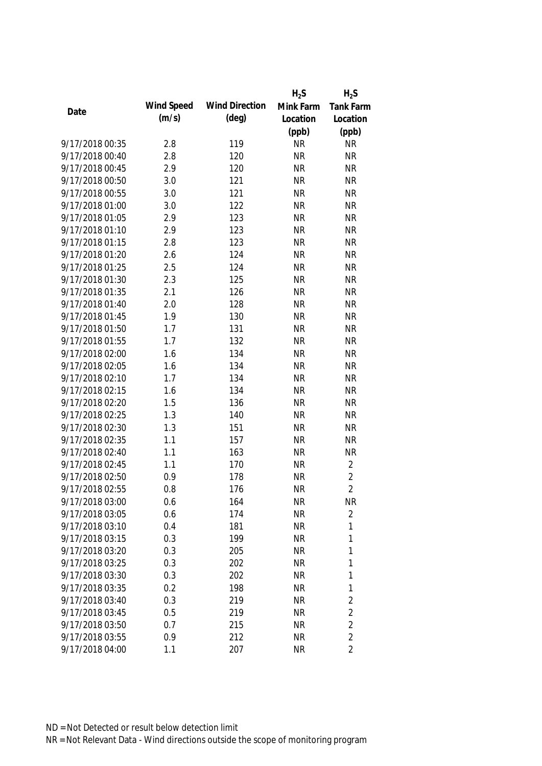| Date | Wind Speed (m/s) | Wind Direction (deg) | $H_2S$ Mink Farm Location (ppb) | $H_2S$ Tank Farm Location (ppb) |
|---|---|---|---|---|
| 9/17/2018 00:35 | 2.8 | 119 | NR | NR |
| 9/17/2018 00:40 | 2.8 | 120 | NR | NR |
| 9/17/2018 00:45 | 2.9 | 120 | NR | NR |
| 9/17/2018 00:50 | 3.0 | 121 | NR | NR |
| 9/17/2018 00:55 | 3.0 | 121 | NR | NR |
| 9/17/2018 01:00 | 3.0 | 122 | NR | NR |
| 9/17/2018 01:05 | 2.9 | 123 | NR | NR |
| 9/17/2018 01:10 | 2.9 | 123 | NR | NR |
| 9/17/2018 01:15 | 2.8 | 123 | NR | NR |
| 9/17/2018 01:20 | 2.6 | 124 | NR | NR |
| 9/17/2018 01:25 | 2.5 | 124 | NR | NR |
| 9/17/2018 01:30 | 2.3 | 125 | NR | NR |
| 9/17/2018 01:35 | 2.1 | 126 | NR | NR |
| 9/17/2018 01:40 | 2.0 | 128 | NR | NR |
| 9/17/2018 01:45 | 1.9 | 130 | NR | NR |
| 9/17/2018 01:50 | 1.7 | 131 | NR | NR |
| 9/17/2018 01:55 | 1.7 | 132 | NR | NR |
| 9/17/2018 02:00 | 1.6 | 134 | NR | NR |
| 9/17/2018 02:05 | 1.6 | 134 | NR | NR |
| 9/17/2018 02:10 | 1.7 | 134 | NR | NR |
| 9/17/2018 02:15 | 1.6 | 134 | NR | NR |
| 9/17/2018 02:20 | 1.5 | 136 | NR | NR |
| 9/17/2018 02:25 | 1.3 | 140 | NR | NR |
| 9/17/2018 02:30 | 1.3 | 151 | NR | NR |
| 9/17/2018 02:35 | 1.1 | 157 | NR | NR |
| 9/17/2018 02:40 | 1.1 | 163 | NR | NR |
| 9/17/2018 02:45 | 1.1 | 170 | NR | 2 |
| 9/17/2018 02:50 | 0.9 | 178 | NR | 2 |
| 9/17/2018 02:55 | 0.8 | 176 | NR | 2 |
| 9/17/2018 03:00 | 0.6 | 164 | NR | NR |
| 9/17/2018 03:05 | 0.6 | 174 | NR | 2 |
| 9/17/2018 03:10 | 0.4 | 181 | NR | 1 |
| 9/17/2018 03:15 | 0.3 | 199 | NR | 1 |
| 9/17/2018 03:20 | 0.3 | 205 | NR | 1 |
| 9/17/2018 03:25 | 0.3 | 202 | NR | 1 |
| 9/17/2018 03:30 | 0.3 | 202 | NR | 1 |
| 9/17/2018 03:35 | 0.2 | 198 | NR | 1 |
| 9/17/2018 03:40 | 0.3 | 219 | NR | 2 |
| 9/17/2018 03:45 | 0.5 | 219 | NR | 2 |
| 9/17/2018 03:50 | 0.7 | 215 | NR | 2 |
| 9/17/2018 03:55 | 0.9 | 212 | NR | 2 |
| 9/17/2018 04:00 | 1.1 | 207 | NR | 2 |

ND = Not Detected or result below detection limit

NR = Not Relevant Data - Wind directions outside the scope of monitoring program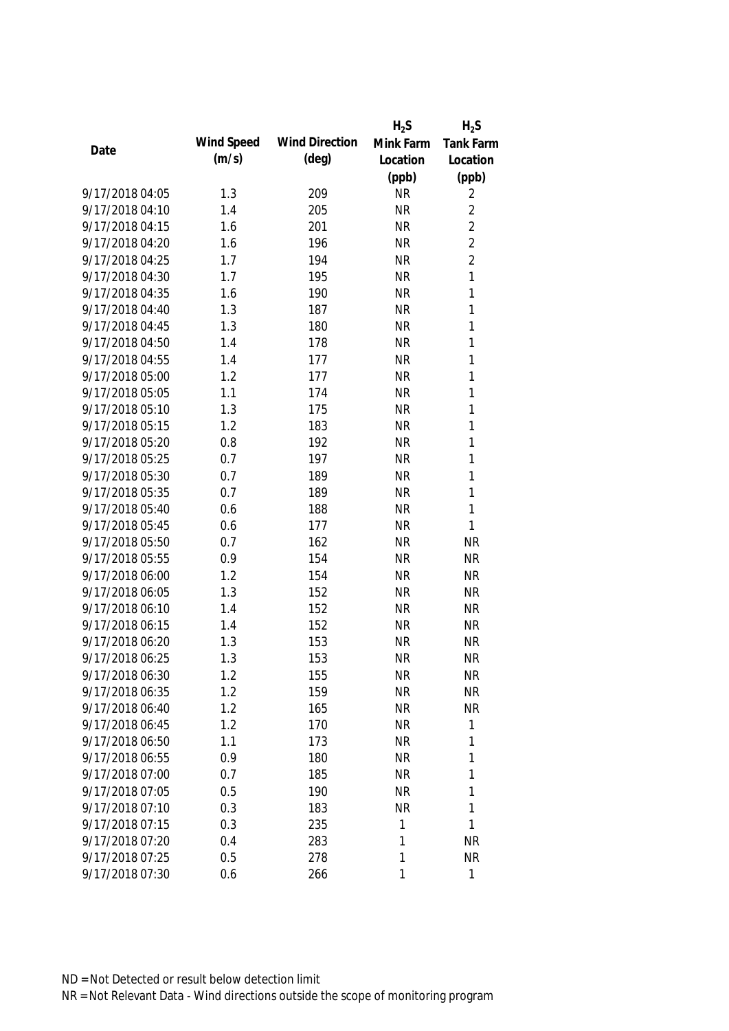| Date | Wind Speed (m/s) | Wind Direction (deg) | $H_2S$ Mink Farm Location (ppb) | $H_2S$ Tank Farm Location (ppb) |
|---|---|---|---|---|
| 9/17/2018 04:05 | 1.3 | 209 | NR | 2 |
| 9/17/2018 04:10 | 1.4 | 205 | NR | 2 |
| 9/17/2018 04:15 | 1.6 | 201 | NR | 2 |
| 9/17/2018 04:20 | 1.6 | 196 | NR | 2 |
| 9/17/2018 04:25 | 1.7 | 194 | NR | 2 |
| 9/17/2018 04:30 | 1.7 | 195 | NR | 1 |
| 9/17/2018 04:35 | 1.6 | 190 | NR | 1 |
| 9/17/2018 04:40 | 1.3 | 187 | NR | 1 |
| 9/17/2018 04:45 | 1.3 | 180 | NR | 1 |
| 9/17/2018 04:50 | 1.4 | 178 | NR | 1 |
| 9/17/2018 04:55 | 1.4 | 177 | NR | 1 |
| 9/17/2018 05:00 | 1.2 | 177 | NR | 1 |
| 9/17/2018 05:05 | 1.1 | 174 | NR | 1 |
| 9/17/2018 05:10 | 1.3 | 175 | NR | 1 |
| 9/17/2018 05:15 | 1.2 | 183 | NR | 1 |
| 9/17/2018 05:20 | 0.8 | 192 | NR | 1 |
| 9/17/2018 05:25 | 0.7 | 197 | NR | 1 |
| 9/17/2018 05:30 | 0.7 | 189 | NR | 1 |
| 9/17/2018 05:35 | 0.7 | 189 | NR | 1 |
| 9/17/2018 05:40 | 0.6 | 188 | NR | 1 |
| 9/17/2018 05:45 | 0.6 | 177 | NR | 1 |
| 9/17/2018 05:50 | 0.7 | 162 | NR | NR |
| 9/17/2018 05:55 | 0.9 | 154 | NR | NR |
| 9/17/2018 06:00 | 1.2 | 154 | NR | NR |
| 9/17/2018 06:05 | 1.3 | 152 | NR | NR |
| 9/17/2018 06:10 | 1.4 | 152 | NR | NR |
| 9/17/2018 06:15 | 1.4 | 152 | NR | NR |
| 9/17/2018 06:20 | 1.3 | 153 | NR | NR |
| 9/17/2018 06:25 | 1.3 | 153 | NR | NR |
| 9/17/2018 06:30 | 1.2 | 155 | NR | NR |
| 9/17/2018 06:35 | 1.2 | 159 | NR | NR |
| 9/17/2018 06:40 | 1.2 | 165 | NR | NR |
| 9/17/2018 06:45 | 1.2 | 170 | NR | 1 |
| 9/17/2018 06:50 | 1.1 | 173 | NR | 1 |
| 9/17/2018 06:55 | 0.9 | 180 | NR | 1 |
| 9/17/2018 07:00 | 0.7 | 185 | NR | 1 |
| 9/17/2018 07:05 | 0.5 | 190 | NR | 1 |
| 9/17/2018 07:10 | 0.3 | 183 | NR | 1 |
| 9/17/2018 07:15 | 0.3 | 235 | 1 | 1 |
| 9/17/2018 07:20 | 0.4 | 283 | 1 | NR |
| 9/17/2018 07:25 | 0.5 | 278 | 1 | NR |
| 9/17/2018 07:30 | 0.6 | 266 | 1 | 1 |

ND = Not Detected or result below detection limit

NR = Not Relevant Data - Wind directions outside the scope of monitoring program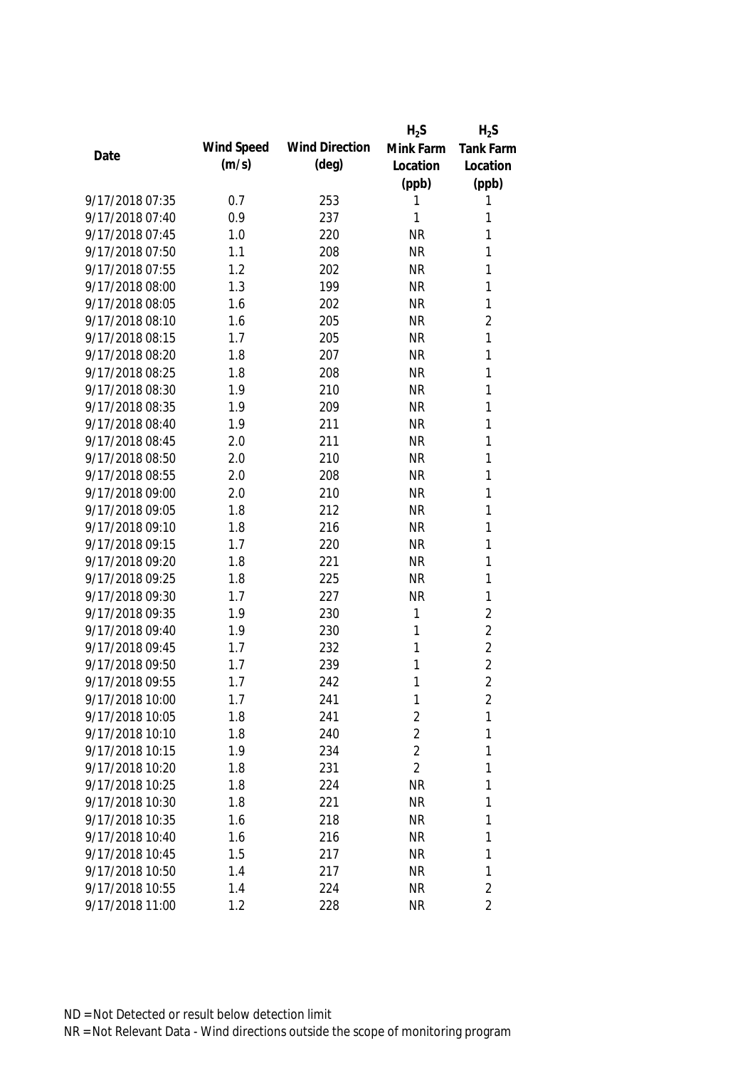| Date | Wind Speed (m/s) | Wind Direction (deg) | $H_2S$ Mink Farm Location (ppb) | $H_2S$ Tank Farm Location (ppb) |
|---|---|---|---|---|
| 9/17/2018 07:35 | 0.7 | 253 | 1 | 1 |
| 9/17/2018 07:40 | 0.9 | 237 | 1 | 1 |
| 9/17/2018 07:45 | 1.0 | 220 | NR | 1 |
| 9/17/2018 07:50 | 1.1 | 208 | NR | 1 |
| 9/17/2018 07:55 | 1.2 | 202 | NR | 1 |
| 9/17/2018 08:00 | 1.3 | 199 | NR | 1 |
| 9/17/2018 08:05 | 1.6 | 202 | NR | 1 |
| 9/17/2018 08:10 | 1.6 | 205 | NR | 2 |
| 9/17/2018 08:15 | 1.7 | 205 | NR | 1 |
| 9/17/2018 08:20 | 1.8 | 207 | NR | 1 |
| 9/17/2018 08:25 | 1.8 | 208 | NR | 1 |
| 9/17/2018 08:30 | 1.9 | 210 | NR | 1 |
| 9/17/2018 08:35 | 1.9 | 209 | NR | 1 |
| 9/17/2018 08:40 | 1.9 | 211 | NR | 1 |
| 9/17/2018 08:45 | 2.0 | 211 | NR | 1 |
| 9/17/2018 08:50 | 2.0 | 210 | NR | 1 |
| 9/17/2018 08:55 | 2.0 | 208 | NR | 1 |
| 9/17/2018 09:00 | 2.0 | 210 | NR | 1 |
| 9/17/2018 09:05 | 1.8 | 212 | NR | 1 |
| 9/17/2018 09:10 | 1.8 | 216 | NR | 1 |
| 9/17/2018 09:15 | 1.7 | 220 | NR | 1 |
| 9/17/2018 09:20 | 1.8 | 221 | NR | 1 |
| 9/17/2018 09:25 | 1.8 | 225 | NR | 1 |
| 9/17/2018 09:30 | 1.7 | 227 | NR | 1 |
| 9/17/2018 09:35 | 1.9 | 230 | 1 | 2 |
| 9/17/2018 09:40 | 1.9 | 230 | 1 | 2 |
| 9/17/2018 09:45 | 1.7 | 232 | 1 | 2 |
| 9/17/2018 09:50 | 1.7 | 239 | 1 | 2 |
| 9/17/2018 09:55 | 1.7 | 242 | 1 | 2 |
| 9/17/2018 10:00 | 1.7 | 241 | 1 | 2 |
| 9/17/2018 10:05 | 1.8 | 241 | 2 | 1 |
| 9/17/2018 10:10 | 1.8 | 240 | 2 | 1 |
| 9/17/2018 10:15 | 1.9 | 234 | 2 | 1 |
| 9/17/2018 10:20 | 1.8 | 231 | 2 | 1 |
| 9/17/2018 10:25 | 1.8 | 224 | NR | 1 |
| 9/17/2018 10:30 | 1.8 | 221 | NR | 1 |
| 9/17/2018 10:35 | 1.6 | 218 | NR | 1 |
| 9/17/2018 10:40 | 1.6 | 216 | NR | 1 |
| 9/17/2018 10:45 | 1.5 | 217 | NR | 1 |
| 9/17/2018 10:50 | 1.4 | 217 | NR | 1 |
| 9/17/2018 10:55 | 1.4 | 224 | NR | 2 |
| 9/17/2018 11:00 | 1.2 | 228 | NR | 2 |

ND = Not Detected or result below detection limit
NR = Not Relevant Data - Wind directions outside the scope of monitoring program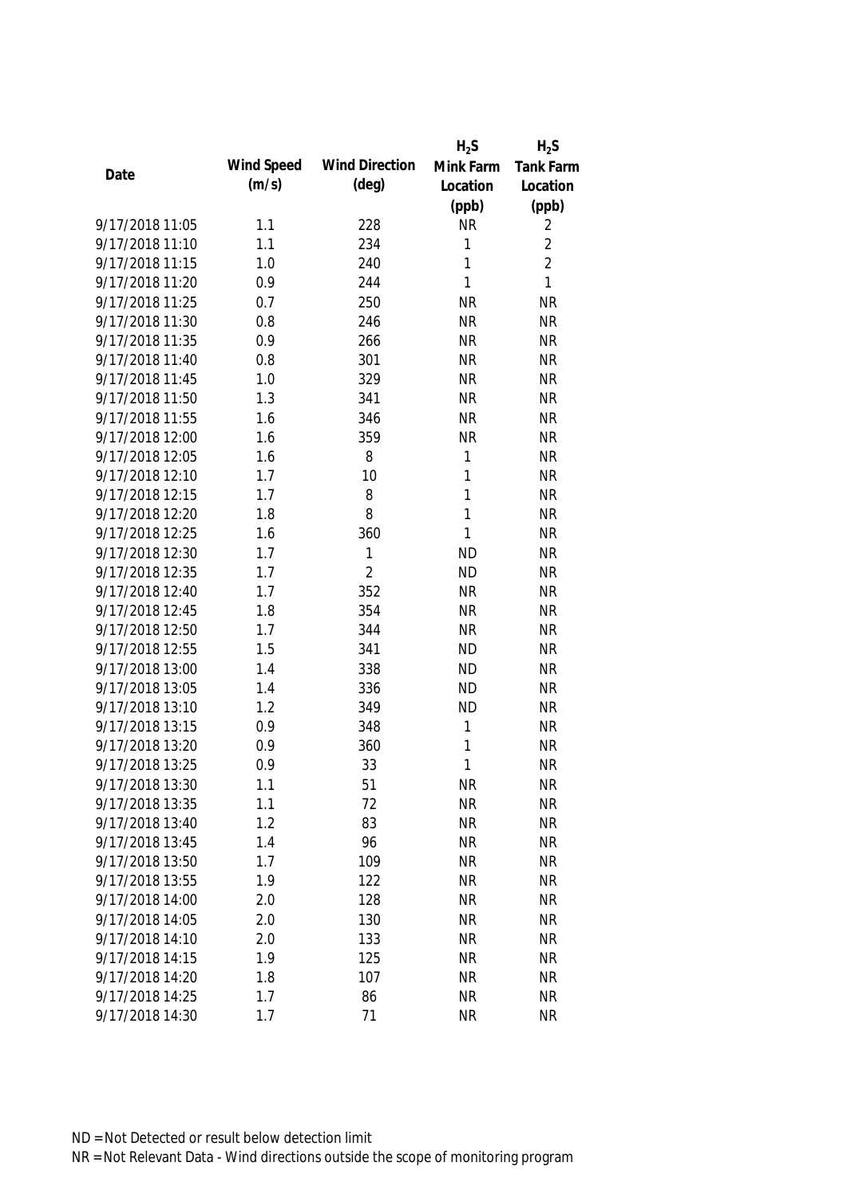| Date | Wind Speed (m/s) | Wind Direction (deg) | $H_2S$ Mink Farm Location (ppb) | $H_2S$ Tank Farm Location (ppb) |
| --- | --- | --- | --- | --- |
| 9/17/2018 11:05 | 1.1 | 228 | NR | 2 |
| 9/17/2018 11:10 | 1.1 | 234 | 1 | 2 |
| 9/17/2018 11:15 | 1.0 | 240 | 1 | 2 |
| 9/17/2018 11:20 | 0.9 | 244 | 1 | 1 |
| 9/17/2018 11:25 | 0.7 | 250 | NR | NR |
| 9/17/2018 11:30 | 0.8 | 246 | NR | NR |
| 9/17/2018 11:35 | 0.9 | 266 | NR | NR |
| 9/17/2018 11:40 | 0.8 | 301 | NR | NR |
| 9/17/2018 11:45 | 1.0 | 329 | NR | NR |
| 9/17/2018 11:50 | 1.3 | 341 | NR | NR |
| 9/17/2018 11:55 | 1.6 | 346 | NR | NR |
| 9/17/2018 12:00 | 1.6 | 359 | NR | NR |
| 9/17/2018 12:05 | 1.6 | 8 | 1 | NR |
| 9/17/2018 12:10 | 1.7 | 10 | 1 | NR |
| 9/17/2018 12:15 | 1.7 | 8 | 1 | NR |
| 9/17/2018 12:20 | 1.8 | 8 | 1 | NR |
| 9/17/2018 12:25 | 1.6 | 360 | 1 | NR |
| 9/17/2018 12:30 | 1.7 | 1 | ND | NR |
| 9/17/2018 12:35 | 1.7 | 2 | ND | NR |
| 9/17/2018 12:40 | 1.7 | 352 | NR | NR |
| 9/17/2018 12:45 | 1.8 | 354 | NR | NR |
| 9/17/2018 12:50 | 1.7 | 344 | NR | NR |
| 9/17/2018 12:55 | 1.5 | 341 | ND | NR |
| 9/17/2018 13:00 | 1.4 | 338 | ND | NR |
| 9/17/2018 13:05 | 1.4 | 336 | ND | NR |
| 9/17/2018 13:10 | 1.2 | 349 | ND | NR |
| 9/17/2018 13:15 | 0.9 | 348 | 1 | NR |
| 9/17/2018 13:20 | 0.9 | 360 | 1 | NR |
| 9/17/2018 13:25 | 0.9 | 33 | 1 | NR |
| 9/17/2018 13:30 | 1.1 | 51 | NR | NR |
| 9/17/2018 13:35 | 1.1 | 72 | NR | NR |
| 9/17/2018 13:40 | 1.2 | 83 | NR | NR |
| 9/17/2018 13:45 | 1.4 | 96 | NR | NR |
| 9/17/2018 13:50 | 1.7 | 109 | NR | NR |
| 9/17/2018 13:55 | 1.9 | 122 | NR | NR |
| 9/17/2018 14:00 | 2.0 | 128 | NR | NR |
| 9/17/2018 14:05 | 2.0 | 130 | NR | NR |
| 9/17/2018 14:10 | 2.0 | 133 | NR | NR |
| 9/17/2018 14:15 | 1.9 | 125 | NR | NR |
| 9/17/2018 14:20 | 1.8 | 107 | NR | NR |
| 9/17/2018 14:25 | 1.7 | 86 | NR | NR |
| 9/17/2018 14:30 | 1.7 | 71 | NR | NR |

ND = Not Detected or result below detection limit

NR = Not Relevant Data - Wind directions outside the scope of monitoring program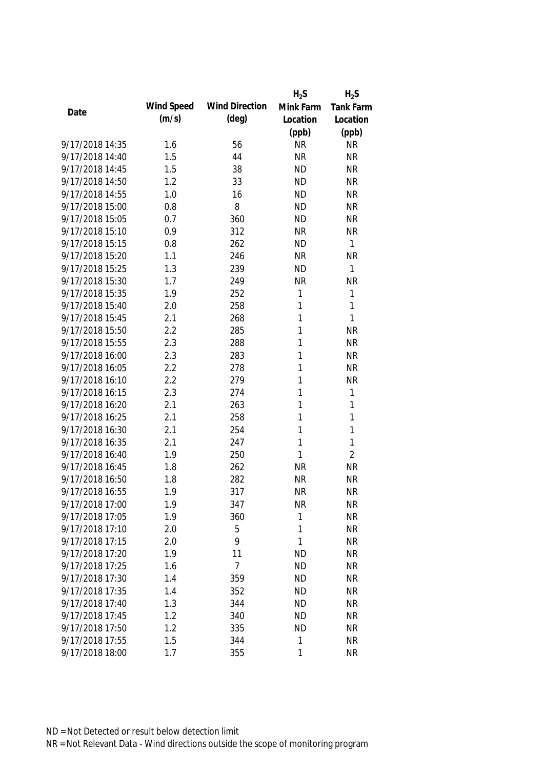| Date | Wind Speed (m/s) | Wind Direction (deg) | $H_2S$ Mink Farm Location (ppb) | $H_2S$ Tank Farm Location (ppb) |
|---|---|---|---|---|
| 9/17/2018 14:35 | 1.6 | 56 | NR | NR |
| 9/17/2018 14:40 | 1.5 | 44 | NR | NR |
| 9/17/2018 14:45 | 1.5 | 38 | ND | NR |
| 9/17/2018 14:50 | 1.2 | 33 | ND | NR |
| 9/17/2018 14:55 | 1.0 | 16 | ND | NR |
| 9/17/2018 15:00 | 0.8 | 8 | ND | NR |
| 9/17/2018 15:05 | 0.7 | 360 | ND | NR |
| 9/17/2018 15:10 | 0.9 | 312 | NR | NR |
| 9/17/2018 15:15 | 0.8 | 262 | ND | 1 |
| 9/17/2018 15:20 | 1.1 | 246 | NR | NR |
| 9/17/2018 15:25 | 1.3 | 239 | ND | 1 |
| 9/17/2018 15:30 | 1.7 | 249 | NR | NR |
| 9/17/2018 15:35 | 1.9 | 252 | 1 | 1 |
| 9/17/2018 15:40 | 2.0 | 258 | 1 | 1 |
| 9/17/2018 15:45 | 2.1 | 268 | 1 | 1 |
| 9/17/2018 15:50 | 2.2 | 285 | 1 | NR |
| 9/17/2018 15:55 | 2.3 | 288 | 1 | NR |
| 9/17/2018 16:00 | 2.3 | 283 | 1 | NR |
| 9/17/2018 16:05 | 2.2 | 278 | 1 | NR |
| 9/17/2018 16:10 | 2.2 | 279 | 1 | NR |
| 9/17/2018 16:15 | 2.3 | 274 | 1 | 1 |
| 9/17/2018 16:20 | 2.1 | 263 | 1 | 1 |
| 9/17/2018 16:25 | 2.1 | 258 | 1 | 1 |
| 9/17/2018 16:30 | 2.1 | 254 | 1 | 1 |
| 9/17/2018 16:35 | 2.1 | 247 | 1 | 1 |
| 9/17/2018 16:40 | 1.9 | 250 | 1 | 2 |
| 9/17/2018 16:45 | 1.8 | 262 | NR | NR |
| 9/17/2018 16:50 | 1.8 | 282 | NR | NR |
| 9/17/2018 16:55 | 1.9 | 317 | NR | NR |
| 9/17/2018 17:00 | 1.9 | 347 | NR | NR |
| 9/17/2018 17:05 | 1.9 | 360 | 1 | NR |
| 9/17/2018 17:10 | 2.0 | 5 | 1 | NR |
| 9/17/2018 17:15 | 2.0 | 9 | 1 | NR |
| 9/17/2018 17:20 | 1.9 | 11 | ND | NR |
| 9/17/2018 17:25 | 1.6 | 7 | ND | NR |
| 9/17/2018 17:30 | 1.4 | 359 | ND | NR |
| 9/17/2018 17:35 | 1.4 | 352 | ND | NR |
| 9/17/2018 17:40 | 1.3 | 344 | ND | NR |
| 9/17/2018 17:45 | 1.2 | 340 | ND | NR |
| 9/17/2018 17:50 | 1.2 | 335 | ND | NR |
| 9/17/2018 17:55 | 1.5 | 344 | 1 | NR |
| 9/17/2018 18:00 | 1.7 | 355 | 1 | NR |

ND = Not Detected or result below detection limit

NR = Not Relevant Data - Wind directions outside the scope of monitoring program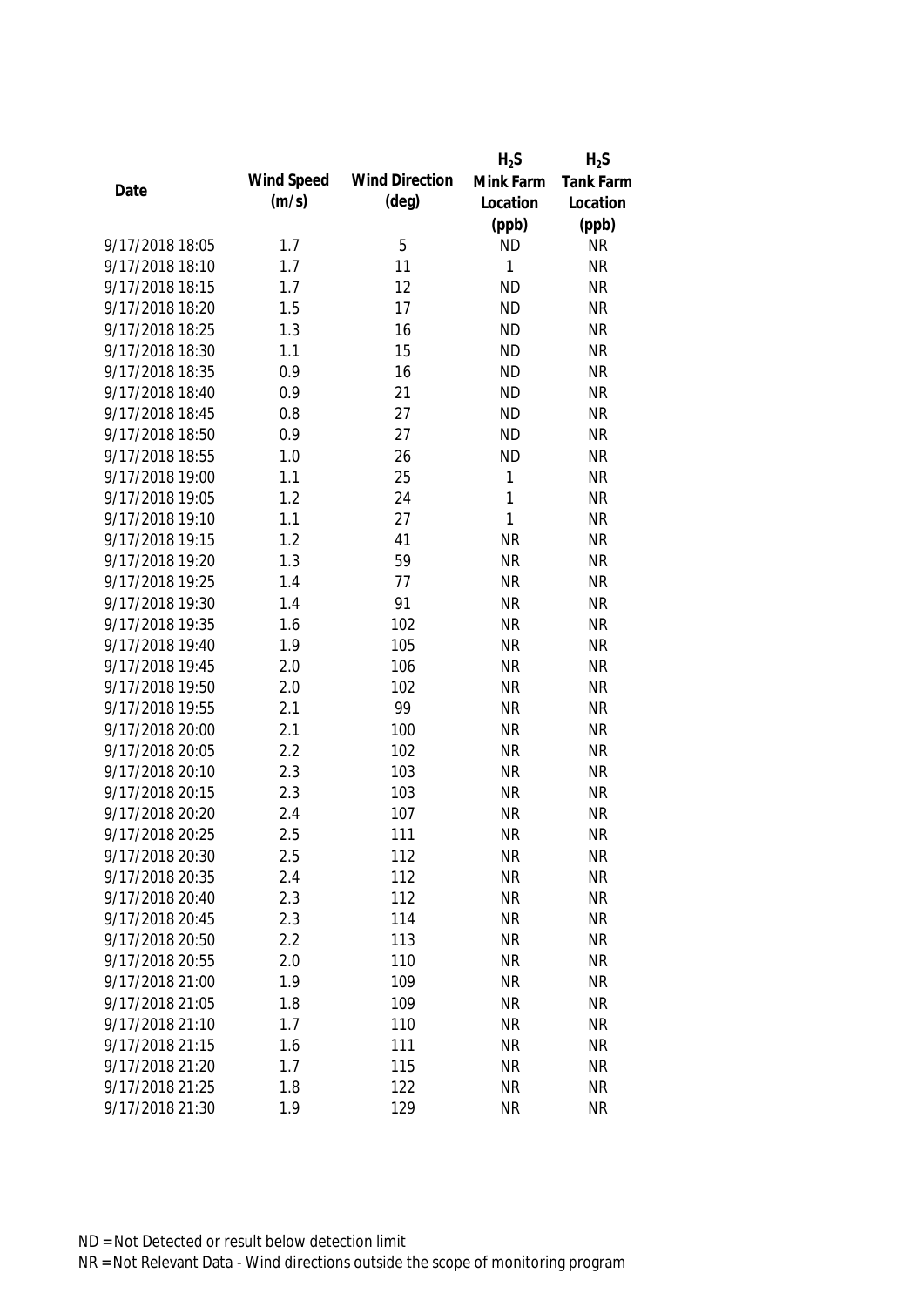| Date | Wind Speed (m/s) | Wind Direction (deg) | $H_2S$ Mink Farm Location (ppb) | $H_2S$ Tank Farm Location (ppb) |
|---|---|---|---|---|
| 9/17/2018 18:05 | 1.7 | 5 | ND | NR |
| 9/17/2018 18:10 | 1.7 | 11 | 1 | NR |
| 9/17/2018 18:15 | 1.7 | 12 | ND | NR |
| 9/17/2018 18:20 | 1.5 | 17 | ND | NR |
| 9/17/2018 18:25 | 1.3 | 16 | ND | NR |
| 9/17/2018 18:30 | 1.1 | 15 | ND | NR |
| 9/17/2018 18:35 | 0.9 | 16 | ND | NR |
| 9/17/2018 18:40 | 0.9 | 21 | ND | NR |
| 9/17/2018 18:45 | 0.8 | 27 | ND | NR |
| 9/17/2018 18:50 | 0.9 | 27 | ND | NR |
| 9/17/2018 18:55 | 1.0 | 26 | ND | NR |
| 9/17/2018 19:00 | 1.1 | 25 | 1 | NR |
| 9/17/2018 19:05 | 1.2 | 24 | 1 | NR |
| 9/17/2018 19:10 | 1.1 | 27 | 1 | NR |
| 9/17/2018 19:15 | 1.2 | 41 | NR | NR |
| 9/17/2018 19:20 | 1.3 | 59 | NR | NR |
| 9/17/2018 19:25 | 1.4 | 77 | NR | NR |
| 9/17/2018 19:30 | 1.4 | 91 | NR | NR |
| 9/17/2018 19:35 | 1.6 | 102 | NR | NR |
| 9/17/2018 19:40 | 1.9 | 105 | NR | NR |
| 9/17/2018 19:45 | 2.0 | 106 | NR | NR |
| 9/17/2018 19:50 | 2.0 | 102 | NR | NR |
| 9/17/2018 19:55 | 2.1 | 99 | NR | NR |
| 9/17/2018 20:00 | 2.1 | 100 | NR | NR |
| 9/17/2018 20:05 | 2.2 | 102 | NR | NR |
| 9/17/2018 20:10 | 2.3 | 103 | NR | NR |
| 9/17/2018 20:15 | 2.3 | 103 | NR | NR |
| 9/17/2018 20:20 | 2.4 | 107 | NR | NR |
| 9/17/2018 20:25 | 2.5 | 111 | NR | NR |
| 9/17/2018 20:30 | 2.5 | 112 | NR | NR |
| 9/17/2018 20:35 | 2.4 | 112 | NR | NR |
| 9/17/2018 20:40 | 2.3 | 112 | NR | NR |
| 9/17/2018 20:45 | 2.3 | 114 | NR | NR |
| 9/17/2018 20:50 | 2.2 | 113 | NR | NR |
| 9/17/2018 20:55 | 2.0 | 110 | NR | NR |
| 9/17/2018 21:00 | 1.9 | 109 | NR | NR |
| 9/17/2018 21:05 | 1.8 | 109 | NR | NR |
| 9/17/2018 21:10 | 1.7 | 110 | NR | NR |
| 9/17/2018 21:15 | 1.6 | 111 | NR | NR |
| 9/17/2018 21:20 | 1.7 | 115 | NR | NR |
| 9/17/2018 21:25 | 1.8 | 122 | NR | NR |
| 9/17/2018 21:30 | 1.9 | 129 | NR | NR |

ND = Not Detected or result below detection limit

NR = Not Relevant Data - Wind directions outside the scope of monitoring program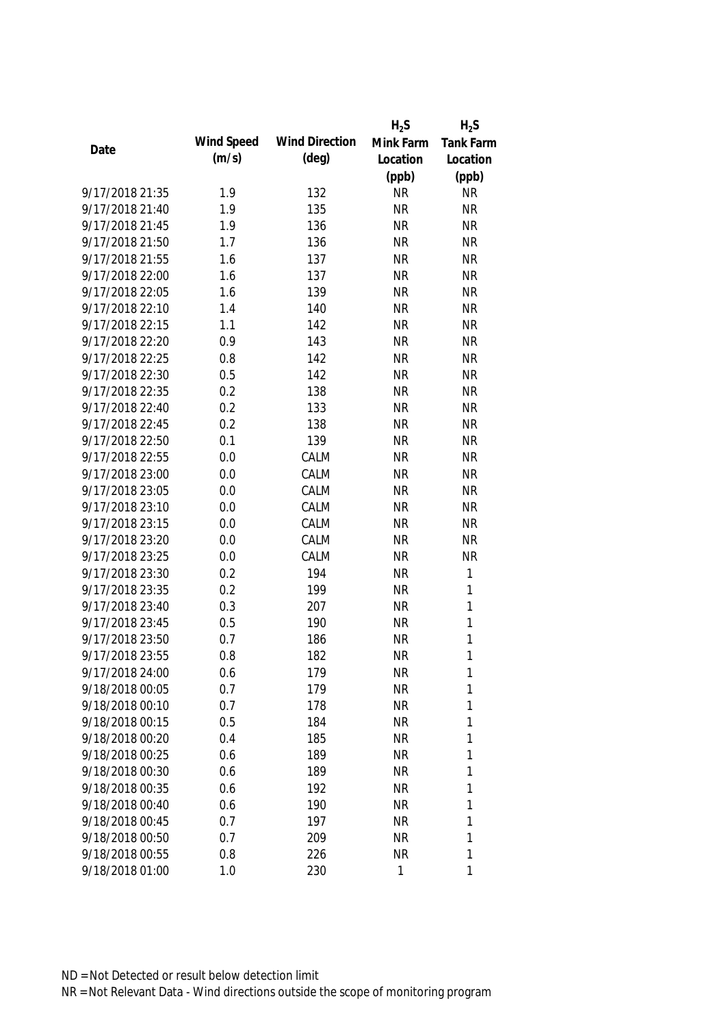| Date | Wind Speed (m/s) | Wind Direction (deg) | $H_2S$ Mink Farm Location (ppb) | $H_2S$ Tank Farm Location (ppb) |
|---|---|---|---|---|
| 9/17/2018 21:35 | 1.9 | 132 | NR | NR |
| 9/17/2018 21:40 | 1.9 | 135 | NR | NR |
| 9/17/2018 21:45 | 1.9 | 136 | NR | NR |
| 9/17/2018 21:50 | 1.7 | 136 | NR | NR |
| 9/17/2018 21:55 | 1.6 | 137 | NR | NR |
| 9/17/2018 22:00 | 1.6 | 137 | NR | NR |
| 9/17/2018 22:05 | 1.6 | 139 | NR | NR |
| 9/17/2018 22:10 | 1.4 | 140 | NR | NR |
| 9/17/2018 22:15 | 1.1 | 142 | NR | NR |
| 9/17/2018 22:20 | 0.9 | 143 | NR | NR |
| 9/17/2018 22:25 | 0.8 | 142 | NR | NR |
| 9/17/2018 22:30 | 0.5 | 142 | NR | NR |
| 9/17/2018 22:35 | 0.2 | 138 | NR | NR |
| 9/17/2018 22:40 | 0.2 | 133 | NR | NR |
| 9/17/2018 22:45 | 0.2 | 138 | NR | NR |
| 9/17/2018 22:50 | 0.1 | 139 | NR | NR |
| 9/17/2018 22:55 | 0.0 | CALM | NR | NR |
| 9/17/2018 23:00 | 0.0 | CALM | NR | NR |
| 9/17/2018 23:05 | 0.0 | CALM | NR | NR |
| 9/17/2018 23:10 | 0.0 | CALM | NR | NR |
| 9/17/2018 23:15 | 0.0 | CALM | NR | NR |
| 9/17/2018 23:20 | 0.0 | CALM | NR | NR |
| 9/17/2018 23:25 | 0.0 | CALM | NR | NR |
| 9/17/2018 23:30 | 0.2 | 194 | NR | 1 |
| 9/17/2018 23:35 | 0.2 | 199 | NR | 1 |
| 9/17/2018 23:40 | 0.3 | 207 | NR | 1 |
| 9/17/2018 23:45 | 0.5 | 190 | NR | 1 |
| 9/17/2018 23:50 | 0.7 | 186 | NR | 1 |
| 9/17/2018 23:55 | 0.8 | 182 | NR | 1 |
| 9/17/2018 24:00 | 0.6 | 179 | NR | 1 |
| 9/18/2018 00:05 | 0.7 | 179 | NR | 1 |
| 9/18/2018 00:10 | 0.7 | 178 | NR | 1 |
| 9/18/2018 00:15 | 0.5 | 184 | NR | 1 |
| 9/18/2018 00:20 | 0.4 | 185 | NR | 1 |
| 9/18/2018 00:25 | 0.6 | 189 | NR | 1 |
| 9/18/2018 00:30 | 0.6 | 189 | NR | 1 |
| 9/18/2018 00:35 | 0.6 | 192 | NR | 1 |
| 9/18/2018 00:40 | 0.6 | 190 | NR | 1 |
| 9/18/2018 00:45 | 0.7 | 197 | NR | 1 |
| 9/18/2018 00:50 | 0.7 | 209 | NR | 1 |
| 9/18/2018 00:55 | 0.8 | 226 | NR | 1 |
| 9/18/2018 01:00 | 1.0 | 230 | 1 | 1 |

ND = Not Detected or result below detection limit

NR = Not Relevant Data - Wind directions outside the scope of monitoring program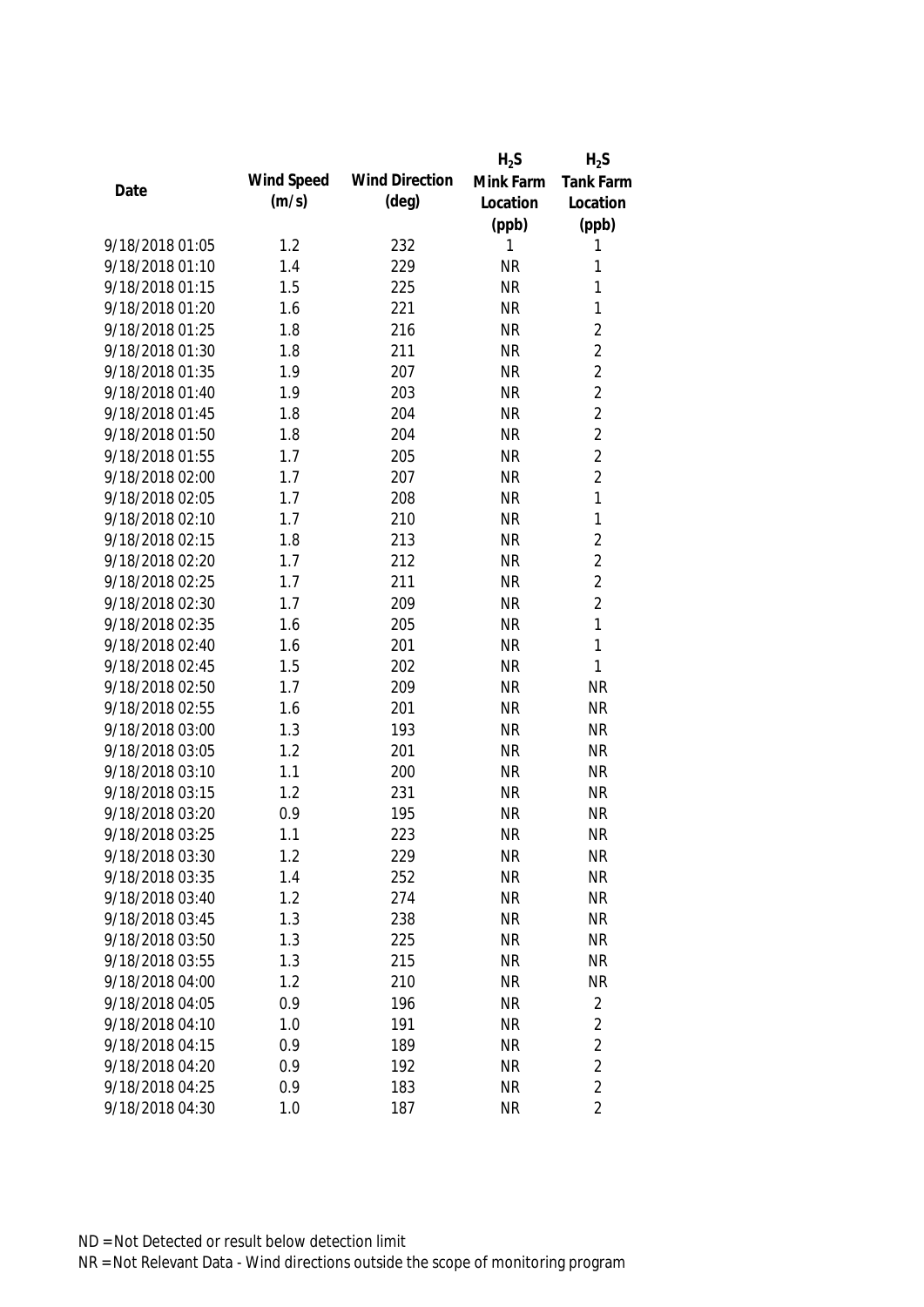| Date | Wind Speed (m/s) | Wind Direction (deg) | $H_2S$ Mink Farm Location (ppb) | $H_2S$ Tank Farm Location (ppb) |
|---|---|---|---|---|
| 9/18/2018 01:05 | 1.2 | 232 | 1 | 1 |
| 9/18/2018 01:10 | 1.4 | 229 | NR | 1 |
| 9/18/2018 01:15 | 1.5 | 225 | NR | 1 |
| 9/18/2018 01:20 | 1.6 | 221 | NR | 1 |
| 9/18/2018 01:25 | 1.8 | 216 | NR | 2 |
| 9/18/2018 01:30 | 1.8 | 211 | NR | 2 |
| 9/18/2018 01:35 | 1.9 | 207 | NR | 2 |
| 9/18/2018 01:40 | 1.9 | 203 | NR | 2 |
| 9/18/2018 01:45 | 1.8 | 204 | NR | 2 |
| 9/18/2018 01:50 | 1.8 | 204 | NR | 2 |
| 9/18/2018 01:55 | 1.7 | 205 | NR | 2 |
| 9/18/2018 02:00 | 1.7 | 207 | NR | 2 |
| 9/18/2018 02:05 | 1.7 | 208 | NR | 1 |
| 9/18/2018 02:10 | 1.7 | 210 | NR | 1 |
| 9/18/2018 02:15 | 1.8 | 213 | NR | 2 |
| 9/18/2018 02:20 | 1.7 | 212 | NR | 2 |
| 9/18/2018 02:25 | 1.7 | 211 | NR | 2 |
| 9/18/2018 02:30 | 1.7 | 209 | NR | 2 |
| 9/18/2018 02:35 | 1.6 | 205 | NR | 1 |
| 9/18/2018 02:40 | 1.6 | 201 | NR | 1 |
| 9/18/2018 02:45 | 1.5 | 202 | NR | 1 |
| 9/18/2018 02:50 | 1.7 | 209 | NR | NR |
| 9/18/2018 02:55 | 1.6 | 201 | NR | NR |
| 9/18/2018 03:00 | 1.3 | 193 | NR | NR |
| 9/18/2018 03:05 | 1.2 | 201 | NR | NR |
| 9/18/2018 03:10 | 1.1 | 200 | NR | NR |
| 9/18/2018 03:15 | 1.2 | 231 | NR | NR |
| 9/18/2018 03:20 | 0.9 | 195 | NR | NR |
| 9/18/2018 03:25 | 1.1 | 223 | NR | NR |
| 9/18/2018 03:30 | 1.2 | 229 | NR | NR |
| 9/18/2018 03:35 | 1.4 | 252 | NR | NR |
| 9/18/2018 03:40 | 1.2 | 274 | NR | NR |
| 9/18/2018 03:45 | 1.3 | 238 | NR | NR |
| 9/18/2018 03:50 | 1.3 | 225 | NR | NR |
| 9/18/2018 03:55 | 1.3 | 215 | NR | NR |
| 9/18/2018 04:00 | 1.2 | 210 | NR | NR |
| 9/18/2018 04:05 | 0.9 | 196 | NR | 2 |
| 9/18/2018 04:10 | 1.0 | 191 | NR | 2 |
| 9/18/2018 04:15 | 0.9 | 189 | NR | 2 |
| 9/18/2018 04:20 | 0.9 | 192 | NR | 2 |
| 9/18/2018 04:25 | 0.9 | 183 | NR | 2 |
| 9/18/2018 04:30 | 1.0 | 187 | NR | 2 |

ND = Not Detected or result below detection limit

NR = Not Relevant Data - Wind directions outside the scope of monitoring program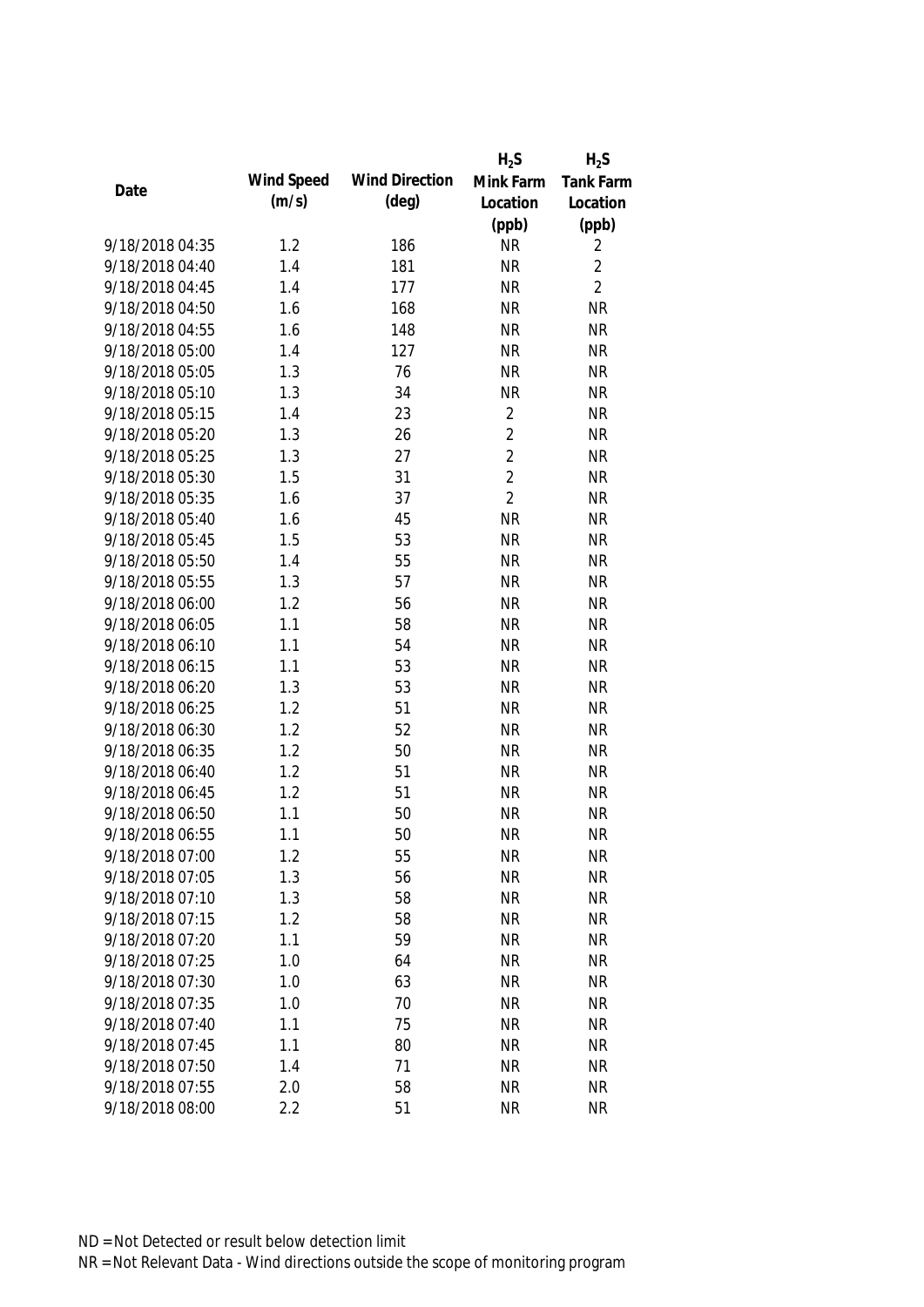| Date | Wind Speed (m/s) | Wind Direction (deg) | $H_2S$ Mink Farm Location (ppb) | $H_2S$ Tank Farm Location (ppb) |
|---|---|---|---|---|
| 9/18/2018 04:35 | 1.2 | 186 | NR | 2 |
| 9/18/2018 04:40 | 1.4 | 181 | NR | 2 |
| 9/18/2018 04:45 | 1.4 | 177 | NR | 2 |
| 9/18/2018 04:50 | 1.6 | 168 | NR | NR |
| 9/18/2018 04:55 | 1.6 | 148 | NR | NR |
| 9/18/2018 05:00 | 1.4 | 127 | NR | NR |
| 9/18/2018 05:05 | 1.3 | 76 | NR | NR |
| 9/18/2018 05:10 | 1.3 | 34 | NR | NR |
| 9/18/2018 05:15 | 1.4 | 23 | 2 | NR |
| 9/18/2018 05:20 | 1.3 | 26 | 2 | NR |
| 9/18/2018 05:25 | 1.3 | 27 | 2 | NR |
| 9/18/2018 05:30 | 1.5 | 31 | 2 | NR |
| 9/18/2018 05:35 | 1.6 | 37 | 2 | NR |
| 9/18/2018 05:40 | 1.6 | 45 | NR | NR |
| 9/18/2018 05:45 | 1.5 | 53 | NR | NR |
| 9/18/2018 05:50 | 1.4 | 55 | NR | NR |
| 9/18/2018 05:55 | 1.3 | 57 | NR | NR |
| 9/18/2018 06:00 | 1.2 | 56 | NR | NR |
| 9/18/2018 06:05 | 1.1 | 58 | NR | NR |
| 9/18/2018 06:10 | 1.1 | 54 | NR | NR |
| 9/18/2018 06:15 | 1.1 | 53 | NR | NR |
| 9/18/2018 06:20 | 1.3 | 53 | NR | NR |
| 9/18/2018 06:25 | 1.2 | 51 | NR | NR |
| 9/18/2018 06:30 | 1.2 | 52 | NR | NR |
| 9/18/2018 06:35 | 1.2 | 50 | NR | NR |
| 9/18/2018 06:40 | 1.2 | 51 | NR | NR |
| 9/18/2018 06:45 | 1.2 | 51 | NR | NR |
| 9/18/2018 06:50 | 1.1 | 50 | NR | NR |
| 9/18/2018 06:55 | 1.1 | 50 | NR | NR |
| 9/18/2018 07:00 | 1.2 | 55 | NR | NR |
| 9/18/2018 07:05 | 1.3 | 56 | NR | NR |
| 9/18/2018 07:10 | 1.3 | 58 | NR | NR |
| 9/18/2018 07:15 | 1.2 | 58 | NR | NR |
| 9/18/2018 07:20 | 1.1 | 59 | NR | NR |
| 9/18/2018 07:25 | 1.0 | 64 | NR | NR |
| 9/18/2018 07:30 | 1.0 | 63 | NR | NR |
| 9/18/2018 07:35 | 1.0 | 70 | NR | NR |
| 9/18/2018 07:40 | 1.1 | 75 | NR | NR |
| 9/18/2018 07:45 | 1.1 | 80 | NR | NR |
| 9/18/2018 07:50 | 1.4 | 71 | NR | NR |
| 9/18/2018 07:55 | 2.0 | 58 | NR | NR |
| 9/18/2018 08:00 | 2.2 | 51 | NR | NR |

ND = Not Detected or result below detection limit

NR = Not Relevant Data - Wind directions outside the scope of monitoring program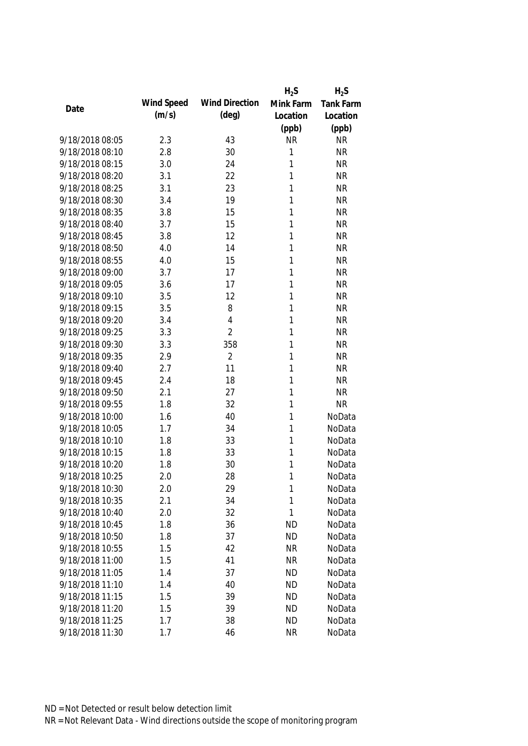| Date | Wind Speed (m/s) | Wind Direction (deg) | $H_2S$ Mink Farm Location (ppb) | $H_2S$ Tank Farm Location (ppb) |
|---|---|---|---|---|
| 9/18/2018 08:05 | 2.3 | 43 | NR | NR |
| 9/18/2018 08:10 | 2.8 | 30 | 1 | NR |
| 9/18/2018 08:15 | 3.0 | 24 | 1 | NR |
| 9/18/2018 08:20 | 3.1 | 22 | 1 | NR |
| 9/18/2018 08:25 | 3.1 | 23 | 1 | NR |
| 9/18/2018 08:30 | 3.4 | 19 | 1 | NR |
| 9/18/2018 08:35 | 3.8 | 15 | 1 | NR |
| 9/18/2018 08:40 | 3.7 | 15 | 1 | NR |
| 9/18/2018 08:45 | 3.8 | 12 | 1 | NR |
| 9/18/2018 08:50 | 4.0 | 14 | 1 | NR |
| 9/18/2018 08:55 | 4.0 | 15 | 1 | NR |
| 9/18/2018 09:00 | 3.7 | 17 | 1 | NR |
| 9/18/2018 09:05 | 3.6 | 17 | 1 | NR |
| 9/18/2018 09:10 | 3.5 | 12 | 1 | NR |
| 9/18/2018 09:15 | 3.5 | 8 | 1 | NR |
| 9/18/2018 09:20 | 3.4 | 4 | 1 | NR |
| 9/18/2018 09:25 | 3.3 | 2 | 1 | NR |
| 9/18/2018 09:30 | 3.3 | 358 | 1 | NR |
| 9/18/2018 09:35 | 2.9 | 2 | 1 | NR |
| 9/18/2018 09:40 | 2.7 | 11 | 1 | NR |
| 9/18/2018 09:45 | 2.4 | 18 | 1 | NR |
| 9/18/2018 09:50 | 2.1 | 27 | 1 | NR |
| 9/18/2018 09:55 | 1.8 | 32 | 1 | NR |
| 9/18/2018 10:00 | 1.6 | 40 | 1 | NoData |
| 9/18/2018 10:05 | 1.7 | 34 | 1 | NoData |
| 9/18/2018 10:10 | 1.8 | 33 | 1 | NoData |
| 9/18/2018 10:15 | 1.8 | 33 | 1 | NoData |
| 9/18/2018 10:20 | 1.8 | 30 | 1 | NoData |
| 9/18/2018 10:25 | 2.0 | 28 | 1 | NoData |
| 9/18/2018 10:30 | 2.0 | 29 | 1 | NoData |
| 9/18/2018 10:35 | 2.1 | 34 | 1 | NoData |
| 9/18/2018 10:40 | 2.0 | 32 | 1 | NoData |
| 9/18/2018 10:45 | 1.8 | 36 | ND | NoData |
| 9/18/2018 10:50 | 1.8 | 37 | ND | NoData |
| 9/18/2018 10:55 | 1.5 | 42 | NR | NoData |
| 9/18/2018 11:00 | 1.5 | 41 | NR | NoData |
| 9/18/2018 11:05 | 1.4 | 37 | ND | NoData |
| 9/18/2018 11:10 | 1.4 | 40 | ND | NoData |
| 9/18/2018 11:15 | 1.5 | 39 | ND | NoData |
| 9/18/2018 11:20 | 1.5 | 39 | ND | NoData |
| 9/18/2018 11:25 | 1.7 | 38 | ND | NoData |
| 9/18/2018 11:30 | 1.7 | 46 | NR | NoData |

ND = Not Detected or result below detection limit

NR = Not Relevant Data - Wind directions outside the scope of monitoring program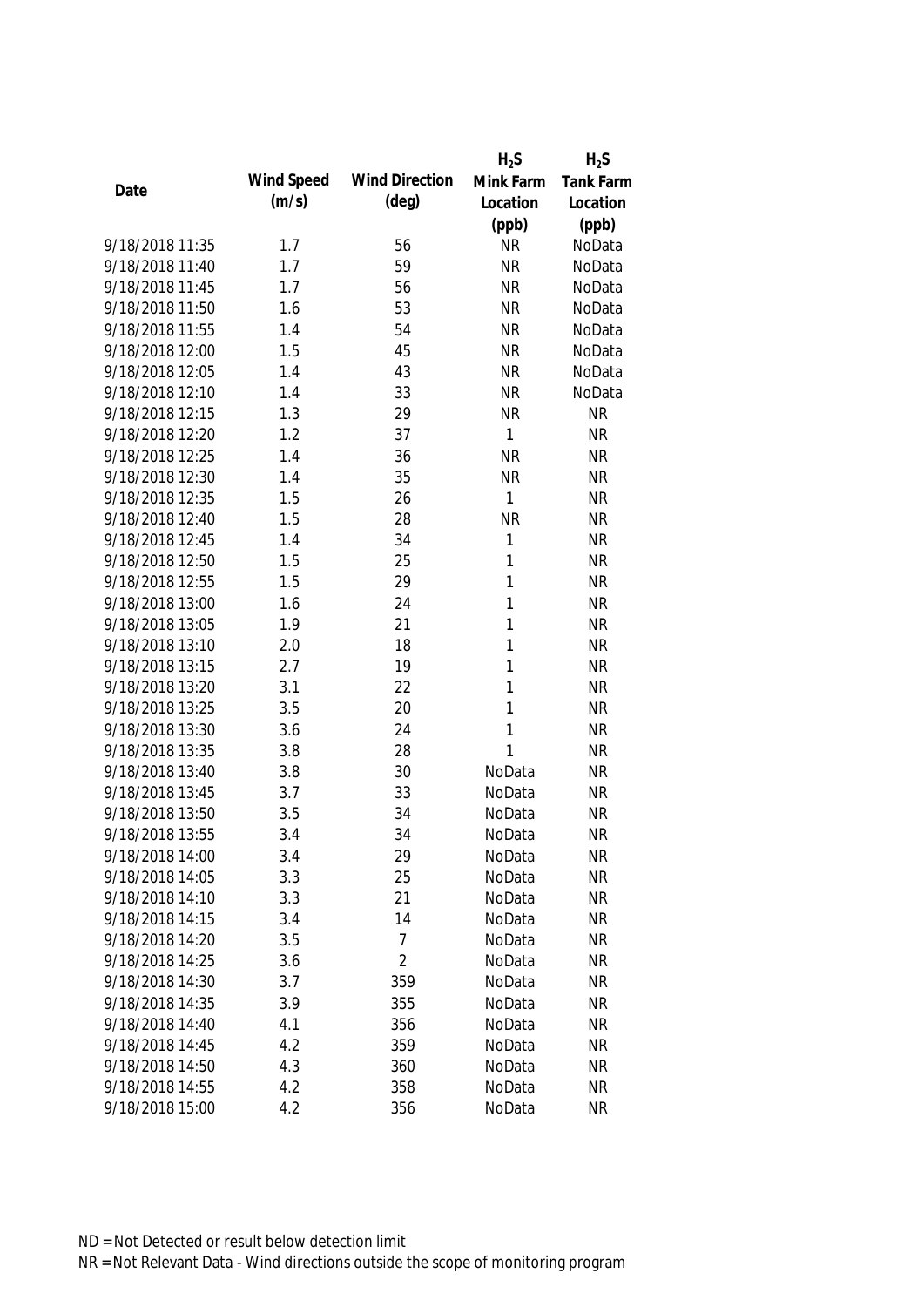| Date | Wind Speed (m/s) | Wind Direction (deg) | $H_2S$ Mink Farm Location (ppb) | $H_2S$ Tank Farm Location (ppb) |
|---|---|---|---|---|
| 9/18/2018 11:35 | 1.7 | 56 | NR | NoData |
| 9/18/2018 11:40 | 1.7 | 59 | NR | NoData |
| 9/18/2018 11:45 | 1.7 | 56 | NR | NoData |
| 9/18/2018 11:50 | 1.6 | 53 | NR | NoData |
| 9/18/2018 11:55 | 1.4 | 54 | NR | NoData |
| 9/18/2018 12:00 | 1.5 | 45 | NR | NoData |
| 9/18/2018 12:05 | 1.4 | 43 | NR | NoData |
| 9/18/2018 12:10 | 1.4 | 33 | NR | NoData |
| 9/18/2018 12:15 | 1.3 | 29 | NR | NR |
| 9/18/2018 12:20 | 1.2 | 37 | 1 | NR |
| 9/18/2018 12:25 | 1.4 | 36 | NR | NR |
| 9/18/2018 12:30 | 1.4 | 35 | NR | NR |
| 9/18/2018 12:35 | 1.5 | 26 | 1 | NR |
| 9/18/2018 12:40 | 1.5 | 28 | NR | NR |
| 9/18/2018 12:45 | 1.4 | 34 | 1 | NR |
| 9/18/2018 12:50 | 1.5 | 25 | 1 | NR |
| 9/18/2018 12:55 | 1.5 | 29 | 1 | NR |
| 9/18/2018 13:00 | 1.6 | 24 | 1 | NR |
| 9/18/2018 13:05 | 1.9 | 21 | 1 | NR |
| 9/18/2018 13:10 | 2.0 | 18 | 1 | NR |
| 9/18/2018 13:15 | 2.7 | 19 | 1 | NR |
| 9/18/2018 13:20 | 3.1 | 22 | 1 | NR |
| 9/18/2018 13:25 | 3.5 | 20 | 1 | NR |
| 9/18/2018 13:30 | 3.6 | 24 | 1 | NR |
| 9/18/2018 13:35 | 3.8 | 28 | 1 | NR |
| 9/18/2018 13:40 | 3.8 | 30 | NoData | NR |
| 9/18/2018 13:45 | 3.7 | 33 | NoData | NR |
| 9/18/2018 13:50 | 3.5 | 34 | NoData | NR |
| 9/18/2018 13:55 | 3.4 | 34 | NoData | NR |
| 9/18/2018 14:00 | 3.4 | 29 | NoData | NR |
| 9/18/2018 14:05 | 3.3 | 25 | NoData | NR |
| 9/18/2018 14:10 | 3.3 | 21 | NoData | NR |
| 9/18/2018 14:15 | 3.4 | 14 | NoData | NR |
| 9/18/2018 14:20 | 3.5 | 7 | NoData | NR |
| 9/18/2018 14:25 | 3.6 | 2 | NoData | NR |
| 9/18/2018 14:30 | 3.7 | 359 | NoData | NR |
| 9/18/2018 14:35 | 3.9 | 355 | NoData | NR |
| 9/18/2018 14:40 | 4.1 | 356 | NoData | NR |
| 9/18/2018 14:45 | 4.2 | 359 | NoData | NR |
| 9/18/2018 14:50 | 4.3 | 360 | NoData | NR |
| 9/18/2018 14:55 | 4.2 | 358 | NoData | NR |
| 9/18/2018 15:00 | 4.2 | 356 | NoData | NR |

ND = Not Detected or result below detection limit

NR = Not Relevant Data - Wind directions outside the scope of monitoring program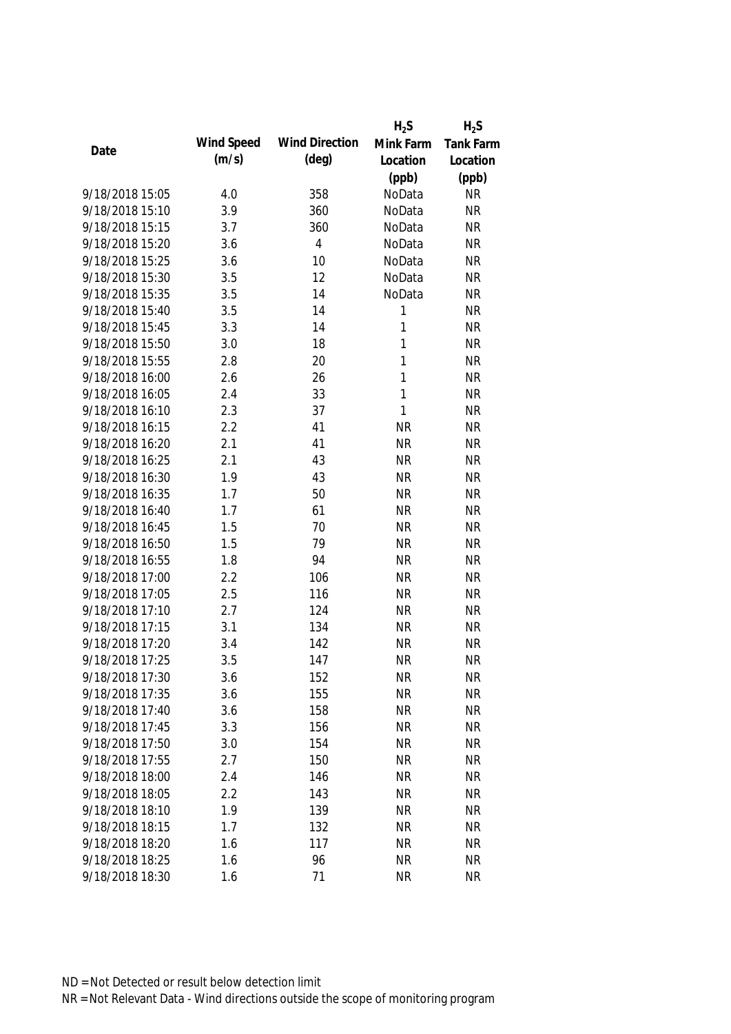| Date | Wind Speed (m/s) | Wind Direction (deg) | $H_2S$ Mink Farm Location (ppb) | $H_2S$ Tank Farm Location (ppb) |
|---|---|---|---|---|
| 9/18/2018 15:05 | 4.0 | 358 | NoData | NR |
| 9/18/2018 15:10 | 3.9 | 360 | NoData | NR |
| 9/18/2018 15:15 | 3.7 | 360 | NoData | NR |
| 9/18/2018 15:20 | 3.6 | 4 | NoData | NR |
| 9/18/2018 15:25 | 3.6 | 10 | NoData | NR |
| 9/18/2018 15:30 | 3.5 | 12 | NoData | NR |
| 9/18/2018 15:35 | 3.5 | 14 | NoData | NR |
| 9/18/2018 15:40 | 3.5 | 14 | 1 | NR |
| 9/18/2018 15:45 | 3.3 | 14 | 1 | NR |
| 9/18/2018 15:50 | 3.0 | 18 | 1 | NR |
| 9/18/2018 15:55 | 2.8 | 20 | 1 | NR |
| 9/18/2018 16:00 | 2.6 | 26 | 1 | NR |
| 9/18/2018 16:05 | 2.4 | 33 | 1 | NR |
| 9/18/2018 16:10 | 2.3 | 37 | 1 | NR |
| 9/18/2018 16:15 | 2.2 | 41 | NR | NR |
| 9/18/2018 16:20 | 2.1 | 41 | NR | NR |
| 9/18/2018 16:25 | 2.1 | 43 | NR | NR |
| 9/18/2018 16:30 | 1.9 | 43 | NR | NR |
| 9/18/2018 16:35 | 1.7 | 50 | NR | NR |
| 9/18/2018 16:40 | 1.7 | 61 | NR | NR |
| 9/18/2018 16:45 | 1.5 | 70 | NR | NR |
| 9/18/2018 16:50 | 1.5 | 79 | NR | NR |
| 9/18/2018 16:55 | 1.8 | 94 | NR | NR |
| 9/18/2018 17:00 | 2.2 | 106 | NR | NR |
| 9/18/2018 17:05 | 2.5 | 116 | NR | NR |
| 9/18/2018 17:10 | 2.7 | 124 | NR | NR |
| 9/18/2018 17:15 | 3.1 | 134 | NR | NR |
| 9/18/2018 17:20 | 3.4 | 142 | NR | NR |
| 9/18/2018 17:25 | 3.5 | 147 | NR | NR |
| 9/18/2018 17:30 | 3.6 | 152 | NR | NR |
| 9/18/2018 17:35 | 3.6 | 155 | NR | NR |
| 9/18/2018 17:40 | 3.6 | 158 | NR | NR |
| 9/18/2018 17:45 | 3.3 | 156 | NR | NR |
| 9/18/2018 17:50 | 3.0 | 154 | NR | NR |
| 9/18/2018 17:55 | 2.7 | 150 | NR | NR |
| 9/18/2018 18:00 | 2.4 | 146 | NR | NR |
| 9/18/2018 18:05 | 2.2 | 143 | NR | NR |
| 9/18/2018 18:10 | 1.9 | 139 | NR | NR |
| 9/18/2018 18:15 | 1.7 | 132 | NR | NR |
| 9/18/2018 18:20 | 1.6 | 117 | NR | NR |
| 9/18/2018 18:25 | 1.6 | 96 | NR | NR |
| 9/18/2018 18:30 | 1.6 | 71 | NR | NR |

ND = Not Detected or result below detection limit

NR = Not Relevant Data - Wind directions outside the scope of monitoring program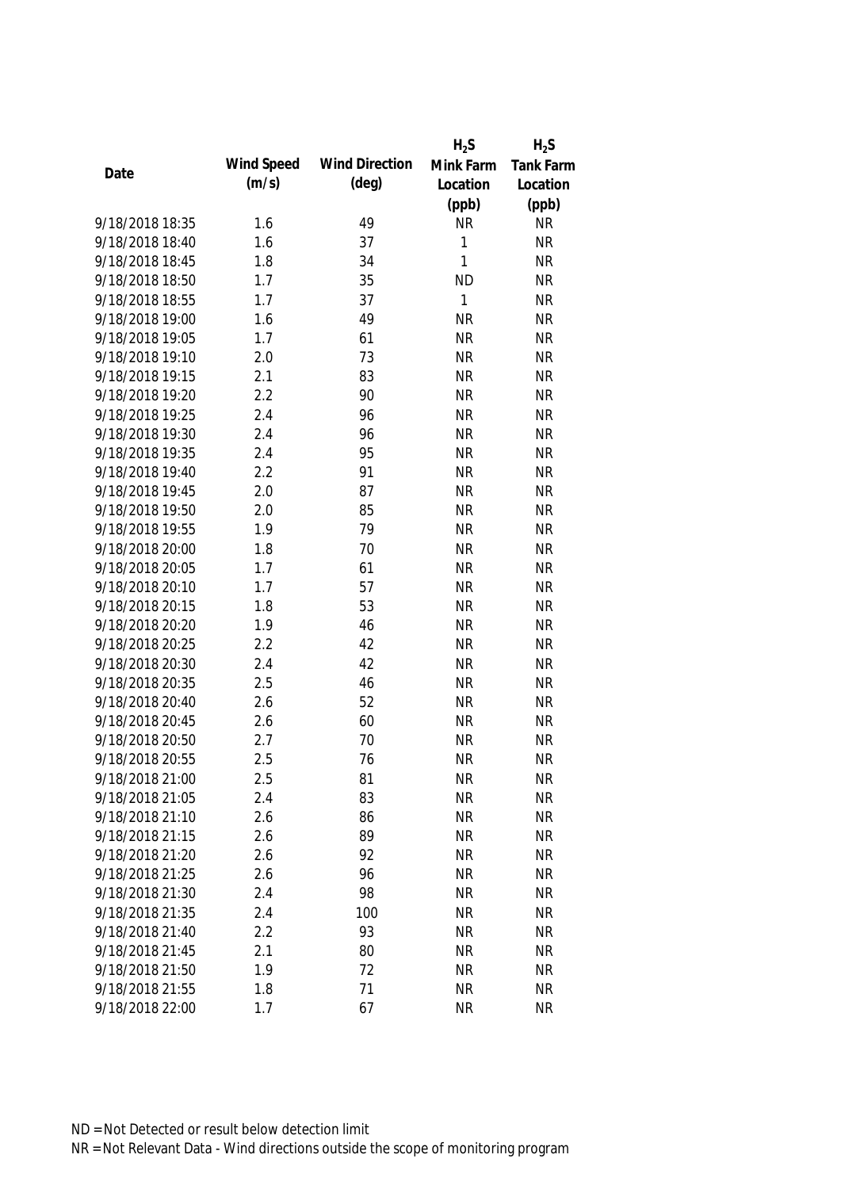| Date | Wind Speed (m/s) | Wind Direction (deg) | $H_2S$ Mink Farm Location (ppb) | $H_2S$ Tank Farm Location (ppb) |
|---|---|---|---|---|
| 9/18/2018 18:35 | 1.6 | 49 | NR | NR |
| 9/18/2018 18:40 | 1.6 | 37 | 1 | NR |
| 9/18/2018 18:45 | 1.8 | 34 | 1 | NR |
| 9/18/2018 18:50 | 1.7 | 35 | ND | NR |
| 9/18/2018 18:55 | 1.7 | 37 | 1 | NR |
| 9/18/2018 19:00 | 1.6 | 49 | NR | NR |
| 9/18/2018 19:05 | 1.7 | 61 | NR | NR |
| 9/18/2018 19:10 | 2.0 | 73 | NR | NR |
| 9/18/2018 19:15 | 2.1 | 83 | NR | NR |
| 9/18/2018 19:20 | 2.2 | 90 | NR | NR |
| 9/18/2018 19:25 | 2.4 | 96 | NR | NR |
| 9/18/2018 19:30 | 2.4 | 96 | NR | NR |
| 9/18/2018 19:35 | 2.4 | 95 | NR | NR |
| 9/18/2018 19:40 | 2.2 | 91 | NR | NR |
| 9/18/2018 19:45 | 2.0 | 87 | NR | NR |
| 9/18/2018 19:50 | 2.0 | 85 | NR | NR |
| 9/18/2018 19:55 | 1.9 | 79 | NR | NR |
| 9/18/2018 20:00 | 1.8 | 70 | NR | NR |
| 9/18/2018 20:05 | 1.7 | 61 | NR | NR |
| 9/18/2018 20:10 | 1.7 | 57 | NR | NR |
| 9/18/2018 20:15 | 1.8 | 53 | NR | NR |
| 9/18/2018 20:20 | 1.9 | 46 | NR | NR |
| 9/18/2018 20:25 | 2.2 | 42 | NR | NR |
| 9/18/2018 20:30 | 2.4 | 42 | NR | NR |
| 9/18/2018 20:35 | 2.5 | 46 | NR | NR |
| 9/18/2018 20:40 | 2.6 | 52 | NR | NR |
| 9/18/2018 20:45 | 2.6 | 60 | NR | NR |
| 9/18/2018 20:50 | 2.7 | 70 | NR | NR |
| 9/18/2018 20:55 | 2.5 | 76 | NR | NR |
| 9/18/2018 21:00 | 2.5 | 81 | NR | NR |
| 9/18/2018 21:05 | 2.4 | 83 | NR | NR |
| 9/18/2018 21:10 | 2.6 | 86 | NR | NR |
| 9/18/2018 21:15 | 2.6 | 89 | NR | NR |
| 9/18/2018 21:20 | 2.6 | 92 | NR | NR |
| 9/18/2018 21:25 | 2.6 | 96 | NR | NR |
| 9/18/2018 21:30 | 2.4 | 98 | NR | NR |
| 9/18/2018 21:35 | 2.4 | 100 | NR | NR |
| 9/18/2018 21:40 | 2.2 | 93 | NR | NR |
| 9/18/2018 21:45 | 2.1 | 80 | NR | NR |
| 9/18/2018 21:50 | 1.9 | 72 | NR | NR |
| 9/18/2018 21:55 | 1.8 | 71 | NR | NR |
| 9/18/2018 22:00 | 1.7 | 67 | NR | NR |

ND = Not Detected or result below detection limit
NR = Not Relevant Data - Wind directions outside the scope of monitoring program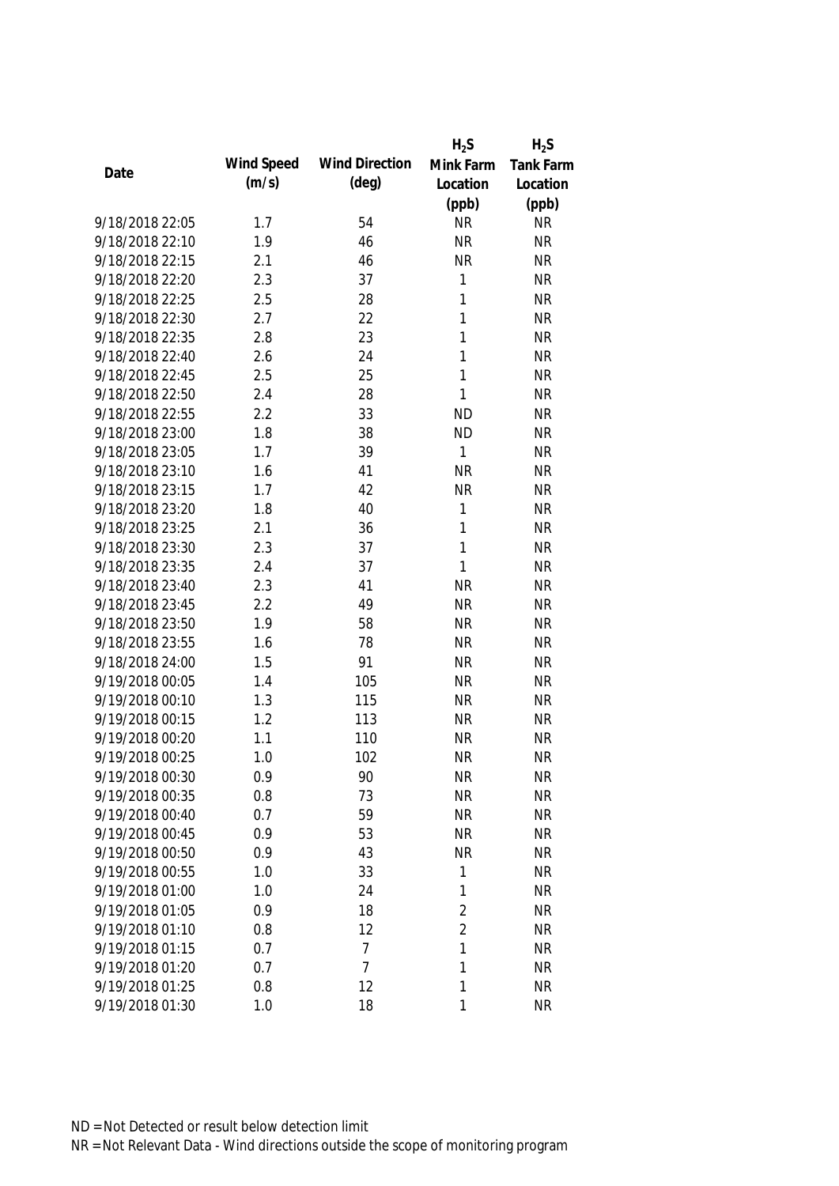| Date | Wind Speed (m/s) | Wind Direction (deg) | $H_2S$ Mink Farm Location (ppb) | $H_2S$ Tank Farm Location (ppb) |
|---|---|---|---|---|
| 9/18/2018 22:05 | 1.7 | 54 | NR | NR |
| 9/18/2018 22:10 | 1.9 | 46 | NR | NR |
| 9/18/2018 22:15 | 2.1 | 46 | NR | NR |
| 9/18/2018 22:20 | 2.3 | 37 | 1 | NR |
| 9/18/2018 22:25 | 2.5 | 28 | 1 | NR |
| 9/18/2018 22:30 | 2.7 | 22 | 1 | NR |
| 9/18/2018 22:35 | 2.8 | 23 | 1 | NR |
| 9/18/2018 22:40 | 2.6 | 24 | 1 | NR |
| 9/18/2018 22:45 | 2.5 | 25 | 1 | NR |
| 9/18/2018 22:50 | 2.4 | 28 | 1 | NR |
| 9/18/2018 22:55 | 2.2 | 33 | ND | NR |
| 9/18/2018 23:00 | 1.8 | 38 | ND | NR |
| 9/18/2018 23:05 | 1.7 | 39 | 1 | NR |
| 9/18/2018 23:10 | 1.6 | 41 | NR | NR |
| 9/18/2018 23:15 | 1.7 | 42 | NR | NR |
| 9/18/2018 23:20 | 1.8 | 40 | 1 | NR |
| 9/18/2018 23:25 | 2.1 | 36 | 1 | NR |
| 9/18/2018 23:30 | 2.3 | 37 | 1 | NR |
| 9/18/2018 23:35 | 2.4 | 37 | 1 | NR |
| 9/18/2018 23:40 | 2.3 | 41 | NR | NR |
| 9/18/2018 23:45 | 2.2 | 49 | NR | NR |
| 9/18/2018 23:50 | 1.9 | 58 | NR | NR |
| 9/18/2018 23:55 | 1.6 | 78 | NR | NR |
| 9/18/2018 24:00 | 1.5 | 91 | NR | NR |
| 9/19/2018 00:05 | 1.4 | 105 | NR | NR |
| 9/19/2018 00:10 | 1.3 | 115 | NR | NR |
| 9/19/2018 00:15 | 1.2 | 113 | NR | NR |
| 9/19/2018 00:20 | 1.1 | 110 | NR | NR |
| 9/19/2018 00:25 | 1.0 | 102 | NR | NR |
| 9/19/2018 00:30 | 0.9 | 90 | NR | NR |
| 9/19/2018 00:35 | 0.8 | 73 | NR | NR |
| 9/19/2018 00:40 | 0.7 | 59 | NR | NR |
| 9/19/2018 00:45 | 0.9 | 53 | NR | NR |
| 9/19/2018 00:50 | 0.9 | 43 | NR | NR |
| 9/19/2018 00:55 | 1.0 | 33 | 1 | NR |
| 9/19/2018 01:00 | 1.0 | 24 | 1 | NR |
| 9/19/2018 01:05 | 0.9 | 18 | 2 | NR |
| 9/19/2018 01:10 | 0.8 | 12 | 2 | NR |
| 9/19/2018 01:15 | 0.7 | 7 | 1 | NR |
| 9/19/2018 01:20 | 0.7 | 7 | 1 | NR |
| 9/19/2018 01:25 | 0.8 | 12 | 1 | NR |
| 9/19/2018 01:30 | 1.0 | 18 | 1 | NR |

ND = Not Detected or result below detection limit

NR = Not Relevant Data - Wind directions outside the scope of monitoring program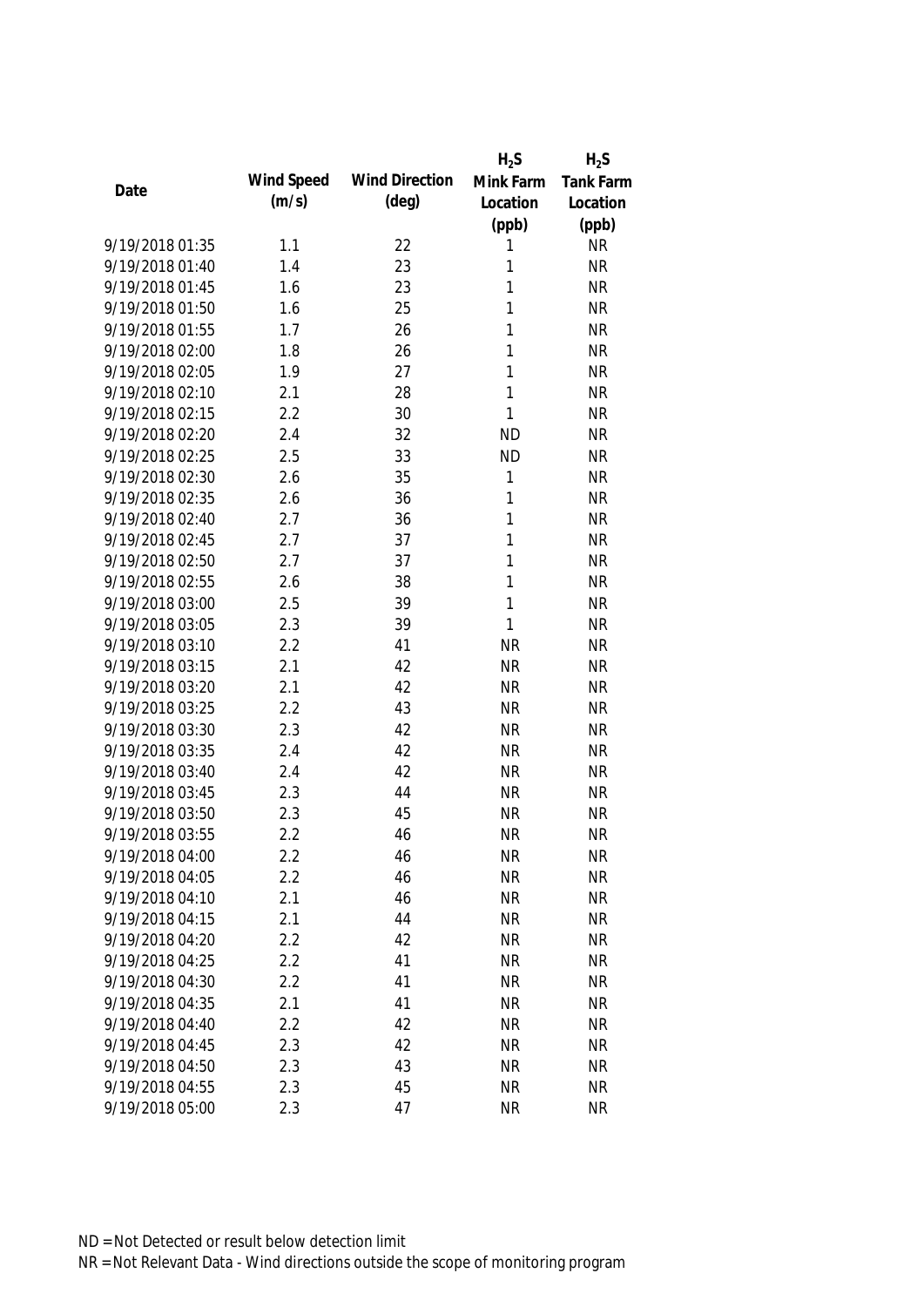| Date | Wind Speed (m/s) | Wind Direction (deg) | $H_2S$ Mink Farm Location (ppb) | $H_2S$ Tank Farm Location (ppb) |
|---|---|---|---|---|
| 9/19/2018 01:35 | 1.1 | 22 | 1 | NR |
| 9/19/2018 01:40 | 1.4 | 23 | 1 | NR |
| 9/19/2018 01:45 | 1.6 | 23 | 1 | NR |
| 9/19/2018 01:50 | 1.6 | 25 | 1 | NR |
| 9/19/2018 01:55 | 1.7 | 26 | 1 | NR |
| 9/19/2018 02:00 | 1.8 | 26 | 1 | NR |
| 9/19/2018 02:05 | 1.9 | 27 | 1 | NR |
| 9/19/2018 02:10 | 2.1 | 28 | 1 | NR |
| 9/19/2018 02:15 | 2.2 | 30 | 1 | NR |
| 9/19/2018 02:20 | 2.4 | 32 | ND | NR |
| 9/19/2018 02:25 | 2.5 | 33 | ND | NR |
| 9/19/2018 02:30 | 2.6 | 35 | 1 | NR |
| 9/19/2018 02:35 | 2.6 | 36 | 1 | NR |
| 9/19/2018 02:40 | 2.7 | 36 | 1 | NR |
| 9/19/2018 02:45 | 2.7 | 37 | 1 | NR |
| 9/19/2018 02:50 | 2.7 | 37 | 1 | NR |
| 9/19/2018 02:55 | 2.6 | 38 | 1 | NR |
| 9/19/2018 03:00 | 2.5 | 39 | 1 | NR |
| 9/19/2018 03:05 | 2.3 | 39 | 1 | NR |
| 9/19/2018 03:10 | 2.2 | 41 | NR | NR |
| 9/19/2018 03:15 | 2.1 | 42 | NR | NR |
| 9/19/2018 03:20 | 2.1 | 42 | NR | NR |
| 9/19/2018 03:25 | 2.2 | 43 | NR | NR |
| 9/19/2018 03:30 | 2.3 | 42 | NR | NR |
| 9/19/2018 03:35 | 2.4 | 42 | NR | NR |
| 9/19/2018 03:40 | 2.4 | 42 | NR | NR |
| 9/19/2018 03:45 | 2.3 | 44 | NR | NR |
| 9/19/2018 03:50 | 2.3 | 45 | NR | NR |
| 9/19/2018 03:55 | 2.2 | 46 | NR | NR |
| 9/19/2018 04:00 | 2.2 | 46 | NR | NR |
| 9/19/2018 04:05 | 2.2 | 46 | NR | NR |
| 9/19/2018 04:10 | 2.1 | 46 | NR | NR |
| 9/19/2018 04:15 | 2.1 | 44 | NR | NR |
| 9/19/2018 04:20 | 2.2 | 42 | NR | NR |
| 9/19/2018 04:25 | 2.2 | 41 | NR | NR |
| 9/19/2018 04:30 | 2.2 | 41 | NR | NR |
| 9/19/2018 04:35 | 2.1 | 41 | NR | NR |
| 9/19/2018 04:40 | 2.2 | 42 | NR | NR |
| 9/19/2018 04:45 | 2.3 | 42 | NR | NR |
| 9/19/2018 04:50 | 2.3 | 43 | NR | NR |
| 9/19/2018 04:55 | 2.3 | 45 | NR | NR |
| 9/19/2018 05:00 | 2.3 | 47 | NR | NR |

ND = Not Detected or result below detection limit

NR = Not Relevant Data - Wind directions outside the scope of monitoring program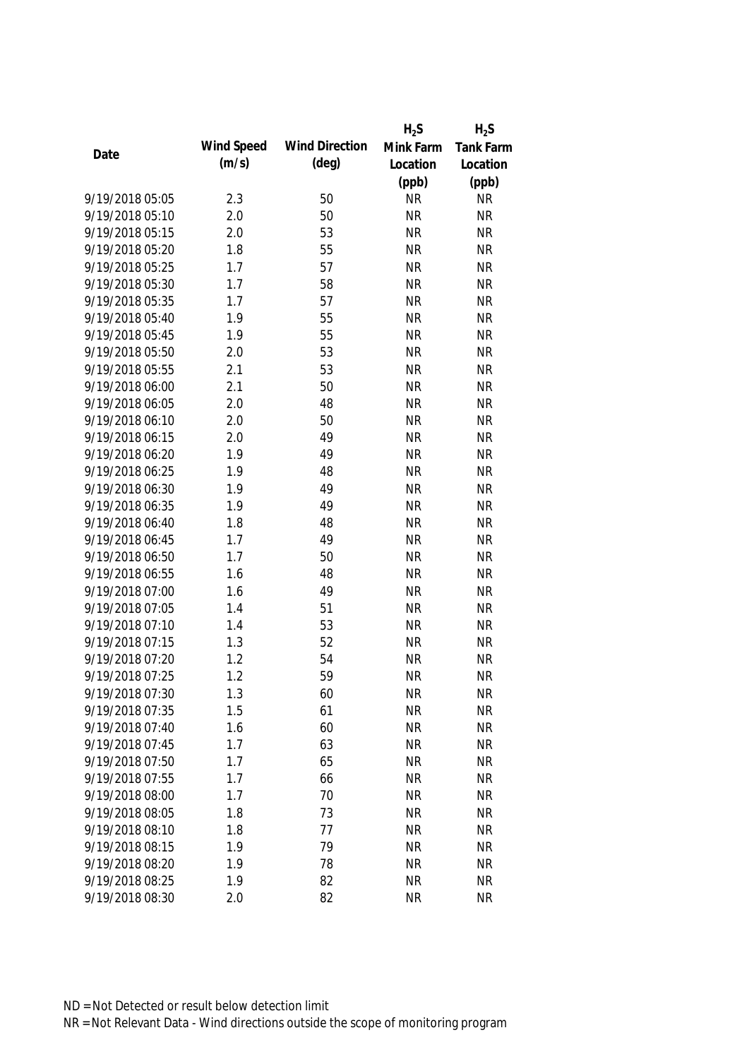| Date | Wind Speed (m/s) | Wind Direction (deg) | $H_2S$ Mink Farm Location (ppb) | $H_2S$ Tank Farm Location (ppb) |
|---|---|---|---|---|
| 9/19/2018 05:05 | 2.3 | 50 | NR | NR |
| 9/19/2018 05:10 | 2.0 | 50 | NR | NR |
| 9/19/2018 05:15 | 2.0 | 53 | NR | NR |
| 9/19/2018 05:20 | 1.8 | 55 | NR | NR |
| 9/19/2018 05:25 | 1.7 | 57 | NR | NR |
| 9/19/2018 05:30 | 1.7 | 58 | NR | NR |
| 9/19/2018 05:35 | 1.7 | 57 | NR | NR |
| 9/19/2018 05:40 | 1.9 | 55 | NR | NR |
| 9/19/2018 05:45 | 1.9 | 55 | NR | NR |
| 9/19/2018 05:50 | 2.0 | 53 | NR | NR |
| 9/19/2018 05:55 | 2.1 | 53 | NR | NR |
| 9/19/2018 06:00 | 2.1 | 50 | NR | NR |
| 9/19/2018 06:05 | 2.0 | 48 | NR | NR |
| 9/19/2018 06:10 | 2.0 | 50 | NR | NR |
| 9/19/2018 06:15 | 2.0 | 49 | NR | NR |
| 9/19/2018 06:20 | 1.9 | 49 | NR | NR |
| 9/19/2018 06:25 | 1.9 | 48 | NR | NR |
| 9/19/2018 06:30 | 1.9 | 49 | NR | NR |
| 9/19/2018 06:35 | 1.9 | 49 | NR | NR |
| 9/19/2018 06:40 | 1.8 | 48 | NR | NR |
| 9/19/2018 06:45 | 1.7 | 49 | NR | NR |
| 9/19/2018 06:50 | 1.7 | 50 | NR | NR |
| 9/19/2018 06:55 | 1.6 | 48 | NR | NR |
| 9/19/2018 07:00 | 1.6 | 49 | NR | NR |
| 9/19/2018 07:05 | 1.4 | 51 | NR | NR |
| 9/19/2018 07:10 | 1.4 | 53 | NR | NR |
| 9/19/2018 07:15 | 1.3 | 52 | NR | NR |
| 9/19/2018 07:20 | 1.2 | 54 | NR | NR |
| 9/19/2018 07:25 | 1.2 | 59 | NR | NR |
| 9/19/2018 07:30 | 1.3 | 60 | NR | NR |
| 9/19/2018 07:35 | 1.5 | 61 | NR | NR |
| 9/19/2018 07:40 | 1.6 | 60 | NR | NR |
| 9/19/2018 07:45 | 1.7 | 63 | NR | NR |
| 9/19/2018 07:50 | 1.7 | 65 | NR | NR |
| 9/19/2018 07:55 | 1.7 | 66 | NR | NR |
| 9/19/2018 08:00 | 1.7 | 70 | NR | NR |
| 9/19/2018 08:05 | 1.8 | 73 | NR | NR |
| 9/19/2018 08:10 | 1.8 | 77 | NR | NR |
| 9/19/2018 08:15 | 1.9 | 79 | NR | NR |
| 9/19/2018 08:20 | 1.9 | 78 | NR | NR |
| 9/19/2018 08:25 | 1.9 | 82 | NR | NR |
| 9/19/2018 08:30 | 2.0 | 82 | NR | NR |

ND = Not Detected or result below detection limit

NR = Not Relevant Data - Wind directions outside the scope of monitoring program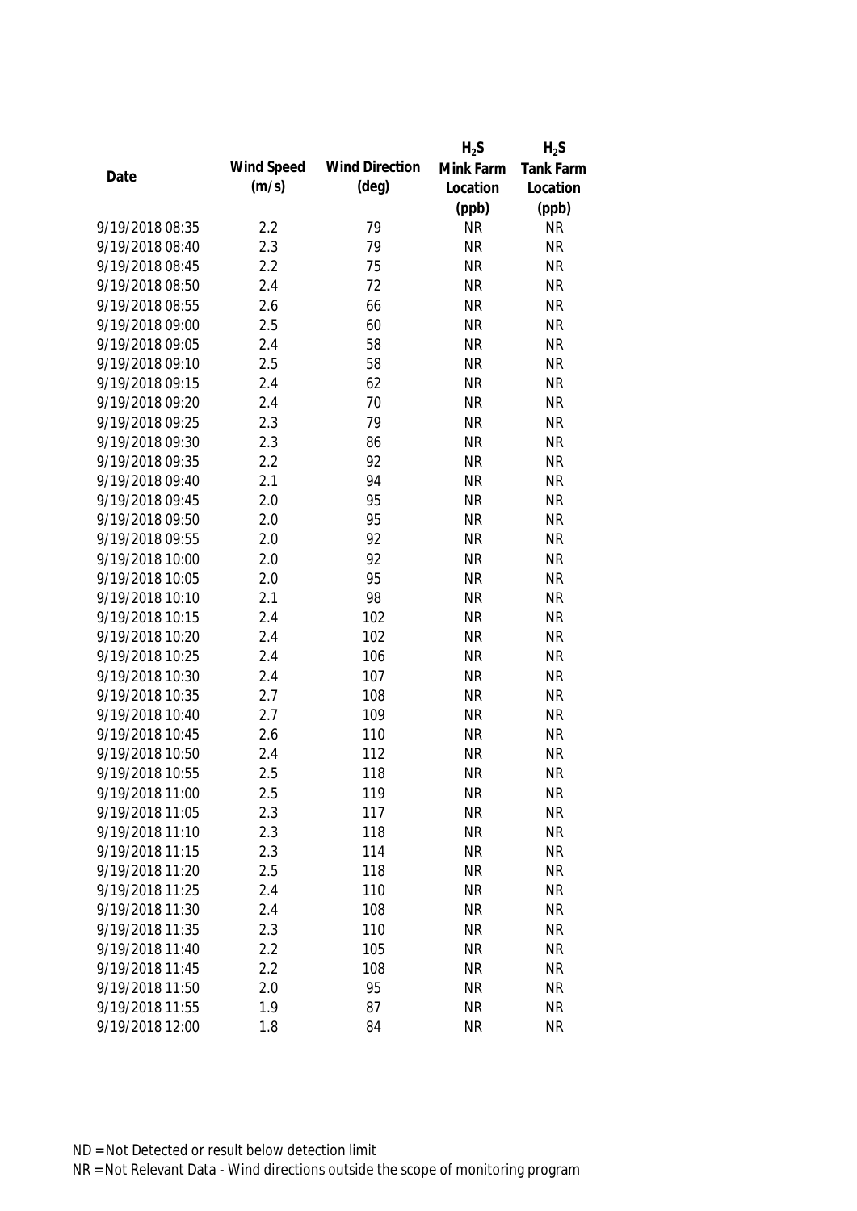| Date | Wind Speed (m/s) | Wind Direction (deg) | $H_2S$ Mink Farm Location (ppb) | $H_2S$ Tank Farm Location (ppb) |
|---|---|---|---|---|
| 9/19/2018 08:35 | 2.2 | 79 | NR | NR |
| 9/19/2018 08:40 | 2.3 | 79 | NR | NR |
| 9/19/2018 08:45 | 2.2 | 75 | NR | NR |
| 9/19/2018 08:50 | 2.4 | 72 | NR | NR |
| 9/19/2018 08:55 | 2.6 | 66 | NR | NR |
| 9/19/2018 09:00 | 2.5 | 60 | NR | NR |
| 9/19/2018 09:05 | 2.4 | 58 | NR | NR |
| 9/19/2018 09:10 | 2.5 | 58 | NR | NR |
| 9/19/2018 09:15 | 2.4 | 62 | NR | NR |
| 9/19/2018 09:20 | 2.4 | 70 | NR | NR |
| 9/19/2018 09:25 | 2.3 | 79 | NR | NR |
| 9/19/2018 09:30 | 2.3 | 86 | NR | NR |
| 9/19/2018 09:35 | 2.2 | 92 | NR | NR |
| 9/19/2018 09:40 | 2.1 | 94 | NR | NR |
| 9/19/2018 09:45 | 2.0 | 95 | NR | NR |
| 9/19/2018 09:50 | 2.0 | 95 | NR | NR |
| 9/19/2018 09:55 | 2.0 | 92 | NR | NR |
| 9/19/2018 10:00 | 2.0 | 92 | NR | NR |
| 9/19/2018 10:05 | 2.0 | 95 | NR | NR |
| 9/19/2018 10:10 | 2.1 | 98 | NR | NR |
| 9/19/2018 10:15 | 2.4 | 102 | NR | NR |
| 9/19/2018 10:20 | 2.4 | 102 | NR | NR |
| 9/19/2018 10:25 | 2.4 | 106 | NR | NR |
| 9/19/2018 10:30 | 2.4 | 107 | NR | NR |
| 9/19/2018 10:35 | 2.7 | 108 | NR | NR |
| 9/19/2018 10:40 | 2.7 | 109 | NR | NR |
| 9/19/2018 10:45 | 2.6 | 110 | NR | NR |
| 9/19/2018 10:50 | 2.4 | 112 | NR | NR |
| 9/19/2018 10:55 | 2.5 | 118 | NR | NR |
| 9/19/2018 11:00 | 2.5 | 119 | NR | NR |
| 9/19/2018 11:05 | 2.3 | 117 | NR | NR |
| 9/19/2018 11:10 | 2.3 | 118 | NR | NR |
| 9/19/2018 11:15 | 2.3 | 114 | NR | NR |
| 9/19/2018 11:20 | 2.5 | 118 | NR | NR |
| 9/19/2018 11:25 | 2.4 | 110 | NR | NR |
| 9/19/2018 11:30 | 2.4 | 108 | NR | NR |
| 9/19/2018 11:35 | 2.3 | 110 | NR | NR |
| 9/19/2018 11:40 | 2.2 | 105 | NR | NR |
| 9/19/2018 11:45 | 2.2 | 108 | NR | NR |
| 9/19/2018 11:50 | 2.0 | 95 | NR | NR |
| 9/19/2018 11:55 | 1.9 | 87 | NR | NR |
| 9/19/2018 12:00 | 1.8 | 84 | NR | NR |

ND = Not Detected or result below detection limit

NR = Not Relevant Data - Wind directions outside the scope of monitoring program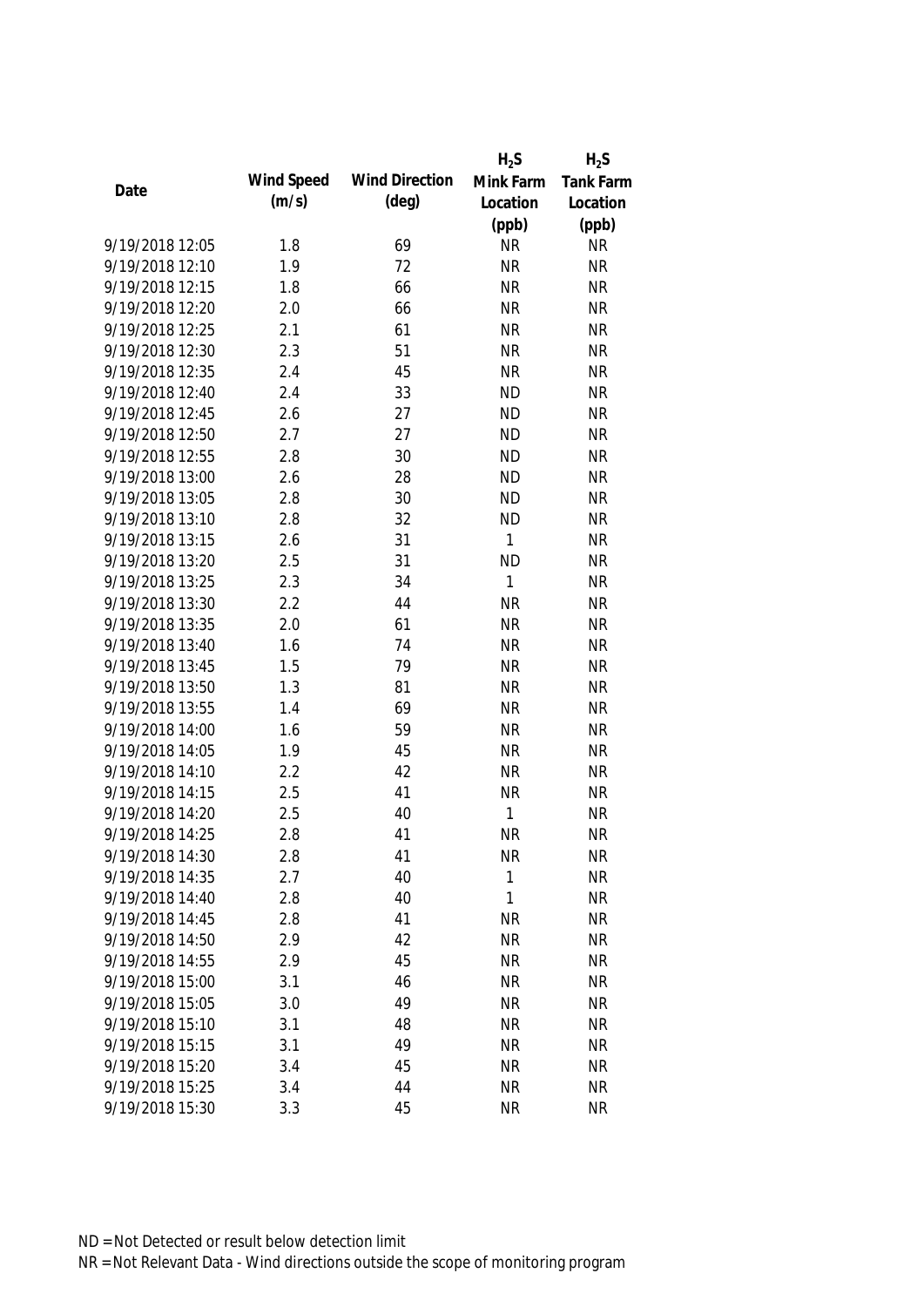| Date | Wind Speed (m/s) | Wind Direction (deg) | $H_2S$ Mink Farm Location (ppb) | $H_2S$ Tank Farm Location (ppb) |
|---|---|---|---|---|
| 9/19/2018 12:05 | 1.8 | 69 | NR | NR |
| 9/19/2018 12:10 | 1.9 | 72 | NR | NR |
| 9/19/2018 12:15 | 1.8 | 66 | NR | NR |
| 9/19/2018 12:20 | 2.0 | 66 | NR | NR |
| 9/19/2018 12:25 | 2.1 | 61 | NR | NR |
| 9/19/2018 12:30 | 2.3 | 51 | NR | NR |
| 9/19/2018 12:35 | 2.4 | 45 | NR | NR |
| 9/19/2018 12:40 | 2.4 | 33 | ND | NR |
| 9/19/2018 12:45 | 2.6 | 27 | ND | NR |
| 9/19/2018 12:50 | 2.7 | 27 | ND | NR |
| 9/19/2018 12:55 | 2.8 | 30 | ND | NR |
| 9/19/2018 13:00 | 2.6 | 28 | ND | NR |
| 9/19/2018 13:05 | 2.8 | 30 | ND | NR |
| 9/19/2018 13:10 | 2.8 | 32 | ND | NR |
| 9/19/2018 13:15 | 2.6 | 31 | 1 | NR |
| 9/19/2018 13:20 | 2.5 | 31 | ND | NR |
| 9/19/2018 13:25 | 2.3 | 34 | 1 | NR |
| 9/19/2018 13:30 | 2.2 | 44 | NR | NR |
| 9/19/2018 13:35 | 2.0 | 61 | NR | NR |
| 9/19/2018 13:40 | 1.6 | 74 | NR | NR |
| 9/19/2018 13:45 | 1.5 | 79 | NR | NR |
| 9/19/2018 13:50 | 1.3 | 81 | NR | NR |
| 9/19/2018 13:55 | 1.4 | 69 | NR | NR |
| 9/19/2018 14:00 | 1.6 | 59 | NR | NR |
| 9/19/2018 14:05 | 1.9 | 45 | NR | NR |
| 9/19/2018 14:10 | 2.2 | 42 | NR | NR |
| 9/19/2018 14:15 | 2.5 | 41 | NR | NR |
| 9/19/2018 14:20 | 2.5 | 40 | 1 | NR |
| 9/19/2018 14:25 | 2.8 | 41 | NR | NR |
| 9/19/2018 14:30 | 2.8 | 41 | NR | NR |
| 9/19/2018 14:35 | 2.7 | 40 | 1 | NR |
| 9/19/2018 14:40 | 2.8 | 40 | 1 | NR |
| 9/19/2018 14:45 | 2.8 | 41 | NR | NR |
| 9/19/2018 14:50 | 2.9 | 42 | NR | NR |
| 9/19/2018 14:55 | 2.9 | 45 | NR | NR |
| 9/19/2018 15:00 | 3.1 | 46 | NR | NR |
| 9/19/2018 15:05 | 3.0 | 49 | NR | NR |
| 9/19/2018 15:10 | 3.1 | 48 | NR | NR |
| 9/19/2018 15:15 | 3.1 | 49 | NR | NR |
| 9/19/2018 15:20 | 3.4 | 45 | NR | NR |
| 9/19/2018 15:25 | 3.4 | 44 | NR | NR |
| 9/19/2018 15:30 | 3.3 | 45 | NR | NR |

ND = Not Detected or result below detection limit

NR = Not Relevant Data - Wind directions outside the scope of monitoring program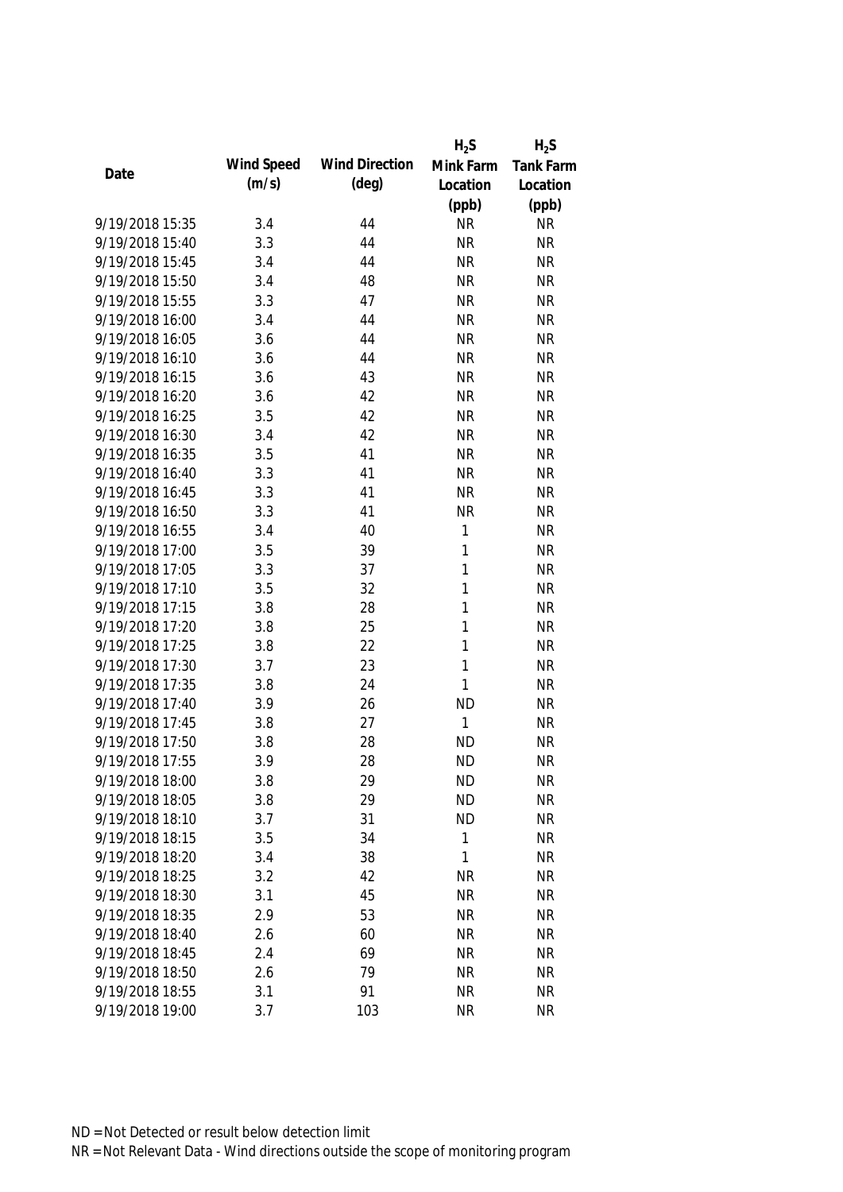| Date | Wind Speed (m/s) | Wind Direction (deg) | $H_2S$ Mink Farm Location (ppb) | $H_2S$ Tank Farm Location (ppb) |
|---|---|---|---|---|
| 9/19/2018 15:35 | 3.4 | 44 | NR | NR |
| 9/19/2018 15:40 | 3.3 | 44 | NR | NR |
| 9/19/2018 15:45 | 3.4 | 44 | NR | NR |
| 9/19/2018 15:50 | 3.4 | 48 | NR | NR |
| 9/19/2018 15:55 | 3.3 | 47 | NR | NR |
| 9/19/2018 16:00 | 3.4 | 44 | NR | NR |
| 9/19/2018 16:05 | 3.6 | 44 | NR | NR |
| 9/19/2018 16:10 | 3.6 | 44 | NR | NR |
| 9/19/2018 16:15 | 3.6 | 43 | NR | NR |
| 9/19/2018 16:20 | 3.6 | 42 | NR | NR |
| 9/19/2018 16:25 | 3.5 | 42 | NR | NR |
| 9/19/2018 16:30 | 3.4 | 42 | NR | NR |
| 9/19/2018 16:35 | 3.5 | 41 | NR | NR |
| 9/19/2018 16:40 | 3.3 | 41 | NR | NR |
| 9/19/2018 16:45 | 3.3 | 41 | NR | NR |
| 9/19/2018 16:50 | 3.3 | 41 | NR | NR |
| 9/19/2018 16:55 | 3.4 | 40 | 1 | NR |
| 9/19/2018 17:00 | 3.5 | 39 | 1 | NR |
| 9/19/2018 17:05 | 3.3 | 37 | 1 | NR |
| 9/19/2018 17:10 | 3.5 | 32 | 1 | NR |
| 9/19/2018 17:15 | 3.8 | 28 | 1 | NR |
| 9/19/2018 17:20 | 3.8 | 25 | 1 | NR |
| 9/19/2018 17:25 | 3.8 | 22 | 1 | NR |
| 9/19/2018 17:30 | 3.7 | 23 | 1 | NR |
| 9/19/2018 17:35 | 3.8 | 24 | 1 | NR |
| 9/19/2018 17:40 | 3.9 | 26 | ND | NR |
| 9/19/2018 17:45 | 3.8 | 27 | 1 | NR |
| 9/19/2018 17:50 | 3.8 | 28 | ND | NR |
| 9/19/2018 17:55 | 3.9 | 28 | ND | NR |
| 9/19/2018 18:00 | 3.8 | 29 | ND | NR |
| 9/19/2018 18:05 | 3.8 | 29 | ND | NR |
| 9/19/2018 18:10 | 3.7 | 31 | ND | NR |
| 9/19/2018 18:15 | 3.5 | 34 | 1 | NR |
| 9/19/2018 18:20 | 3.4 | 38 | 1 | NR |
| 9/19/2018 18:25 | 3.2 | 42 | NR | NR |
| 9/19/2018 18:30 | 3.1 | 45 | NR | NR |
| 9/19/2018 18:35 | 2.9 | 53 | NR | NR |
| 9/19/2018 18:40 | 2.6 | 60 | NR | NR |
| 9/19/2018 18:45 | 2.4 | 69 | NR | NR |
| 9/19/2018 18:50 | 2.6 | 79 | NR | NR |
| 9/19/2018 18:55 | 3.1 | 91 | NR | NR |
| 9/19/2018 19:00 | 3.7 | 103 | NR | NR |

ND = Not Detected or result below detection limit

NR = Not Relevant Data - Wind directions outside the scope of monitoring program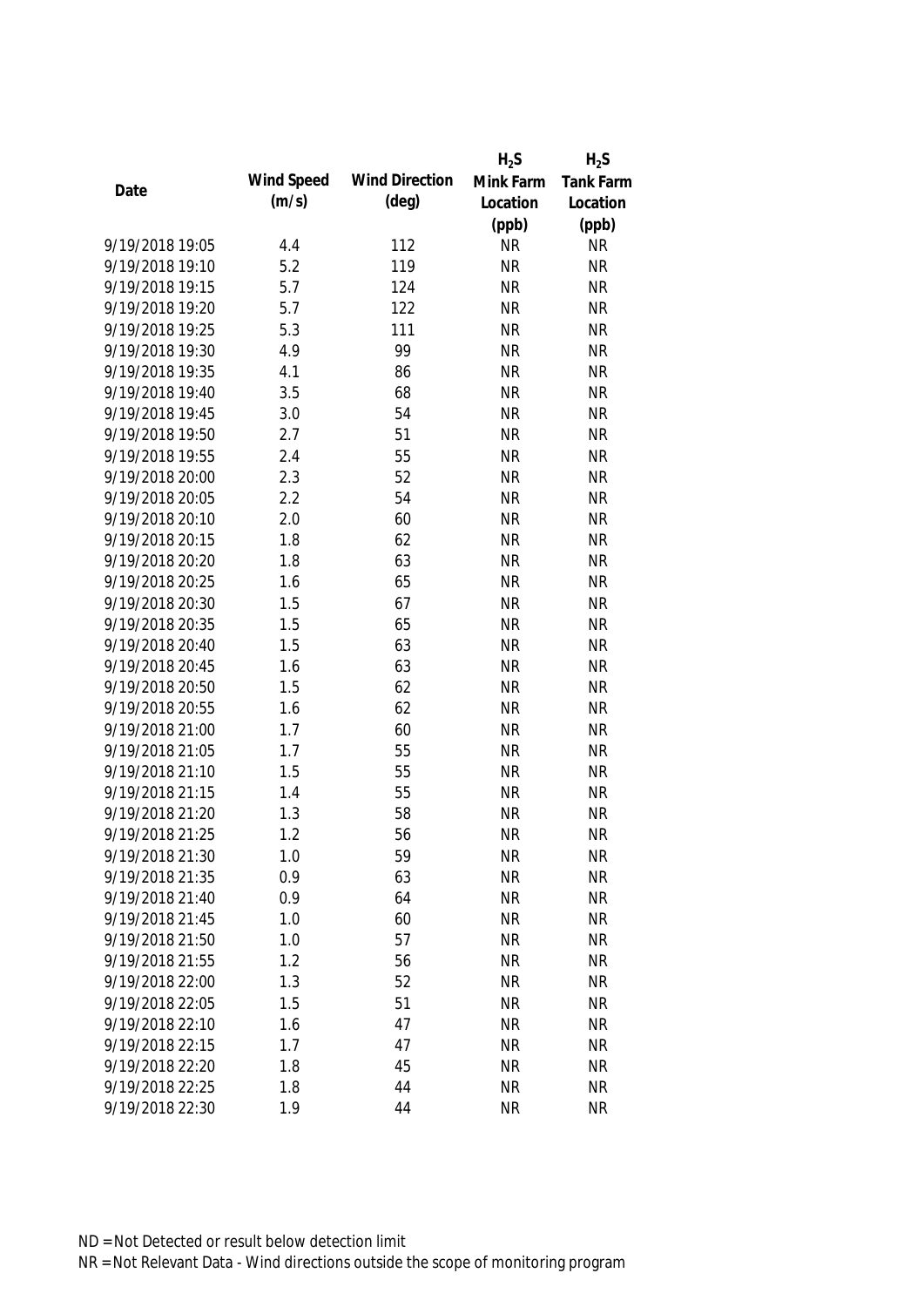| Date | Wind Speed (m/s) | Wind Direction (deg) | $H_2S$ Mink Farm Location (ppb) | $H_2S$ Tank Farm Location (ppb) |
|---|---|---|---|---|
| 9/19/2018 19:05 | 4.4 | 112 | NR | NR |
| 9/19/2018 19:10 | 5.2 | 119 | NR | NR |
| 9/19/2018 19:15 | 5.7 | 124 | NR | NR |
| 9/19/2018 19:20 | 5.7 | 122 | NR | NR |
| 9/19/2018 19:25 | 5.3 | 111 | NR | NR |
| 9/19/2018 19:30 | 4.9 | 99 | NR | NR |
| 9/19/2018 19:35 | 4.1 | 86 | NR | NR |
| 9/19/2018 19:40 | 3.5 | 68 | NR | NR |
| 9/19/2018 19:45 | 3.0 | 54 | NR | NR |
| 9/19/2018 19:50 | 2.7 | 51 | NR | NR |
| 9/19/2018 19:55 | 2.4 | 55 | NR | NR |
| 9/19/2018 20:00 | 2.3 | 52 | NR | NR |
| 9/19/2018 20:05 | 2.2 | 54 | NR | NR |
| 9/19/2018 20:10 | 2.0 | 60 | NR | NR |
| 9/19/2018 20:15 | 1.8 | 62 | NR | NR |
| 9/19/2018 20:20 | 1.8 | 63 | NR | NR |
| 9/19/2018 20:25 | 1.6 | 65 | NR | NR |
| 9/19/2018 20:30 | 1.5 | 67 | NR | NR |
| 9/19/2018 20:35 | 1.5 | 65 | NR | NR |
| 9/19/2018 20:40 | 1.5 | 63 | NR | NR |
| 9/19/2018 20:45 | 1.6 | 63 | NR | NR |
| 9/19/2018 20:50 | 1.5 | 62 | NR | NR |
| 9/19/2018 20:55 | 1.6 | 62 | NR | NR |
| 9/19/2018 21:00 | 1.7 | 60 | NR | NR |
| 9/19/2018 21:05 | 1.7 | 55 | NR | NR |
| 9/19/2018 21:10 | 1.5 | 55 | NR | NR |
| 9/19/2018 21:15 | 1.4 | 55 | NR | NR |
| 9/19/2018 21:20 | 1.3 | 58 | NR | NR |
| 9/19/2018 21:25 | 1.2 | 56 | NR | NR |
| 9/19/2018 21:30 | 1.0 | 59 | NR | NR |
| 9/19/2018 21:35 | 0.9 | 63 | NR | NR |
| 9/19/2018 21:40 | 0.9 | 64 | NR | NR |
| 9/19/2018 21:45 | 1.0 | 60 | NR | NR |
| 9/19/2018 21:50 | 1.0 | 57 | NR | NR |
| 9/19/2018 21:55 | 1.2 | 56 | NR | NR |
| 9/19/2018 22:00 | 1.3 | 52 | NR | NR |
| 9/19/2018 22:05 | 1.5 | 51 | NR | NR |
| 9/19/2018 22:10 | 1.6 | 47 | NR | NR |
| 9/19/2018 22:15 | 1.7 | 47 | NR | NR |
| 9/19/2018 22:20 | 1.8 | 45 | NR | NR |
| 9/19/2018 22:25 | 1.8 | 44 | NR | NR |
| 9/19/2018 22:30 | 1.9 | 44 | NR | NR |

ND = Not Detected or result below detection limit

NR = Not Relevant Data - Wind directions outside the scope of monitoring program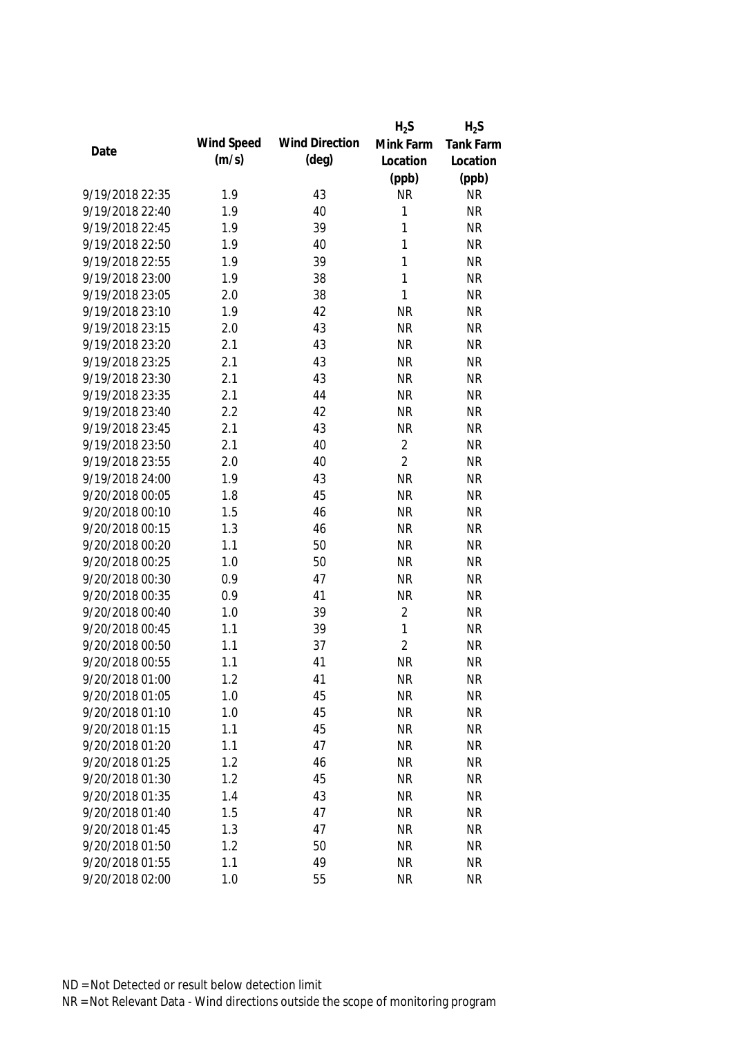| Date | Wind Speed (m/s) | Wind Direction (deg) | $H_2S$ Mink Farm Location (ppb) | $H_2S$ Tank Farm Location (ppb) |
|---|---|---|---|---|
| 9/19/2018 22:35 | 1.9 | 43 | NR | NR |
| 9/19/2018 22:40 | 1.9 | 40 | 1 | NR |
| 9/19/2018 22:45 | 1.9 | 39 | 1 | NR |
| 9/19/2018 22:50 | 1.9 | 40 | 1 | NR |
| 9/19/2018 22:55 | 1.9 | 39 | 1 | NR |
| 9/19/2018 23:00 | 1.9 | 38 | 1 | NR |
| 9/19/2018 23:05 | 2.0 | 38 | 1 | NR |
| 9/19/2018 23:10 | 1.9 | 42 | NR | NR |
| 9/19/2018 23:15 | 2.0 | 43 | NR | NR |
| 9/19/2018 23:20 | 2.1 | 43 | NR | NR |
| 9/19/2018 23:25 | 2.1 | 43 | NR | NR |
| 9/19/2018 23:30 | 2.1 | 43 | NR | NR |
| 9/19/2018 23:35 | 2.1 | 44 | NR | NR |
| 9/19/2018 23:40 | 2.2 | 42 | NR | NR |
| 9/19/2018 23:45 | 2.1 | 43 | NR | NR |
| 9/19/2018 23:50 | 2.1 | 40 | 2 | NR |
| 9/19/2018 23:55 | 2.0 | 40 | 2 | NR |
| 9/19/2018 24:00 | 1.9 | 43 | NR | NR |
| 9/20/2018 00:05 | 1.8 | 45 | NR | NR |
| 9/20/2018 00:10 | 1.5 | 46 | NR | NR |
| 9/20/2018 00:15 | 1.3 | 46 | NR | NR |
| 9/20/2018 00:20 | 1.1 | 50 | NR | NR |
| 9/20/2018 00:25 | 1.0 | 50 | NR | NR |
| 9/20/2018 00:30 | 0.9 | 47 | NR | NR |
| 9/20/2018 00:35 | 0.9 | 41 | NR | NR |
| 9/20/2018 00:40 | 1.0 | 39 | 2 | NR |
| 9/20/2018 00:45 | 1.1 | 39 | 1 | NR |
| 9/20/2018 00:50 | 1.1 | 37 | 2 | NR |
| 9/20/2018 00:55 | 1.1 | 41 | NR | NR |
| 9/20/2018 01:00 | 1.2 | 41 | NR | NR |
| 9/20/2018 01:05 | 1.0 | 45 | NR | NR |
| 9/20/2018 01:10 | 1.0 | 45 | NR | NR |
| 9/20/2018 01:15 | 1.1 | 45 | NR | NR |
| 9/20/2018 01:20 | 1.1 | 47 | NR | NR |
| 9/20/2018 01:25 | 1.2 | 46 | NR | NR |
| 9/20/2018 01:30 | 1.2 | 45 | NR | NR |
| 9/20/2018 01:35 | 1.4 | 43 | NR | NR |
| 9/20/2018 01:40 | 1.5 | 47 | NR | NR |
| 9/20/2018 01:45 | 1.3 | 47 | NR | NR |
| 9/20/2018 01:50 | 1.2 | 50 | NR | NR |
| 9/20/2018 01:55 | 1.1 | 49 | NR | NR |
| 9/20/2018 02:00 | 1.0 | 55 | NR | NR |

ND = Not Detected or result below detection limit

NR = Not Relevant Data - Wind directions outside the scope of monitoring program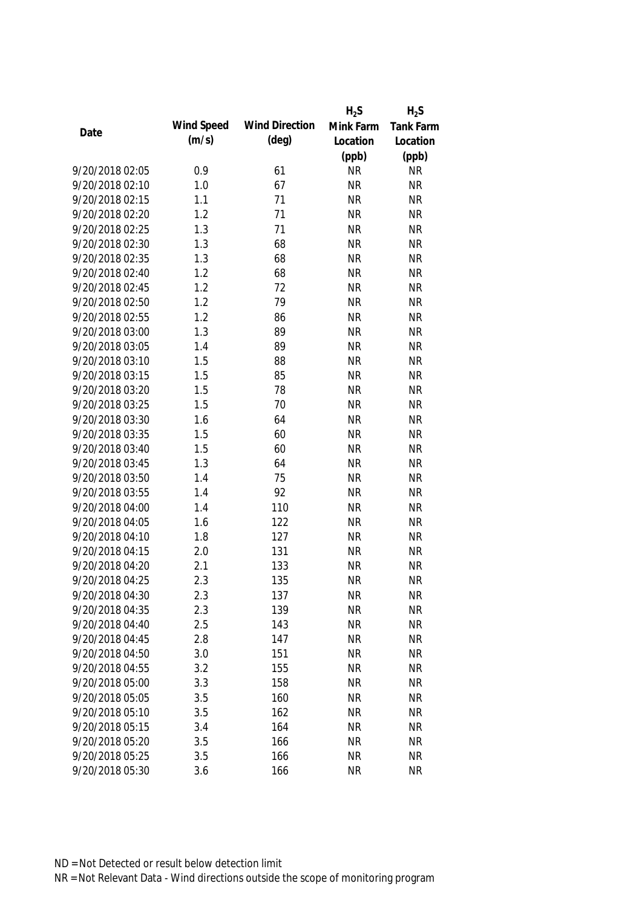| Date | Wind Speed (m/s) | Wind Direction (deg) | $H_2S$ Mink Farm Location (ppb) | $H_2S$ Tank Farm Location (ppb) |
|---|---|---|---|---|
| 9/20/2018 02:05 | 0.9 | 61 | NR | NR |
| 9/20/2018 02:10 | 1.0 | 67 | NR | NR |
| 9/20/2018 02:15 | 1.1 | 71 | NR | NR |
| 9/20/2018 02:20 | 1.2 | 71 | NR | NR |
| 9/20/2018 02:25 | 1.3 | 71 | NR | NR |
| 9/20/2018 02:30 | 1.3 | 68 | NR | NR |
| 9/20/2018 02:35 | 1.3 | 68 | NR | NR |
| 9/20/2018 02:40 | 1.2 | 68 | NR | NR |
| 9/20/2018 02:45 | 1.2 | 72 | NR | NR |
| 9/20/2018 02:50 | 1.2 | 79 | NR | NR |
| 9/20/2018 02:55 | 1.2 | 86 | NR | NR |
| 9/20/2018 03:00 | 1.3 | 89 | NR | NR |
| 9/20/2018 03:05 | 1.4 | 89 | NR | NR |
| 9/20/2018 03:10 | 1.5 | 88 | NR | NR |
| 9/20/2018 03:15 | 1.5 | 85 | NR | NR |
| 9/20/2018 03:20 | 1.5 | 78 | NR | NR |
| 9/20/2018 03:25 | 1.5 | 70 | NR | NR |
| 9/20/2018 03:30 | 1.6 | 64 | NR | NR |
| 9/20/2018 03:35 | 1.5 | 60 | NR | NR |
| 9/20/2018 03:40 | 1.5 | 60 | NR | NR |
| 9/20/2018 03:45 | 1.3 | 64 | NR | NR |
| 9/20/2018 03:50 | 1.4 | 75 | NR | NR |
| 9/20/2018 03:55 | 1.4 | 92 | NR | NR |
| 9/20/2018 04:00 | 1.4 | 110 | NR | NR |
| 9/20/2018 04:05 | 1.6 | 122 | NR | NR |
| 9/20/2018 04:10 | 1.8 | 127 | NR | NR |
| 9/20/2018 04:15 | 2.0 | 131 | NR | NR |
| 9/20/2018 04:20 | 2.1 | 133 | NR | NR |
| 9/20/2018 04:25 | 2.3 | 135 | NR | NR |
| 9/20/2018 04:30 | 2.3 | 137 | NR | NR |
| 9/20/2018 04:35 | 2.3 | 139 | NR | NR |
| 9/20/2018 04:40 | 2.5 | 143 | NR | NR |
| 9/20/2018 04:45 | 2.8 | 147 | NR | NR |
| 9/20/2018 04:50 | 3.0 | 151 | NR | NR |
| 9/20/2018 04:55 | 3.2 | 155 | NR | NR |
| 9/20/2018 05:00 | 3.3 | 158 | NR | NR |
| 9/20/2018 05:05 | 3.5 | 160 | NR | NR |
| 9/20/2018 05:10 | 3.5 | 162 | NR | NR |
| 9/20/2018 05:15 | 3.4 | 164 | NR | NR |
| 9/20/2018 05:20 | 3.5 | 166 | NR | NR |
| 9/20/2018 05:25 | 3.5 | 166 | NR | NR |
| 9/20/2018 05:30 | 3.6 | 166 | NR | NR |

ND = Not Detected or result below detection limit

NR = Not Relevant Data - Wind directions outside the scope of monitoring program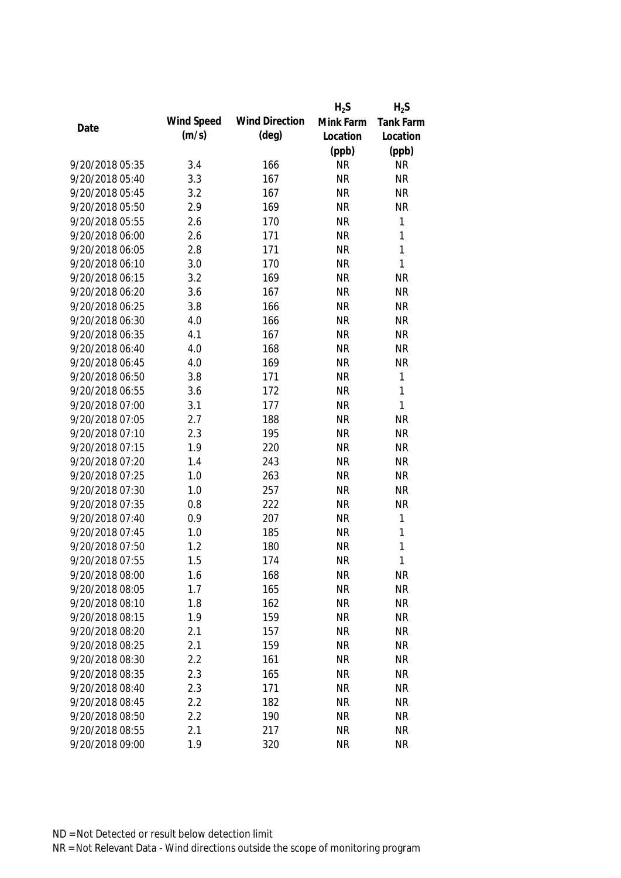| Date | Wind Speed (m/s) | Wind Direction (deg) | $H_2S$ Mink Farm Location (ppb) | $H_2S$ Tank Farm Location (ppb) |
|---|---|---|---|---|
| 9/20/2018 05:35 | 3.4 | 166 | NR | NR |
| 9/20/2018 05:40 | 3.3 | 167 | NR | NR |
| 9/20/2018 05:45 | 3.2 | 167 | NR | NR |
| 9/20/2018 05:50 | 2.9 | 169 | NR | NR |
| 9/20/2018 05:55 | 2.6 | 170 | NR | 1 |
| 9/20/2018 06:00 | 2.6 | 171 | NR | 1 |
| 9/20/2018 06:05 | 2.8 | 171 | NR | 1 |
| 9/20/2018 06:10 | 3.0 | 170 | NR | 1 |
| 9/20/2018 06:15 | 3.2 | 169 | NR | NR |
| 9/20/2018 06:20 | 3.6 | 167 | NR | NR |
| 9/20/2018 06:25 | 3.8 | 166 | NR | NR |
| 9/20/2018 06:30 | 4.0 | 166 | NR | NR |
| 9/20/2018 06:35 | 4.1 | 167 | NR | NR |
| 9/20/2018 06:40 | 4.0 | 168 | NR | NR |
| 9/20/2018 06:45 | 4.0 | 169 | NR | NR |
| 9/20/2018 06:50 | 3.8 | 171 | NR | 1 |
| 9/20/2018 06:55 | 3.6 | 172 | NR | 1 |
| 9/20/2018 07:00 | 3.1 | 177 | NR | 1 |
| 9/20/2018 07:05 | 2.7 | 188 | NR | NR |
| 9/20/2018 07:10 | 2.3 | 195 | NR | NR |
| 9/20/2018 07:15 | 1.9 | 220 | NR | NR |
| 9/20/2018 07:20 | 1.4 | 243 | NR | NR |
| 9/20/2018 07:25 | 1.0 | 263 | NR | NR |
| 9/20/2018 07:30 | 1.0 | 257 | NR | NR |
| 9/20/2018 07:35 | 0.8 | 222 | NR | NR |
| 9/20/2018 07:40 | 0.9 | 207 | NR | 1 |
| 9/20/2018 07:45 | 1.0 | 185 | NR | 1 |
| 9/20/2018 07:50 | 1.2 | 180 | NR | 1 |
| 9/20/2018 07:55 | 1.5 | 174 | NR | 1 |
| 9/20/2018 08:00 | 1.6 | 168 | NR | NR |
| 9/20/2018 08:05 | 1.7 | 165 | NR | NR |
| 9/20/2018 08:10 | 1.8 | 162 | NR | NR |
| 9/20/2018 08:15 | 1.9 | 159 | NR | NR |
| 9/20/2018 08:20 | 2.1 | 157 | NR | NR |
| 9/20/2018 08:25 | 2.1 | 159 | NR | NR |
| 9/20/2018 08:30 | 2.2 | 161 | NR | NR |
| 9/20/2018 08:35 | 2.3 | 165 | NR | NR |
| 9/20/2018 08:40 | 2.3 | 171 | NR | NR |
| 9/20/2018 08:45 | 2.2 | 182 | NR | NR |
| 9/20/2018 08:50 | 2.2 | 190 | NR | NR |
| 9/20/2018 08:55 | 2.1 | 217 | NR | NR |
| 9/20/2018 09:00 | 1.9 | 320 | NR | NR |

ND = Not Detected or result below detection limit

NR = Not Relevant Data - Wind directions outside the scope of monitoring program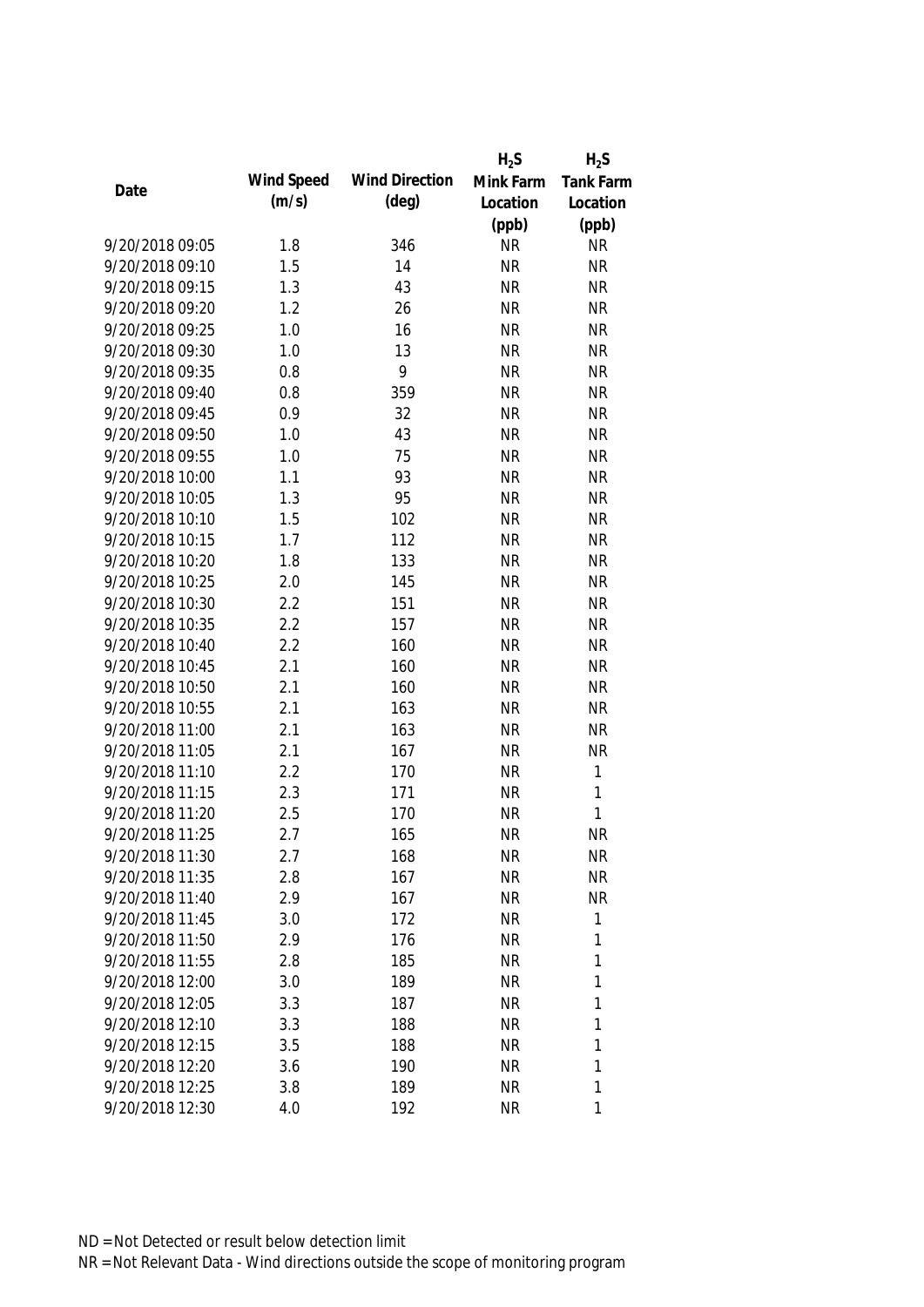| Date | Wind Speed (m/s) | Wind Direction (deg) | $H_2S$ Mink Farm Location (ppb) | $H_2S$ Tank Farm Location (ppb) |
|---|---|---|---|---|
| 9/20/2018 09:05 | 1.8 | 346 | NR | NR |
| 9/20/2018 09:10 | 1.5 | 14 | NR | NR |
| 9/20/2018 09:15 | 1.3 | 43 | NR | NR |
| 9/20/2018 09:20 | 1.2 | 26 | NR | NR |
| 9/20/2018 09:25 | 1.0 | 16 | NR | NR |
| 9/20/2018 09:30 | 1.0 | 13 | NR | NR |
| 9/20/2018 09:35 | 0.8 | 9 | NR | NR |
| 9/20/2018 09:40 | 0.8 | 359 | NR | NR |
| 9/20/2018 09:45 | 0.9 | 32 | NR | NR |
| 9/20/2018 09:50 | 1.0 | 43 | NR | NR |
| 9/20/2018 09:55 | 1.0 | 75 | NR | NR |
| 9/20/2018 10:00 | 1.1 | 93 | NR | NR |
| 9/20/2018 10:05 | 1.3 | 95 | NR | NR |
| 9/20/2018 10:10 | 1.5 | 102 | NR | NR |
| 9/20/2018 10:15 | 1.7 | 112 | NR | NR |
| 9/20/2018 10:20 | 1.8 | 133 | NR | NR |
| 9/20/2018 10:25 | 2.0 | 145 | NR | NR |
| 9/20/2018 10:30 | 2.2 | 151 | NR | NR |
| 9/20/2018 10:35 | 2.2 | 157 | NR | NR |
| 9/20/2018 10:40 | 2.2 | 160 | NR | NR |
| 9/20/2018 10:45 | 2.1 | 160 | NR | NR |
| 9/20/2018 10:50 | 2.1 | 160 | NR | NR |
| 9/20/2018 10:55 | 2.1 | 163 | NR | NR |
| 9/20/2018 11:00 | 2.1 | 163 | NR | NR |
| 9/20/2018 11:05 | 2.1 | 167 | NR | NR |
| 9/20/2018 11:10 | 2.2 | 170 | NR | 1 |
| 9/20/2018 11:15 | 2.3 | 171 | NR | 1 |
| 9/20/2018 11:20 | 2.5 | 170 | NR | 1 |
| 9/20/2018 11:25 | 2.7 | 165 | NR | NR |
| 9/20/2018 11:30 | 2.7 | 168 | NR | NR |
| 9/20/2018 11:35 | 2.8 | 167 | NR | NR |
| 9/20/2018 11:40 | 2.9 | 167 | NR | NR |
| 9/20/2018 11:45 | 3.0 | 172 | NR | 1 |
| 9/20/2018 11:50 | 2.9 | 176 | NR | 1 |
| 9/20/2018 11:55 | 2.8 | 185 | NR | 1 |
| 9/20/2018 12:00 | 3.0 | 189 | NR | 1 |
| 9/20/2018 12:05 | 3.3 | 187 | NR | 1 |
| 9/20/2018 12:10 | 3.3 | 188 | NR | 1 |
| 9/20/2018 12:15 | 3.5 | 188 | NR | 1 |
| 9/20/2018 12:20 | 3.6 | 190 | NR | 1 |
| 9/20/2018 12:25 | 3.8 | 189 | NR | 1 |
| 9/20/2018 12:30 | 4.0 | 192 | NR | 1 |

ND = Not Detected or result below detection limit

NR = Not Relevant Data - Wind directions outside the scope of monitoring program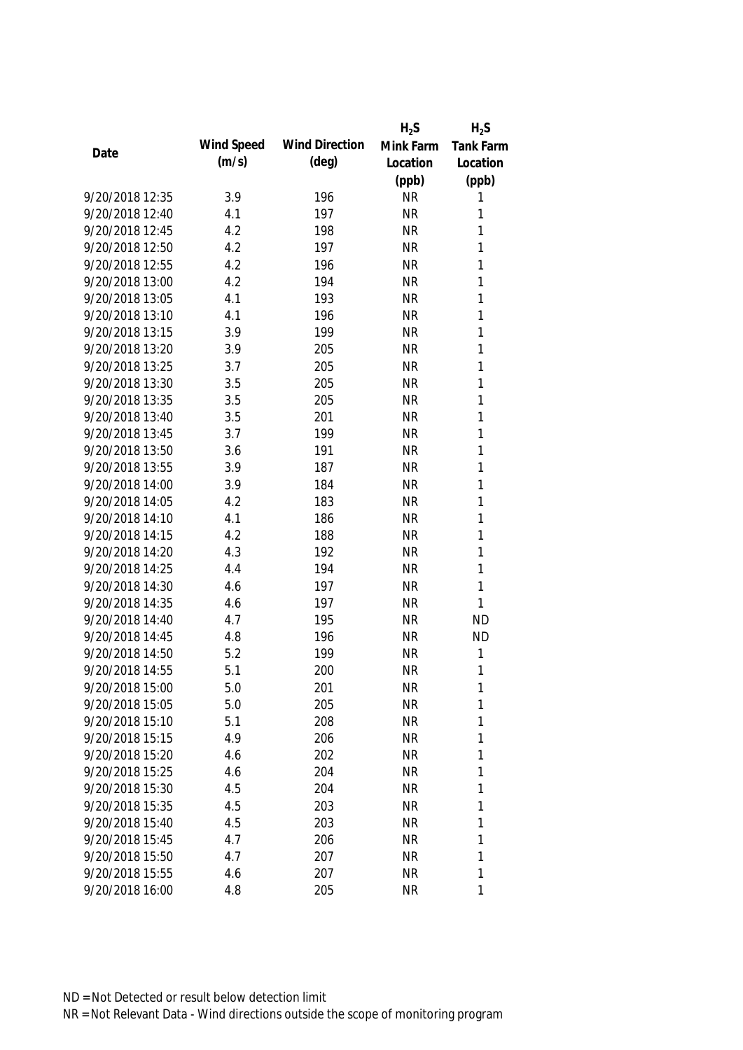| Date | Wind Speed (m/s) | Wind Direction (deg) | $H_2S$ Mink Farm Location (ppb) | $H_2S$ Tank Farm Location (ppb) |
|---|---|---|---|---|
| 9/20/2018 12:35 | 3.9 | 196 | NR | 1 |
| 9/20/2018 12:40 | 4.1 | 197 | NR | 1 |
| 9/20/2018 12:45 | 4.2 | 198 | NR | 1 |
| 9/20/2018 12:50 | 4.2 | 197 | NR | 1 |
| 9/20/2018 12:55 | 4.2 | 196 | NR | 1 |
| 9/20/2018 13:00 | 4.2 | 194 | NR | 1 |
| 9/20/2018 13:05 | 4.1 | 193 | NR | 1 |
| 9/20/2018 13:10 | 4.1 | 196 | NR | 1 |
| 9/20/2018 13:15 | 3.9 | 199 | NR | 1 |
| 9/20/2018 13:20 | 3.9 | 205 | NR | 1 |
| 9/20/2018 13:25 | 3.7 | 205 | NR | 1 |
| 9/20/2018 13:30 | 3.5 | 205 | NR | 1 |
| 9/20/2018 13:35 | 3.5 | 205 | NR | 1 |
| 9/20/2018 13:40 | 3.5 | 201 | NR | 1 |
| 9/20/2018 13:45 | 3.7 | 199 | NR | 1 |
| 9/20/2018 13:50 | 3.6 | 191 | NR | 1 |
| 9/20/2018 13:55 | 3.9 | 187 | NR | 1 |
| 9/20/2018 14:00 | 3.9 | 184 | NR | 1 |
| 9/20/2018 14:05 | 4.2 | 183 | NR | 1 |
| 9/20/2018 14:10 | 4.1 | 186 | NR | 1 |
| 9/20/2018 14:15 | 4.2 | 188 | NR | 1 |
| 9/20/2018 14:20 | 4.3 | 192 | NR | 1 |
| 9/20/2018 14:25 | 4.4 | 194 | NR | 1 |
| 9/20/2018 14:30 | 4.6 | 197 | NR | 1 |
| 9/20/2018 14:35 | 4.6 | 197 | NR | 1 |
| 9/20/2018 14:40 | 4.7 | 195 | NR | ND |
| 9/20/2018 14:45 | 4.8 | 196 | NR | ND |
| 9/20/2018 14:50 | 5.2 | 199 | NR | 1 |
| 9/20/2018 14:55 | 5.1 | 200 | NR | 1 |
| 9/20/2018 15:00 | 5.0 | 201 | NR | 1 |
| 9/20/2018 15:05 | 5.0 | 205 | NR | 1 |
| 9/20/2018 15:10 | 5.1 | 208 | NR | 1 |
| 9/20/2018 15:15 | 4.9 | 206 | NR | 1 |
| 9/20/2018 15:20 | 4.6 | 202 | NR | 1 |
| 9/20/2018 15:25 | 4.6 | 204 | NR | 1 |
| 9/20/2018 15:30 | 4.5 | 204 | NR | 1 |
| 9/20/2018 15:35 | 4.5 | 203 | NR | 1 |
| 9/20/2018 15:40 | 4.5 | 203 | NR | 1 |
| 9/20/2018 15:45 | 4.7 | 206 | NR | 1 |
| 9/20/2018 15:50 | 4.7 | 207 | NR | 1 |
| 9/20/2018 15:55 | 4.6 | 207 | NR | 1 |
| 9/20/2018 16:00 | 4.8 | 205 | NR | 1 |

ND = Not Detected or result below detection limit

NR = Not Relevant Data - Wind directions outside the scope of monitoring program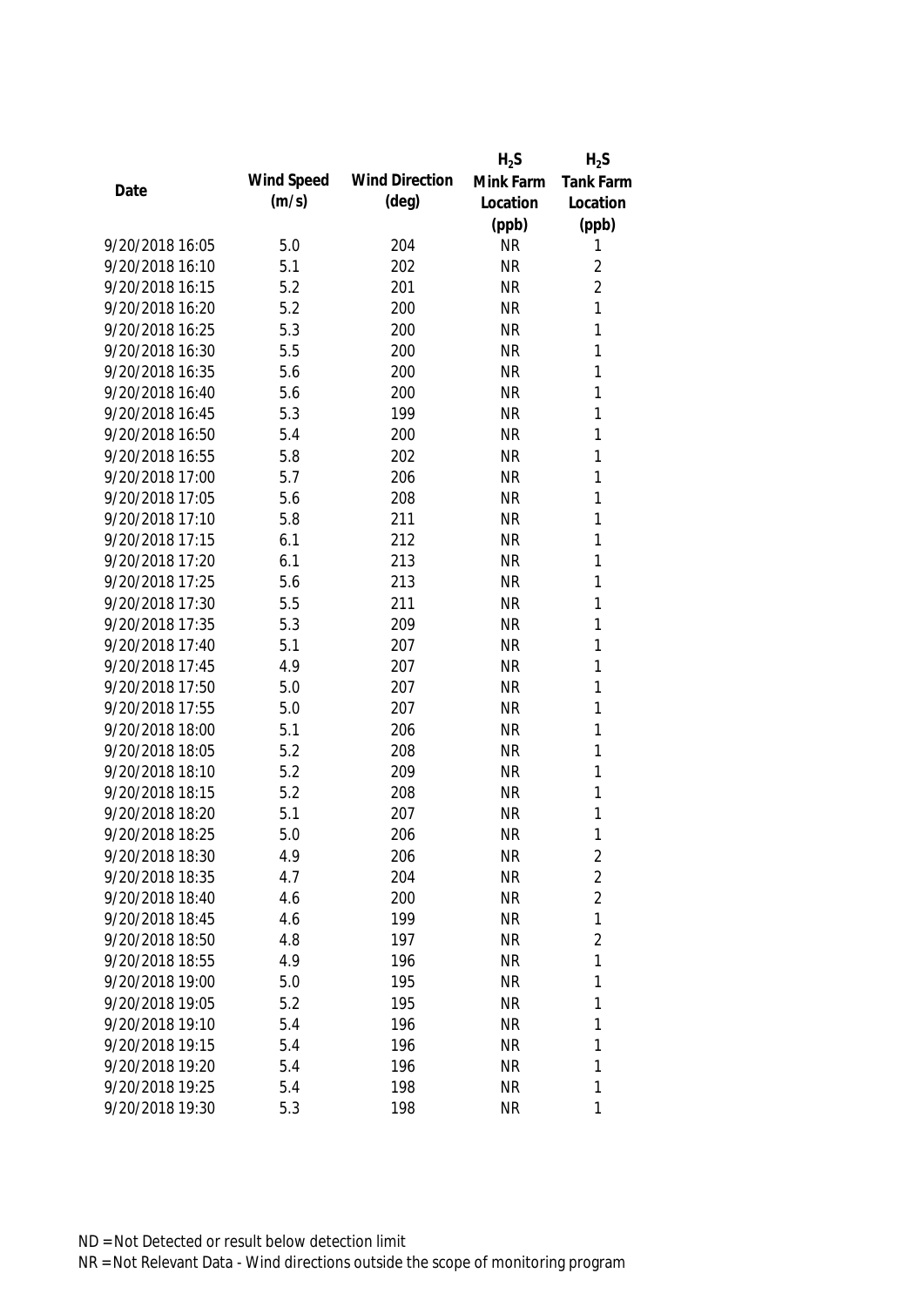| Date | Wind Speed (m/s) | Wind Direction (deg) | $H_2S$ Mink Farm Location (ppb) | $H_2S$ Tank Farm Location (ppb) |
|---|---|---|---|---|
| 9/20/2018 16:05 | 5.0 | 204 | NR | 1 |
| 9/20/2018 16:10 | 5.1 | 202 | NR | 2 |
| 9/20/2018 16:15 | 5.2 | 201 | NR | 2 |
| 9/20/2018 16:20 | 5.2 | 200 | NR | 1 |
| 9/20/2018 16:25 | 5.3 | 200 | NR | 1 |
| 9/20/2018 16:30 | 5.5 | 200 | NR | 1 |
| 9/20/2018 16:35 | 5.6 | 200 | NR | 1 |
| 9/20/2018 16:40 | 5.6 | 200 | NR | 1 |
| 9/20/2018 16:45 | 5.3 | 199 | NR | 1 |
| 9/20/2018 16:50 | 5.4 | 200 | NR | 1 |
| 9/20/2018 16:55 | 5.8 | 202 | NR | 1 |
| 9/20/2018 17:00 | 5.7 | 206 | NR | 1 |
| 9/20/2018 17:05 | 5.6 | 208 | NR | 1 |
| 9/20/2018 17:10 | 5.8 | 211 | NR | 1 |
| 9/20/2018 17:15 | 6.1 | 212 | NR | 1 |
| 9/20/2018 17:20 | 6.1 | 213 | NR | 1 |
| 9/20/2018 17:25 | 5.6 | 213 | NR | 1 |
| 9/20/2018 17:30 | 5.5 | 211 | NR | 1 |
| 9/20/2018 17:35 | 5.3 | 209 | NR | 1 |
| 9/20/2018 17:40 | 5.1 | 207 | NR | 1 |
| 9/20/2018 17:45 | 4.9 | 207 | NR | 1 |
| 9/20/2018 17:50 | 5.0 | 207 | NR | 1 |
| 9/20/2018 17:55 | 5.0 | 207 | NR | 1 |
| 9/20/2018 18:00 | 5.1 | 206 | NR | 1 |
| 9/20/2018 18:05 | 5.2 | 208 | NR | 1 |
| 9/20/2018 18:10 | 5.2 | 209 | NR | 1 |
| 9/20/2018 18:15 | 5.2 | 208 | NR | 1 |
| 9/20/2018 18:20 | 5.1 | 207 | NR | 1 |
| 9/20/2018 18:25 | 5.0 | 206 | NR | 1 |
| 9/20/2018 18:30 | 4.9 | 206 | NR | 2 |
| 9/20/2018 18:35 | 4.7 | 204 | NR | 2 |
| 9/20/2018 18:40 | 4.6 | 200 | NR | 2 |
| 9/20/2018 18:45 | 4.6 | 199 | NR | 1 |
| 9/20/2018 18:50 | 4.8 | 197 | NR | 2 |
| 9/20/2018 18:55 | 4.9 | 196 | NR | 1 |
| 9/20/2018 19:00 | 5.0 | 195 | NR | 1 |
| 9/20/2018 19:05 | 5.2 | 195 | NR | 1 |
| 9/20/2018 19:10 | 5.4 | 196 | NR | 1 |
| 9/20/2018 19:15 | 5.4 | 196 | NR | 1 |
| 9/20/2018 19:20 | 5.4 | 196 | NR | 1 |
| 9/20/2018 19:25 | 5.4 | 198 | NR | 1 |
| 9/20/2018 19:30 | 5.3 | 198 | NR | 1 |

ND = Not Detected or result below detection limit

NR = Not Relevant Data - Wind directions outside the scope of monitoring program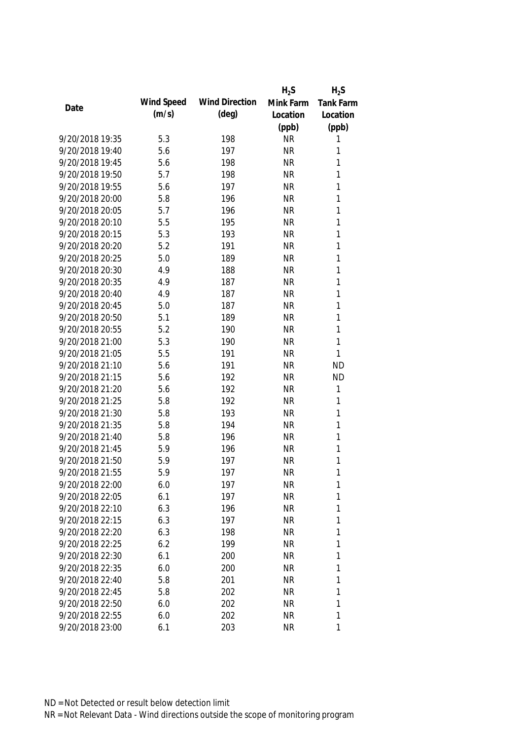| Date | Wind Speed (m/s) | Wind Direction (deg) | $H_2S$ Mink Farm Location (ppb) | $H_2S$ Tank Farm Location (ppb) |
|---|---|---|---|---|
| 9/20/2018 19:35 | 5.3 | 198 | NR | 1 |
| 9/20/2018 19:40 | 5.6 | 197 | NR | 1 |
| 9/20/2018 19:45 | 5.6 | 198 | NR | 1 |
| 9/20/2018 19:50 | 5.7 | 198 | NR | 1 |
| 9/20/2018 19:55 | 5.6 | 197 | NR | 1 |
| 9/20/2018 20:00 | 5.8 | 196 | NR | 1 |
| 9/20/2018 20:05 | 5.7 | 196 | NR | 1 |
| 9/20/2018 20:10 | 5.5 | 195 | NR | 1 |
| 9/20/2018 20:15 | 5.3 | 193 | NR | 1 |
| 9/20/2018 20:20 | 5.2 | 191 | NR | 1 |
| 9/20/2018 20:25 | 5.0 | 189 | NR | 1 |
| 9/20/2018 20:30 | 4.9 | 188 | NR | 1 |
| 9/20/2018 20:35 | 4.9 | 187 | NR | 1 |
| 9/20/2018 20:40 | 4.9 | 187 | NR | 1 |
| 9/20/2018 20:45 | 5.0 | 187 | NR | 1 |
| 9/20/2018 20:50 | 5.1 | 189 | NR | 1 |
| 9/20/2018 20:55 | 5.2 | 190 | NR | 1 |
| 9/20/2018 21:00 | 5.3 | 190 | NR | 1 |
| 9/20/2018 21:05 | 5.5 | 191 | NR | 1 |
| 9/20/2018 21:10 | 5.6 | 191 | NR | ND |
| 9/20/2018 21:15 | 5.6 | 192 | NR | ND |
| 9/20/2018 21:20 | 5.6 | 192 | NR | 1 |
| 9/20/2018 21:25 | 5.8 | 192 | NR | 1 |
| 9/20/2018 21:30 | 5.8 | 193 | NR | 1 |
| 9/20/2018 21:35 | 5.8 | 194 | NR | 1 |
| 9/20/2018 21:40 | 5.8 | 196 | NR | 1 |
| 9/20/2018 21:45 | 5.9 | 196 | NR | 1 |
| 9/20/2018 21:50 | 5.9 | 197 | NR | 1 |
| 9/20/2018 21:55 | 5.9 | 197 | NR | 1 |
| 9/20/2018 22:00 | 6.0 | 197 | NR | 1 |
| 9/20/2018 22:05 | 6.1 | 197 | NR | 1 |
| 9/20/2018 22:10 | 6.3 | 196 | NR | 1 |
| 9/20/2018 22:15 | 6.3 | 197 | NR | 1 |
| 9/20/2018 22:20 | 6.3 | 198 | NR | 1 |
| 9/20/2018 22:25 | 6.2 | 199 | NR | 1 |
| 9/20/2018 22:30 | 6.1 | 200 | NR | 1 |
| 9/20/2018 22:35 | 6.0 | 200 | NR | 1 |
| 9/20/2018 22:40 | 5.8 | 201 | NR | 1 |
| 9/20/2018 22:45 | 5.8 | 202 | NR | 1 |
| 9/20/2018 22:50 | 6.0 | 202 | NR | 1 |
| 9/20/2018 22:55 | 6.0 | 202 | NR | 1 |
| 9/20/2018 23:00 | 6.1 | 203 | NR | 1 |

ND = Not Detected or result below detection limit

NR = Not Relevant Data - Wind directions outside the scope of monitoring program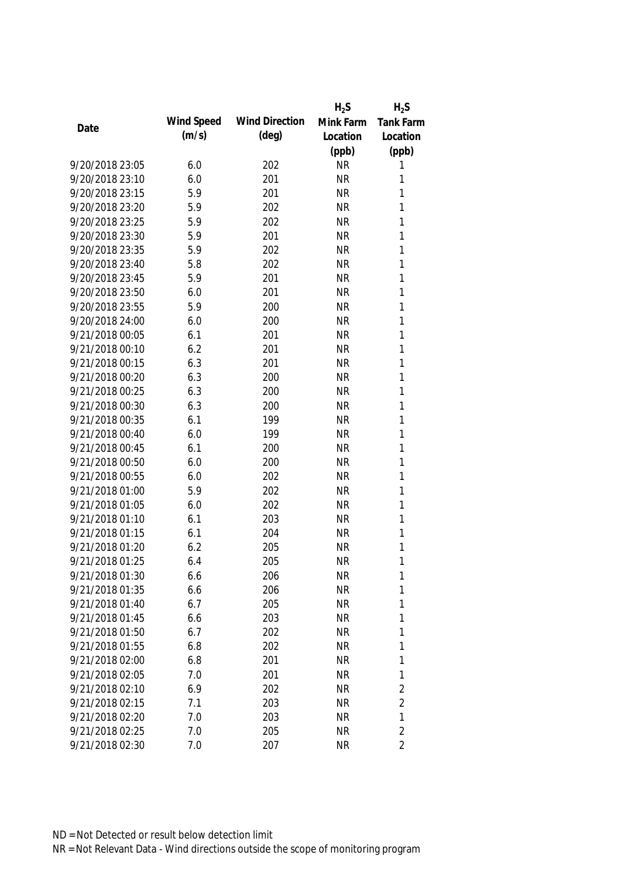| Date | Wind Speed (m/s) | Wind Direction (deg) | $H_2S$ Mink Farm Location (ppb) | $H_2S$ Tank Farm Location (ppb) |
|---|---|---|---|---|
| 9/20/2018 23:05 | 6.0 | 202 | NR | 1 |
| 9/20/2018 23:10 | 6.0 | 201 | NR | 1 |
| 9/20/2018 23:15 | 5.9 | 201 | NR | 1 |
| 9/20/2018 23:20 | 5.9 | 202 | NR | 1 |
| 9/20/2018 23:25 | 5.9 | 202 | NR | 1 |
| 9/20/2018 23:30 | 5.9 | 201 | NR | 1 |
| 9/20/2018 23:35 | 5.9 | 202 | NR | 1 |
| 9/20/2018 23:40 | 5.8 | 202 | NR | 1 |
| 9/20/2018 23:45 | 5.9 | 201 | NR | 1 |
| 9/20/2018 23:50 | 6.0 | 201 | NR | 1 |
| 9/20/2018 23:55 | 5.9 | 200 | NR | 1 |
| 9/20/2018 24:00 | 6.0 | 200 | NR | 1 |
| 9/21/2018 00:05 | 6.1 | 201 | NR | 1 |
| 9/21/2018 00:10 | 6.2 | 201 | NR | 1 |
| 9/21/2018 00:15 | 6.3 | 201 | NR | 1 |
| 9/21/2018 00:20 | 6.3 | 200 | NR | 1 |
| 9/21/2018 00:25 | 6.3 | 200 | NR | 1 |
| 9/21/2018 00:30 | 6.3 | 200 | NR | 1 |
| 9/21/2018 00:35 | 6.1 | 199 | NR | 1 |
| 9/21/2018 00:40 | 6.0 | 199 | NR | 1 |
| 9/21/2018 00:45 | 6.1 | 200 | NR | 1 |
| 9/21/2018 00:50 | 6.0 | 200 | NR | 1 |
| 9/21/2018 00:55 | 6.0 | 202 | NR | 1 |
| 9/21/2018 01:00 | 5.9 | 202 | NR | 1 |
| 9/21/2018 01:05 | 6.0 | 202 | NR | 1 |
| 9/21/2018 01:10 | 6.1 | 203 | NR | 1 |
| 9/21/2018 01:15 | 6.1 | 204 | NR | 1 |
| 9/21/2018 01:20 | 6.2 | 205 | NR | 1 |
| 9/21/2018 01:25 | 6.4 | 205 | NR | 1 |
| 9/21/2018 01:30 | 6.6 | 206 | NR | 1 |
| 9/21/2018 01:35 | 6.6 | 206 | NR | 1 |
| 9/21/2018 01:40 | 6.7 | 205 | NR | 1 |
| 9/21/2018 01:45 | 6.6 | 203 | NR | 1 |
| 9/21/2018 01:50 | 6.7 | 202 | NR | 1 |
| 9/21/2018 01:55 | 6.8 | 202 | NR | 1 |
| 9/21/2018 02:00 | 6.8 | 201 | NR | 1 |
| 9/21/2018 02:05 | 7.0 | 201 | NR | 1 |
| 9/21/2018 02:10 | 6.9 | 202 | NR | 2 |
| 9/21/2018 02:15 | 7.1 | 203 | NR | 2 |
| 9/21/2018 02:20 | 7.0 | 203 | NR | 1 |
| 9/21/2018 02:25 | 7.0 | 205 | NR | 2 |
| 9/21/2018 02:30 | 7.0 | 207 | NR | 2 |

ND = Not Detected or result below detection limit

NR = Not Relevant Data - Wind directions outside the scope of monitoring program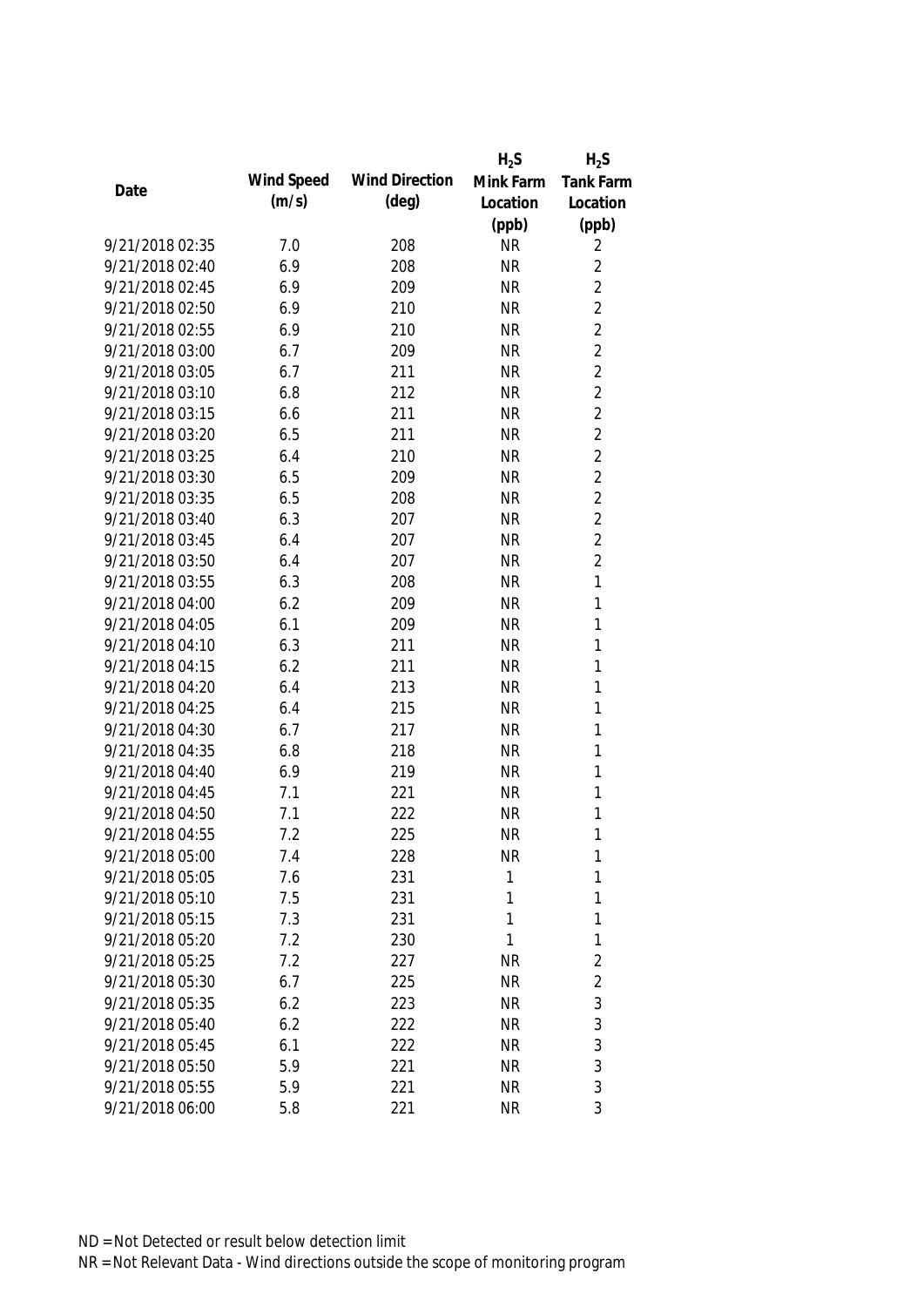| Date | Wind Speed (m/s) | Wind Direction (deg) | $H_2S$ Mink Farm Location (ppb) | $H_2S$ Tank Farm Location (ppb) |
|---|---|---|---|---|
| 9/21/2018 02:35 | 7.0 | 208 | NR | 2 |
| 9/21/2018 02:40 | 6.9 | 208 | NR | 2 |
| 9/21/2018 02:45 | 6.9 | 209 | NR | 2 |
| 9/21/2018 02:50 | 6.9 | 210 | NR | 2 |
| 9/21/2018 02:55 | 6.9 | 210 | NR | 2 |
| 9/21/2018 03:00 | 6.7 | 209 | NR | 2 |
| 9/21/2018 03:05 | 6.7 | 211 | NR | 2 |
| 9/21/2018 03:10 | 6.8 | 212 | NR | 2 |
| 9/21/2018 03:15 | 6.6 | 211 | NR | 2 |
| 9/21/2018 03:20 | 6.5 | 211 | NR | 2 |
| 9/21/2018 03:25 | 6.4 | 210 | NR | 2 |
| 9/21/2018 03:30 | 6.5 | 209 | NR | 2 |
| 9/21/2018 03:35 | 6.5 | 208 | NR | 2 |
| 9/21/2018 03:40 | 6.3 | 207 | NR | 2 |
| 9/21/2018 03:45 | 6.4 | 207 | NR | 2 |
| 9/21/2018 03:50 | 6.4 | 207 | NR | 2 |
| 9/21/2018 03:55 | 6.3 | 208 | NR | 1 |
| 9/21/2018 04:00 | 6.2 | 209 | NR | 1 |
| 9/21/2018 04:05 | 6.1 | 209 | NR | 1 |
| 9/21/2018 04:10 | 6.3 | 211 | NR | 1 |
| 9/21/2018 04:15 | 6.2 | 211 | NR | 1 |
| 9/21/2018 04:20 | 6.4 | 213 | NR | 1 |
| 9/21/2018 04:25 | 6.4 | 215 | NR | 1 |
| 9/21/2018 04:30 | 6.7 | 217 | NR | 1 |
| 9/21/2018 04:35 | 6.8 | 218 | NR | 1 |
| 9/21/2018 04:40 | 6.9 | 219 | NR | 1 |
| 9/21/2018 04:45 | 7.1 | 221 | NR | 1 |
| 9/21/2018 04:50 | 7.1 | 222 | NR | 1 |
| 9/21/2018 04:55 | 7.2 | 225 | NR | 1 |
| 9/21/2018 05:00 | 7.4 | 228 | NR | 1 |
| 9/21/2018 05:05 | 7.6 | 231 | 1 | 1 |
| 9/21/2018 05:10 | 7.5 | 231 | 1 | 1 |
| 9/21/2018 05:15 | 7.3 | 231 | 1 | 1 |
| 9/21/2018 05:20 | 7.2 | 230 | 1 | 1 |
| 9/21/2018 05:25 | 7.2 | 227 | NR | 2 |
| 9/21/2018 05:30 | 6.7 | 225 | NR | 2 |
| 9/21/2018 05:35 | 6.2 | 223 | NR | 3 |
| 9/21/2018 05:40 | 6.2 | 222 | NR | 3 |
| 9/21/2018 05:45 | 6.1 | 222 | NR | 3 |
| 9/21/2018 05:50 | 5.9 | 221 | NR | 3 |
| 9/21/2018 05:55 | 5.9 | 221 | NR | 3 |
| 9/21/2018 06:00 | 5.8 | 221 | NR | 3 |

ND = Not Detected or result below detection limit

NR = Not Relevant Data - Wind directions outside the scope of monitoring program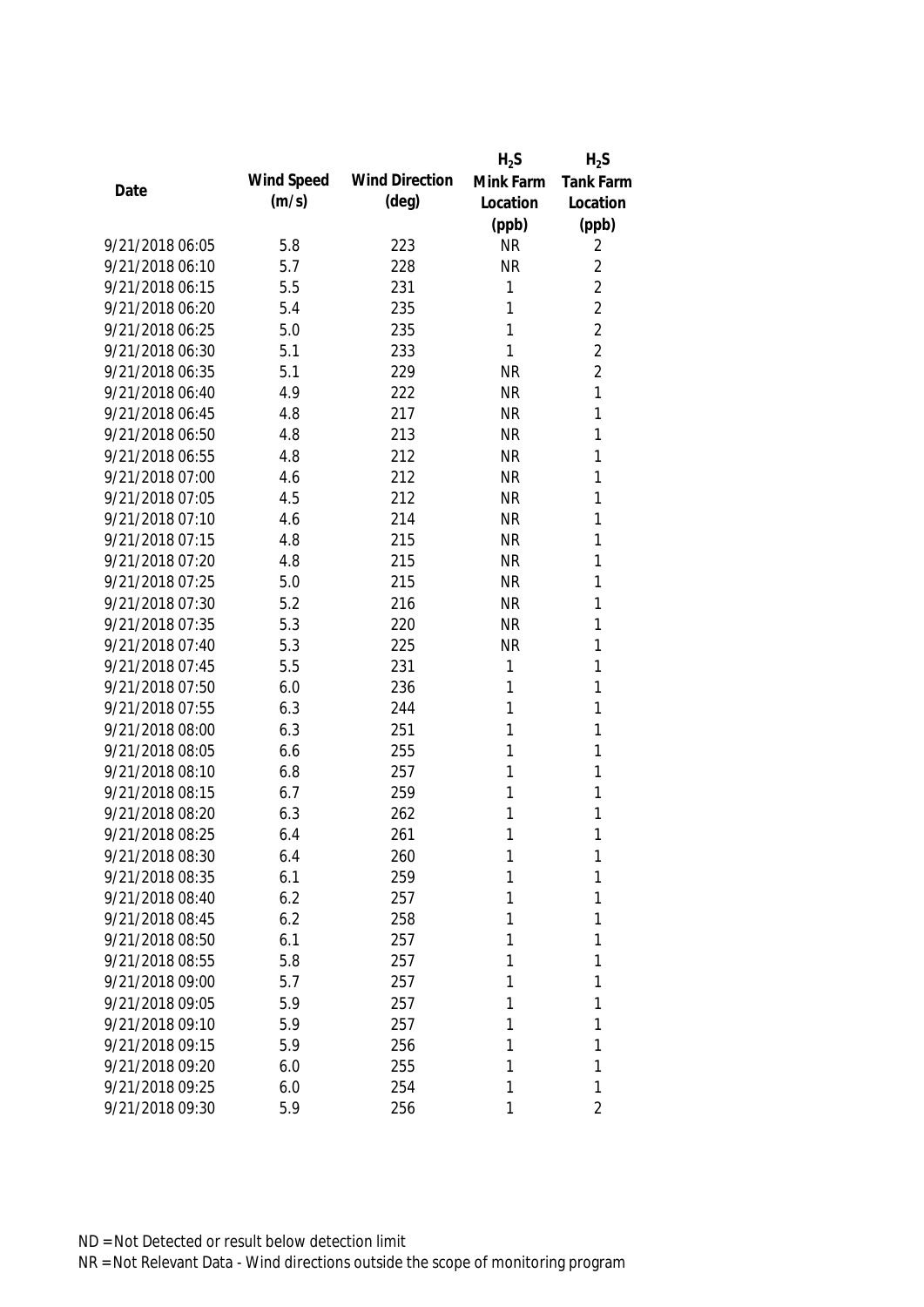| Date | Wind Speed (m/s) | Wind Direction (deg) | $H_2S$ Mink Farm Location (ppb) | $H_2S$ Tank Farm Location (ppb) |
|---|---|---|---|---|
| 9/21/2018 06:05 | 5.8 | 223 | NR | 2 |
| 9/21/2018 06:10 | 5.7 | 228 | NR | 2 |
| 9/21/2018 06:15 | 5.5 | 231 | 1 | 2 |
| 9/21/2018 06:20 | 5.4 | 235 | 1 | 2 |
| 9/21/2018 06:25 | 5.0 | 235 | 1 | 2 |
| 9/21/2018 06:30 | 5.1 | 233 | 1 | 2 |
| 9/21/2018 06:35 | 5.1 | 229 | NR | 2 |
| 9/21/2018 06:40 | 4.9 | 222 | NR | 1 |
| 9/21/2018 06:45 | 4.8 | 217 | NR | 1 |
| 9/21/2018 06:50 | 4.8 | 213 | NR | 1 |
| 9/21/2018 06:55 | 4.8 | 212 | NR | 1 |
| 9/21/2018 07:00 | 4.6 | 212 | NR | 1 |
| 9/21/2018 07:05 | 4.5 | 212 | NR | 1 |
| 9/21/2018 07:10 | 4.6 | 214 | NR | 1 |
| 9/21/2018 07:15 | 4.8 | 215 | NR | 1 |
| 9/21/2018 07:20 | 4.8 | 215 | NR | 1 |
| 9/21/2018 07:25 | 5.0 | 215 | NR | 1 |
| 9/21/2018 07:30 | 5.2 | 216 | NR | 1 |
| 9/21/2018 07:35 | 5.3 | 220 | NR | 1 |
| 9/21/2018 07:40 | 5.3 | 225 | NR | 1 |
| 9/21/2018 07:45 | 5.5 | 231 | 1 | 1 |
| 9/21/2018 07:50 | 6.0 | 236 | 1 | 1 |
| 9/21/2018 07:55 | 6.3 | 244 | 1 | 1 |
| 9/21/2018 08:00 | 6.3 | 251 | 1 | 1 |
| 9/21/2018 08:05 | 6.6 | 255 | 1 | 1 |
| 9/21/2018 08:10 | 6.8 | 257 | 1 | 1 |
| 9/21/2018 08:15 | 6.7 | 259 | 1 | 1 |
| 9/21/2018 08:20 | 6.3 | 262 | 1 | 1 |
| 9/21/2018 08:25 | 6.4 | 261 | 1 | 1 |
| 9/21/2018 08:30 | 6.4 | 260 | 1 | 1 |
| 9/21/2018 08:35 | 6.1 | 259 | 1 | 1 |
| 9/21/2018 08:40 | 6.2 | 257 | 1 | 1 |
| 9/21/2018 08:45 | 6.2 | 258 | 1 | 1 |
| 9/21/2018 08:50 | 6.1 | 257 | 1 | 1 |
| 9/21/2018 08:55 | 5.8 | 257 | 1 | 1 |
| 9/21/2018 09:00 | 5.7 | 257 | 1 | 1 |
| 9/21/2018 09:05 | 5.9 | 257 | 1 | 1 |
| 9/21/2018 09:10 | 5.9 | 257 | 1 | 1 |
| 9/21/2018 09:15 | 5.9 | 256 | 1 | 1 |
| 9/21/2018 09:20 | 6.0 | 255 | 1 | 1 |
| 9/21/2018 09:25 | 6.0 | 254 | 1 | 1 |
| 9/21/2018 09:30 | 5.9 | 256 | 1 | 2 |

ND = Not Detected or result below detection limit

NR = Not Relevant Data - Wind directions outside the scope of monitoring program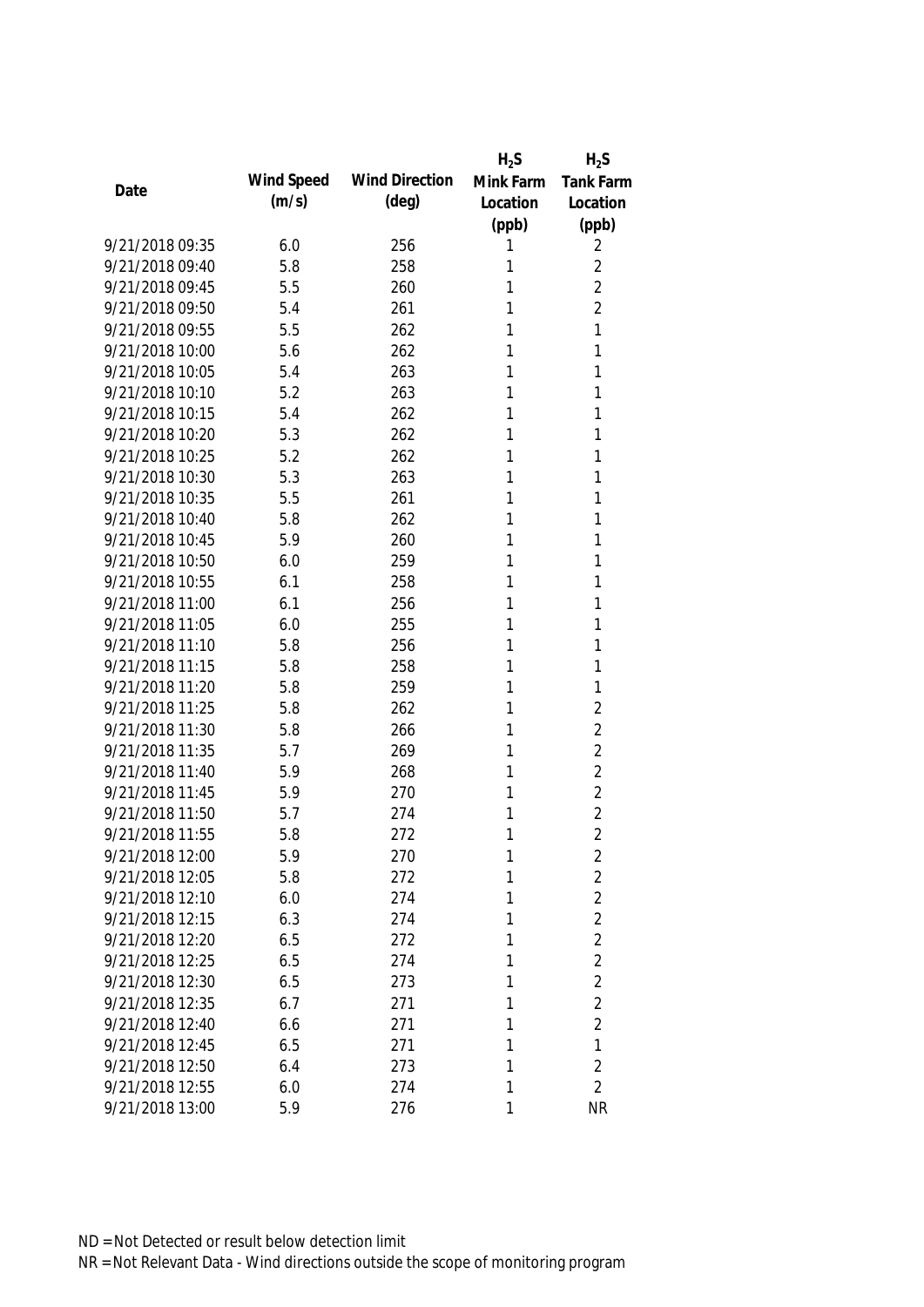| Date | Wind Speed (m/s) | Wind Direction (deg) | $H_2S$ Mink Farm Location (ppb) | $H_2S$ Tank Farm Location (ppb) |
|---|---|---|---|---|
| 9/21/2018 09:35 | 6.0 | 256 | 1 | 2 |
| 9/21/2018 09:40 | 5.8 | 258 | 1 | 2 |
| 9/21/2018 09:45 | 5.5 | 260 | 1 | 2 |
| 9/21/2018 09:50 | 5.4 | 261 | 1 | 2 |
| 9/21/2018 09:55 | 5.5 | 262 | 1 | 1 |
| 9/21/2018 10:00 | 5.6 | 262 | 1 | 1 |
| 9/21/2018 10:05 | 5.4 | 263 | 1 | 1 |
| 9/21/2018 10:10 | 5.2 | 263 | 1 | 1 |
| 9/21/2018 10:15 | 5.4 | 262 | 1 | 1 |
| 9/21/2018 10:20 | 5.3 | 262 | 1 | 1 |
| 9/21/2018 10:25 | 5.2 | 262 | 1 | 1 |
| 9/21/2018 10:30 | 5.3 | 263 | 1 | 1 |
| 9/21/2018 10:35 | 5.5 | 261 | 1 | 1 |
| 9/21/2018 10:40 | 5.8 | 262 | 1 | 1 |
| 9/21/2018 10:45 | 5.9 | 260 | 1 | 1 |
| 9/21/2018 10:50 | 6.0 | 259 | 1 | 1 |
| 9/21/2018 10:55 | 6.1 | 258 | 1 | 1 |
| 9/21/2018 11:00 | 6.1 | 256 | 1 | 1 |
| 9/21/2018 11:05 | 6.0 | 255 | 1 | 1 |
| 9/21/2018 11:10 | 5.8 | 256 | 1 | 1 |
| 9/21/2018 11:15 | 5.8 | 258 | 1 | 1 |
| 9/21/2018 11:20 | 5.8 | 259 | 1 | 1 |
| 9/21/2018 11:25 | 5.8 | 262 | 1 | 2 |
| 9/21/2018 11:30 | 5.8 | 266 | 1 | 2 |
| 9/21/2018 11:35 | 5.7 | 269 | 1 | 2 |
| 9/21/2018 11:40 | 5.9 | 268 | 1 | 2 |
| 9/21/2018 11:45 | 5.9 | 270 | 1 | 2 |
| 9/21/2018 11:50 | 5.7 | 274 | 1 | 2 |
| 9/21/2018 11:55 | 5.8 | 272 | 1 | 2 |
| 9/21/2018 12:00 | 5.9 | 270 | 1 | 2 |
| 9/21/2018 12:05 | 5.8 | 272 | 1 | 2 |
| 9/21/2018 12:10 | 6.0 | 274 | 1 | 2 |
| 9/21/2018 12:15 | 6.3 | 274 | 1 | 2 |
| 9/21/2018 12:20 | 6.5 | 272 | 1 | 2 |
| 9/21/2018 12:25 | 6.5 | 274 | 1 | 2 |
| 9/21/2018 12:30 | 6.5 | 273 | 1 | 2 |
| 9/21/2018 12:35 | 6.7 | 271 | 1 | 2 |
| 9/21/2018 12:40 | 6.6 | 271 | 1 | 2 |
| 9/21/2018 12:45 | 6.5 | 271 | 1 | 1 |
| 9/21/2018 12:50 | 6.4 | 273 | 1 | 2 |
| 9/21/2018 12:55 | 6.0 | 274 | 1 | 2 |
| 9/21/2018 13:00 | 5.9 | 276 | 1 | NR |

ND = Not Detected or result below detection limit

NR = Not Relevant Data - Wind directions outside the scope of monitoring program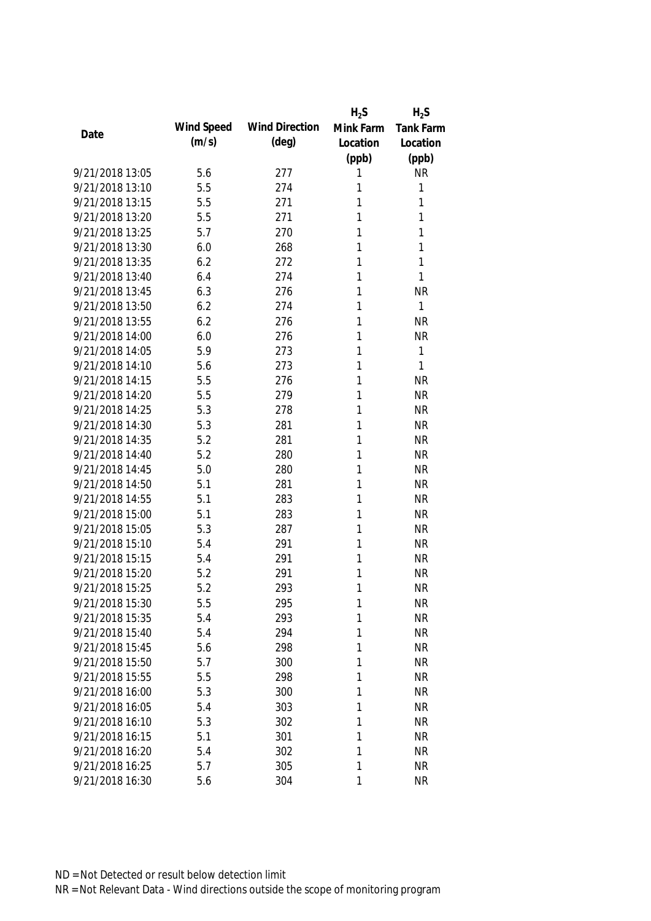| Date | Wind Speed (m/s) | Wind Direction (deg) | $H_2S$ Mink Farm Location (ppb) | $H_2S$ Tank Farm Location (ppb) |
|---|---|---|---|---|
| 9/21/2018 13:05 | 5.6 | 277 | 1 | NR |
| 9/21/2018 13:10 | 5.5 | 274 | 1 | 1 |
| 9/21/2018 13:15 | 5.5 | 271 | 1 | 1 |
| 9/21/2018 13:20 | 5.5 | 271 | 1 | 1 |
| 9/21/2018 13:25 | 5.7 | 270 | 1 | 1 |
| 9/21/2018 13:30 | 6.0 | 268 | 1 | 1 |
| 9/21/2018 13:35 | 6.2 | 272 | 1 | 1 |
| 9/21/2018 13:40 | 6.4 | 274 | 1 | 1 |
| 9/21/2018 13:45 | 6.3 | 276 | 1 | NR |
| 9/21/2018 13:50 | 6.2 | 274 | 1 | 1 |
| 9/21/2018 13:55 | 6.2 | 276 | 1 | NR |
| 9/21/2018 14:00 | 6.0 | 276 | 1 | NR |
| 9/21/2018 14:05 | 5.9 | 273 | 1 | 1 |
| 9/21/2018 14:10 | 5.6 | 273 | 1 | 1 |
| 9/21/2018 14:15 | 5.5 | 276 | 1 | NR |
| 9/21/2018 14:20 | 5.5 | 279 | 1 | NR |
| 9/21/2018 14:25 | 5.3 | 278 | 1 | NR |
| 9/21/2018 14:30 | 5.3 | 281 | 1 | NR |
| 9/21/2018 14:35 | 5.2 | 281 | 1 | NR |
| 9/21/2018 14:40 | 5.2 | 280 | 1 | NR |
| 9/21/2018 14:45 | 5.0 | 280 | 1 | NR |
| 9/21/2018 14:50 | 5.1 | 281 | 1 | NR |
| 9/21/2018 14:55 | 5.1 | 283 | 1 | NR |
| 9/21/2018 15:00 | 5.1 | 283 | 1 | NR |
| 9/21/2018 15:05 | 5.3 | 287 | 1 | NR |
| 9/21/2018 15:10 | 5.4 | 291 | 1 | NR |
| 9/21/2018 15:15 | 5.4 | 291 | 1 | NR |
| 9/21/2018 15:20 | 5.2 | 291 | 1 | NR |
| 9/21/2018 15:25 | 5.2 | 293 | 1 | NR |
| 9/21/2018 15:30 | 5.5 | 295 | 1 | NR |
| 9/21/2018 15:35 | 5.4 | 293 | 1 | NR |
| 9/21/2018 15:40 | 5.4 | 294 | 1 | NR |
| 9/21/2018 15:45 | 5.6 | 298 | 1 | NR |
| 9/21/2018 15:50 | 5.7 | 300 | 1 | NR |
| 9/21/2018 15:55 | 5.5 | 298 | 1 | NR |
| 9/21/2018 16:00 | 5.3 | 300 | 1 | NR |
| 9/21/2018 16:05 | 5.4 | 303 | 1 | NR |
| 9/21/2018 16:10 | 5.3 | 302 | 1 | NR |
| 9/21/2018 16:15 | 5.1 | 301 | 1 | NR |
| 9/21/2018 16:20 | 5.4 | 302 | 1 | NR |
| 9/21/2018 16:25 | 5.7 | 305 | 1 | NR |
| 9/21/2018 16:30 | 5.6 | 304 | 1 | NR |

ND = Not Detected or result below detection limit
NR = Not Relevant Data - Wind directions outside the scope of monitoring program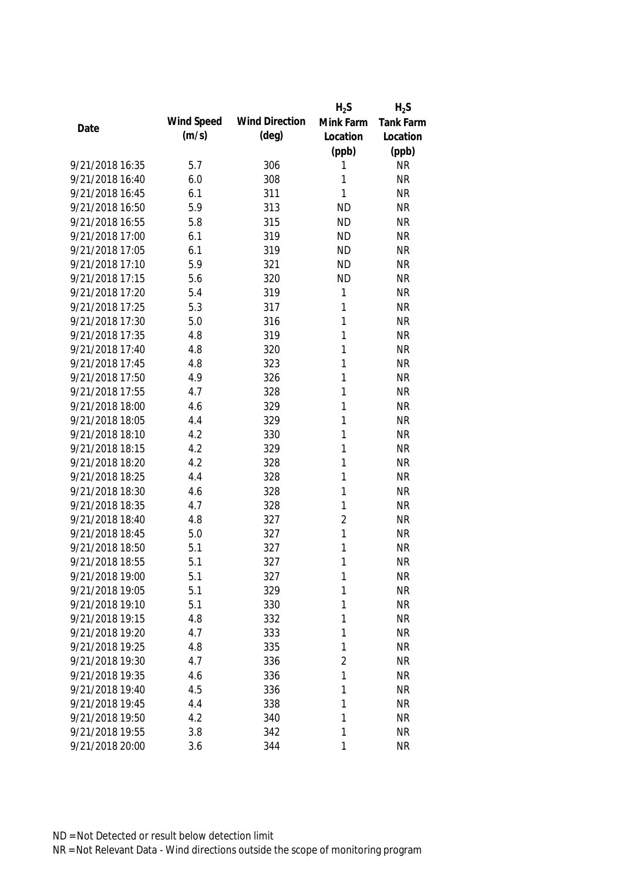| Date | Wind Speed (m/s) | Wind Direction (deg) | $H_2S$ Mink Farm Location (ppb) | $H_2S$ Tank Farm Location (ppb) |
| --- | --- | --- | --- | --- |
| 9/21/2018 16:35 | 5.7 | 306 | 1 | NR |
| 9/21/2018 16:40 | 6.0 | 308 | 1 | NR |
| 9/21/2018 16:45 | 6.1 | 311 | 1 | NR |
| 9/21/2018 16:50 | 5.9 | 313 | ND | NR |
| 9/21/2018 16:55 | 5.8 | 315 | ND | NR |
| 9/21/2018 17:00 | 6.1 | 319 | ND | NR |
| 9/21/2018 17:05 | 6.1 | 319 | ND | NR |
| 9/21/2018 17:10 | 5.9 | 321 | ND | NR |
| 9/21/2018 17:15 | 5.6 | 320 | ND | NR |
| 9/21/2018 17:20 | 5.4 | 319 | 1 | NR |
| 9/21/2018 17:25 | 5.3 | 317 | 1 | NR |
| 9/21/2018 17:30 | 5.0 | 316 | 1 | NR |
| 9/21/2018 17:35 | 4.8 | 319 | 1 | NR |
| 9/21/2018 17:40 | 4.8 | 320 | 1 | NR |
| 9/21/2018 17:45 | 4.8 | 323 | 1 | NR |
| 9/21/2018 17:50 | 4.9 | 326 | 1 | NR |
| 9/21/2018 17:55 | 4.7 | 328 | 1 | NR |
| 9/21/2018 18:00 | 4.6 | 329 | 1 | NR |
| 9/21/2018 18:05 | 4.4 | 329 | 1 | NR |
| 9/21/2018 18:10 | 4.2 | 330 | 1 | NR |
| 9/21/2018 18:15 | 4.2 | 329 | 1 | NR |
| 9/21/2018 18:20 | 4.2 | 328 | 1 | NR |
| 9/21/2018 18:25 | 4.4 | 328 | 1 | NR |
| 9/21/2018 18:30 | 4.6 | 328 | 1 | NR |
| 9/21/2018 18:35 | 4.7 | 328 | 1 | NR |
| 9/21/2018 18:40 | 4.8 | 327 | 2 | NR |
| 9/21/2018 18:45 | 5.0 | 327 | 1 | NR |
| 9/21/2018 18:50 | 5.1 | 327 | 1 | NR |
| 9/21/2018 18:55 | 5.1 | 327 | 1 | NR |
| 9/21/2018 19:00 | 5.1 | 327 | 1 | NR |
| 9/21/2018 19:05 | 5.1 | 329 | 1 | NR |
| 9/21/2018 19:10 | 5.1 | 330 | 1 | NR |
| 9/21/2018 19:15 | 4.8 | 332 | 1 | NR |
| 9/21/2018 19:20 | 4.7 | 333 | 1 | NR |
| 9/21/2018 19:25 | 4.8 | 335 | 1 | NR |
| 9/21/2018 19:30 | 4.7 | 336 | 2 | NR |
| 9/21/2018 19:35 | 4.6 | 336 | 1 | NR |
| 9/21/2018 19:40 | 4.5 | 336 | 1 | NR |
| 9/21/2018 19:45 | 4.4 | 338 | 1 | NR |
| 9/21/2018 19:50 | 4.2 | 340 | 1 | NR |
| 9/21/2018 19:55 | 3.8 | 342 | 1 | NR |
| 9/21/2018 20:00 | 3.6 | 344 | 1 | NR |

ND = Not Detected or result below detection limit

NR = Not Relevant Data - Wind directions outside the scope of monitoring program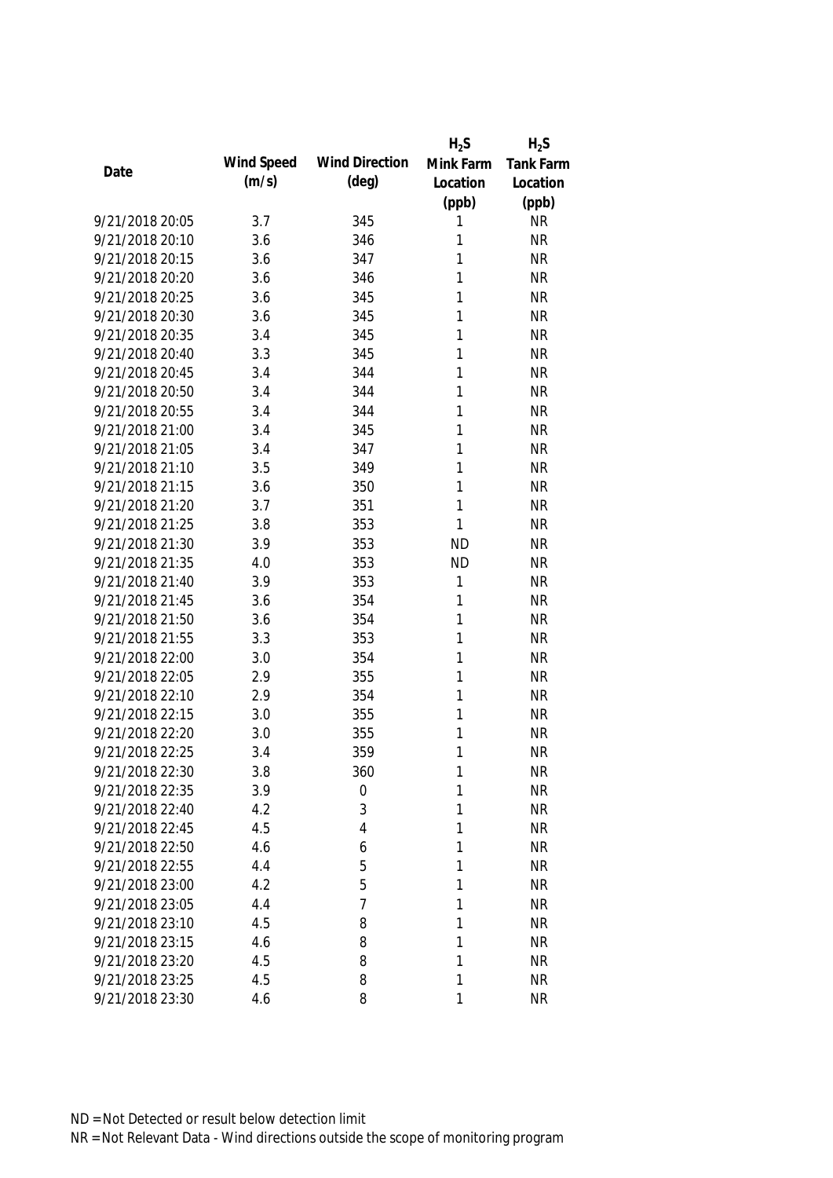| Date | Wind Speed (m/s) | Wind Direction (deg) | $H_2S$ Mink Farm Location (ppb) | $H_2S$ Tank Farm Location (ppb) |
|---|---|---|---|---|
| 9/21/2018 20:05 | 3.7 | 345 | 1 | NR |
| 9/21/2018 20:10 | 3.6 | 346 | 1 | NR |
| 9/21/2018 20:15 | 3.6 | 347 | 1 | NR |
| 9/21/2018 20:20 | 3.6 | 346 | 1 | NR |
| 9/21/2018 20:25 | 3.6 | 345 | 1 | NR |
| 9/21/2018 20:30 | 3.6 | 345 | 1 | NR |
| 9/21/2018 20:35 | 3.4 | 345 | 1 | NR |
| 9/21/2018 20:40 | 3.3 | 345 | 1 | NR |
| 9/21/2018 20:45 | 3.4 | 344 | 1 | NR |
| 9/21/2018 20:50 | 3.4 | 344 | 1 | NR |
| 9/21/2018 20:55 | 3.4 | 344 | 1 | NR |
| 9/21/2018 21:00 | 3.4 | 345 | 1 | NR |
| 9/21/2018 21:05 | 3.4 | 347 | 1 | NR |
| 9/21/2018 21:10 | 3.5 | 349 | 1 | NR |
| 9/21/2018 21:15 | 3.6 | 350 | 1 | NR |
| 9/21/2018 21:20 | 3.7 | 351 | 1 | NR |
| 9/21/2018 21:25 | 3.8 | 353 | 1 | NR |
| 9/21/2018 21:30 | 3.9 | 353 | ND | NR |
| 9/21/2018 21:35 | 4.0 | 353 | ND | NR |
| 9/21/2018 21:40 | 3.9 | 353 | 1 | NR |
| 9/21/2018 21:45 | 3.6 | 354 | 1 | NR |
| 9/21/2018 21:50 | 3.6 | 354 | 1 | NR |
| 9/21/2018 21:55 | 3.3 | 353 | 1 | NR |
| 9/21/2018 22:00 | 3.0 | 354 | 1 | NR |
| 9/21/2018 22:05 | 2.9 | 355 | 1 | NR |
| 9/21/2018 22:10 | 2.9 | 354 | 1 | NR |
| 9/21/2018 22:15 | 3.0 | 355 | 1 | NR |
| 9/21/2018 22:20 | 3.0 | 355 | 1 | NR |
| 9/21/2018 22:25 | 3.4 | 359 | 1 | NR |
| 9/21/2018 22:30 | 3.8 | 360 | 1 | NR |
| 9/21/2018 22:35 | 3.9 | 0 | 1 | NR |
| 9/21/2018 22:40 | 4.2 | 3 | 1 | NR |
| 9/21/2018 22:45 | 4.5 | 4 | 1 | NR |
| 9/21/2018 22:50 | 4.6 | 6 | 1 | NR |
| 9/21/2018 22:55 | 4.4 | 5 | 1 | NR |
| 9/21/2018 23:00 | 4.2 | 5 | 1 | NR |
| 9/21/2018 23:05 | 4.4 | 7 | 1 | NR |
| 9/21/2018 23:10 | 4.5 | 8 | 1 | NR |
| 9/21/2018 23:15 | 4.6 | 8 | 1 | NR |
| 9/21/2018 23:20 | 4.5 | 8 | 1 | NR |
| 9/21/2018 23:25 | 4.5 | 8 | 1 | NR |
| 9/21/2018 23:30 | 4.6 | 8 | 1 | NR |

ND = Not Detected or result below detection limit
NR = Not Relevant Data - Wind directions outside the scope of monitoring program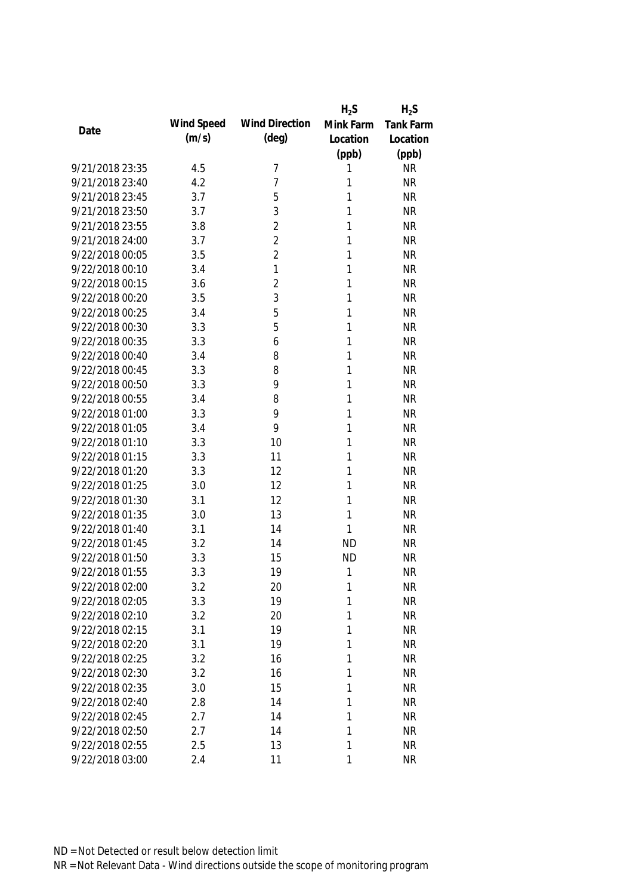| Date | Wind Speed (m/s) | Wind Direction (deg) | $H_2S$ Mink Farm Location (ppb) | $H_2S$ Tank Farm Location (ppb) |
|---|---|---|---|---|
| 9/21/2018 23:35 | 4.5 | 7 | 1 | NR |
| 9/21/2018 23:40 | 4.2 | 7 | 1 | NR |
| 9/21/2018 23:45 | 3.7 | 5 | 1 | NR |
| 9/21/2018 23:50 | 3.7 | 3 | 1 | NR |
| 9/21/2018 23:55 | 3.8 | 2 | 1 | NR |
| 9/21/2018 24:00 | 3.7 | 2 | 1 | NR |
| 9/22/2018 00:05 | 3.5 | 2 | 1 | NR |
| 9/22/2018 00:10 | 3.4 | 1 | 1 | NR |
| 9/22/2018 00:15 | 3.6 | 2 | 1 | NR |
| 9/22/2018 00:20 | 3.5 | 3 | 1 | NR |
| 9/22/2018 00:25 | 3.4 | 5 | 1 | NR |
| 9/22/2018 00:30 | 3.3 | 5 | 1 | NR |
| 9/22/2018 00:35 | 3.3 | 6 | 1 | NR |
| 9/22/2018 00:40 | 3.4 | 8 | 1 | NR |
| 9/22/2018 00:45 | 3.3 | 8 | 1 | NR |
| 9/22/2018 00:50 | 3.3 | 9 | 1 | NR |
| 9/22/2018 00:55 | 3.4 | 8 | 1 | NR |
| 9/22/2018 01:00 | 3.3 | 9 | 1 | NR |
| 9/22/2018 01:05 | 3.4 | 9 | 1 | NR |
| 9/22/2018 01:10 | 3.3 | 10 | 1 | NR |
| 9/22/2018 01:15 | 3.3 | 11 | 1 | NR |
| 9/22/2018 01:20 | 3.3 | 12 | 1 | NR |
| 9/22/2018 01:25 | 3.0 | 12 | 1 | NR |
| 9/22/2018 01:30 | 3.1 | 12 | 1 | NR |
| 9/22/2018 01:35 | 3.0 | 13 | 1 | NR |
| 9/22/2018 01:40 | 3.1 | 14 | 1 | NR |
| 9/22/2018 01:45 | 3.2 | 14 | ND | NR |
| 9/22/2018 01:50 | 3.3 | 15 | ND | NR |
| 9/22/2018 01:55 | 3.3 | 19 | 1 | NR |
| 9/22/2018 02:00 | 3.2 | 20 | 1 | NR |
| 9/22/2018 02:05 | 3.3 | 19 | 1 | NR |
| 9/22/2018 02:10 | 3.2 | 20 | 1 | NR |
| 9/22/2018 02:15 | 3.1 | 19 | 1 | NR |
| 9/22/2018 02:20 | 3.1 | 19 | 1 | NR |
| 9/22/2018 02:25 | 3.2 | 16 | 1 | NR |
| 9/22/2018 02:30 | 3.2 | 16 | 1 | NR |
| 9/22/2018 02:35 | 3.0 | 15 | 1 | NR |
| 9/22/2018 02:40 | 2.8 | 14 | 1 | NR |
| 9/22/2018 02:45 | 2.7 | 14 | 1 | NR |
| 9/22/2018 02:50 | 2.7 | 14 | 1 | NR |
| 9/22/2018 02:55 | 2.5 | 13 | 1 | NR |
| 9/22/2018 03:00 | 2.4 | 11 | 1 | NR |

ND = Not Detected or result below detection limit

NR = Not Relevant Data - Wind directions outside the scope of monitoring program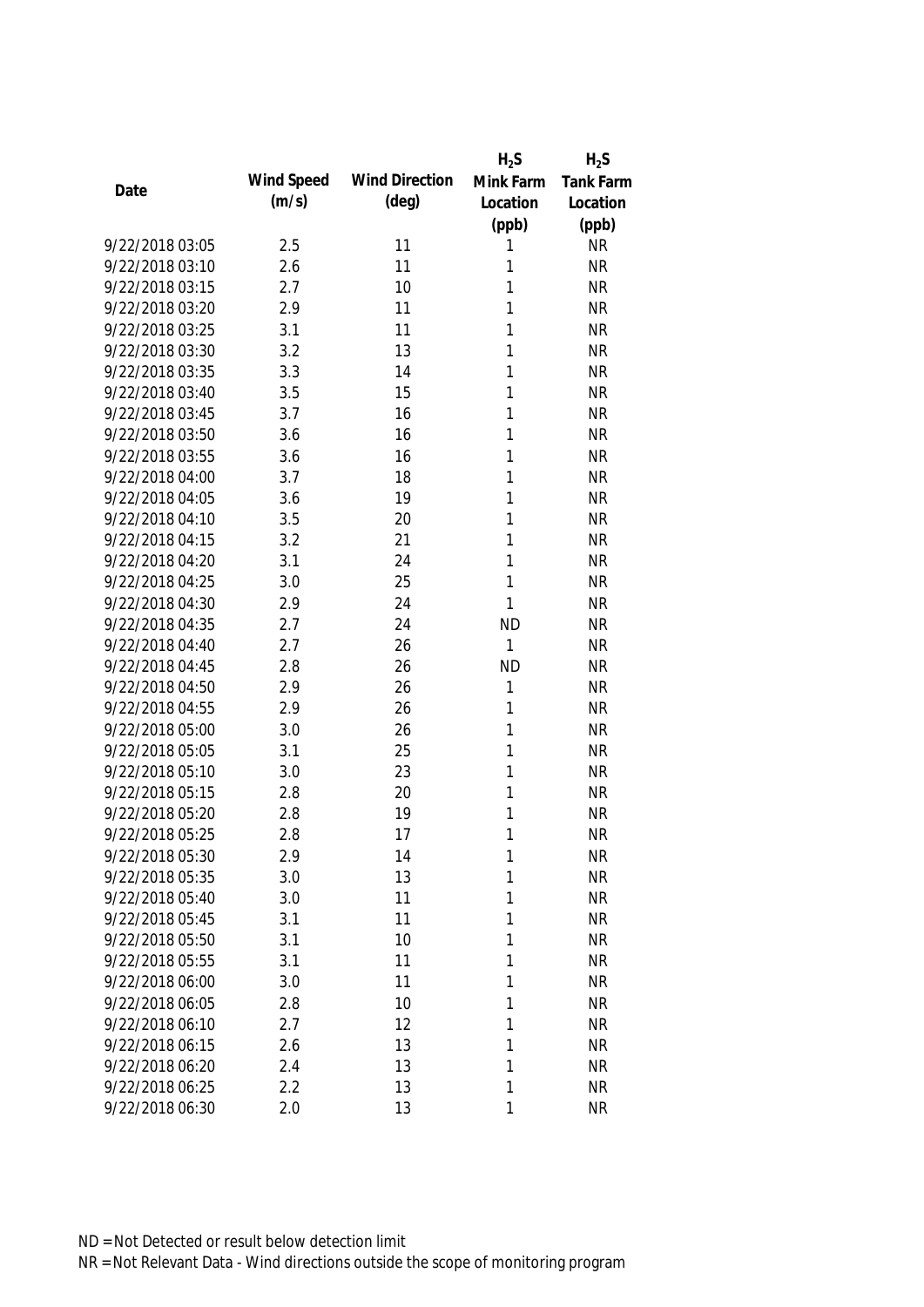| Date | Wind Speed (m/s) | Wind Direction (deg) | $H_2S$ Mink Farm Location (ppb) | $H_2S$ Tank Farm Location (ppb) |
|---|---|---|---|---|
| 9/22/2018 03:05 | 2.5 | 11 | 1 | NR |
| 9/22/2018 03:10 | 2.6 | 11 | 1 | NR |
| 9/22/2018 03:15 | 2.7 | 10 | 1 | NR |
| 9/22/2018 03:20 | 2.9 | 11 | 1 | NR |
| 9/22/2018 03:25 | 3.1 | 11 | 1 | NR |
| 9/22/2018 03:30 | 3.2 | 13 | 1 | NR |
| 9/22/2018 03:35 | 3.3 | 14 | 1 | NR |
| 9/22/2018 03:40 | 3.5 | 15 | 1 | NR |
| 9/22/2018 03:45 | 3.7 | 16 | 1 | NR |
| 9/22/2018 03:50 | 3.6 | 16 | 1 | NR |
| 9/22/2018 03:55 | 3.6 | 16 | 1 | NR |
| 9/22/2018 04:00 | 3.7 | 18 | 1 | NR |
| 9/22/2018 04:05 | 3.6 | 19 | 1 | NR |
| 9/22/2018 04:10 | 3.5 | 20 | 1 | NR |
| 9/22/2018 04:15 | 3.2 | 21 | 1 | NR |
| 9/22/2018 04:20 | 3.1 | 24 | 1 | NR |
| 9/22/2018 04:25 | 3.0 | 25 | 1 | NR |
| 9/22/2018 04:30 | 2.9 | 24 | 1 | NR |
| 9/22/2018 04:35 | 2.7 | 24 | ND | NR |
| 9/22/2018 04:40 | 2.7 | 26 | 1 | NR |
| 9/22/2018 04:45 | 2.8 | 26 | ND | NR |
| 9/22/2018 04:50 | 2.9 | 26 | 1 | NR |
| 9/22/2018 04:55 | 2.9 | 26 | 1 | NR |
| 9/22/2018 05:00 | 3.0 | 26 | 1 | NR |
| 9/22/2018 05:05 | 3.1 | 25 | 1 | NR |
| 9/22/2018 05:10 | 3.0 | 23 | 1 | NR |
| 9/22/2018 05:15 | 2.8 | 20 | 1 | NR |
| 9/22/2018 05:20 | 2.8 | 19 | 1 | NR |
| 9/22/2018 05:25 | 2.8 | 17 | 1 | NR |
| 9/22/2018 05:30 | 2.9 | 14 | 1 | NR |
| 9/22/2018 05:35 | 3.0 | 13 | 1 | NR |
| 9/22/2018 05:40 | 3.0 | 11 | 1 | NR |
| 9/22/2018 05:45 | 3.1 | 11 | 1 | NR |
| 9/22/2018 05:50 | 3.1 | 10 | 1 | NR |
| 9/22/2018 05:55 | 3.1 | 11 | 1 | NR |
| 9/22/2018 06:00 | 3.0 | 11 | 1 | NR |
| 9/22/2018 06:05 | 2.8 | 10 | 1 | NR |
| 9/22/2018 06:10 | 2.7 | 12 | 1 | NR |
| 9/22/2018 06:15 | 2.6 | 13 | 1 | NR |
| 9/22/2018 06:20 | 2.4 | 13 | 1 | NR |
| 9/22/2018 06:25 | 2.2 | 13 | 1 | NR |
| 9/22/2018 06:30 | 2.0 | 13 | 1 | NR |

ND = Not Detected or result below detection limit
NR = Not Relevant Data - Wind directions outside the scope of monitoring program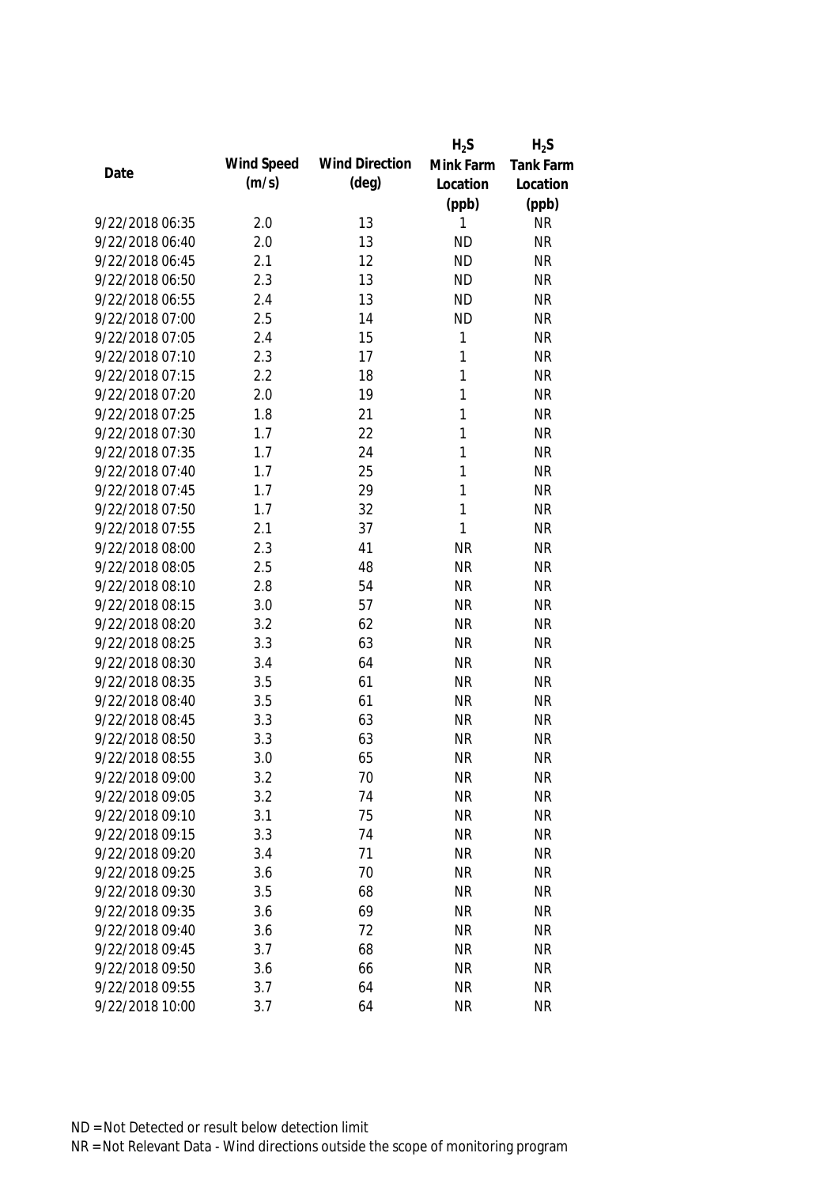| Date | Wind Speed (m/s) | Wind Direction (deg) | $H_2S$ Mink Farm Location (ppb) | $H_2S$ Tank Farm Location (ppb) |
|---|---|---|---|---|
| 9/22/2018 06:35 | 2.0 | 13 | 1 | NR |
| 9/22/2018 06:40 | 2.0 | 13 | ND | NR |
| 9/22/2018 06:45 | 2.1 | 12 | ND | NR |
| 9/22/2018 06:50 | 2.3 | 13 | ND | NR |
| 9/22/2018 06:55 | 2.4 | 13 | ND | NR |
| 9/22/2018 07:00 | 2.5 | 14 | ND | NR |
| 9/22/2018 07:05 | 2.4 | 15 | 1 | NR |
| 9/22/2018 07:10 | 2.3 | 17 | 1 | NR |
| 9/22/2018 07:15 | 2.2 | 18 | 1 | NR |
| 9/22/2018 07:20 | 2.0 | 19 | 1 | NR |
| 9/22/2018 07:25 | 1.8 | 21 | 1 | NR |
| 9/22/2018 07:30 | 1.7 | 22 | 1 | NR |
| 9/22/2018 07:35 | 1.7 | 24 | 1 | NR |
| 9/22/2018 07:40 | 1.7 | 25 | 1 | NR |
| 9/22/2018 07:45 | 1.7 | 29 | 1 | NR |
| 9/22/2018 07:50 | 1.7 | 32 | 1 | NR |
| 9/22/2018 07:55 | 2.1 | 37 | 1 | NR |
| 9/22/2018 08:00 | 2.3 | 41 | NR | NR |
| 9/22/2018 08:05 | 2.5 | 48 | NR | NR |
| 9/22/2018 08:10 | 2.8 | 54 | NR | NR |
| 9/22/2018 08:15 | 3.0 | 57 | NR | NR |
| 9/22/2018 08:20 | 3.2 | 62 | NR | NR |
| 9/22/2018 08:25 | 3.3 | 63 | NR | NR |
| 9/22/2018 08:30 | 3.4 | 64 | NR | NR |
| 9/22/2018 08:35 | 3.5 | 61 | NR | NR |
| 9/22/2018 08:40 | 3.5 | 61 | NR | NR |
| 9/22/2018 08:45 | 3.3 | 63 | NR | NR |
| 9/22/2018 08:50 | 3.3 | 63 | NR | NR |
| 9/22/2018 08:55 | 3.0 | 65 | NR | NR |
| 9/22/2018 09:00 | 3.2 | 70 | NR | NR |
| 9/22/2018 09:05 | 3.2 | 74 | NR | NR |
| 9/22/2018 09:10 | 3.1 | 75 | NR | NR |
| 9/22/2018 09:15 | 3.3 | 74 | NR | NR |
| 9/22/2018 09:20 | 3.4 | 71 | NR | NR |
| 9/22/2018 09:25 | 3.6 | 70 | NR | NR |
| 9/22/2018 09:30 | 3.5 | 68 | NR | NR |
| 9/22/2018 09:35 | 3.6 | 69 | NR | NR |
| 9/22/2018 09:40 | 3.6 | 72 | NR | NR |
| 9/22/2018 09:45 | 3.7 | 68 | NR | NR |
| 9/22/2018 09:50 | 3.6 | 66 | NR | NR |
| 9/22/2018 09:55 | 3.7 | 64 | NR | NR |
| 9/22/2018 10:00 | 3.7 | 64 | NR | NR |

ND = Not Detected or result below detection limit

NR = Not Relevant Data - Wind directions outside the scope of monitoring program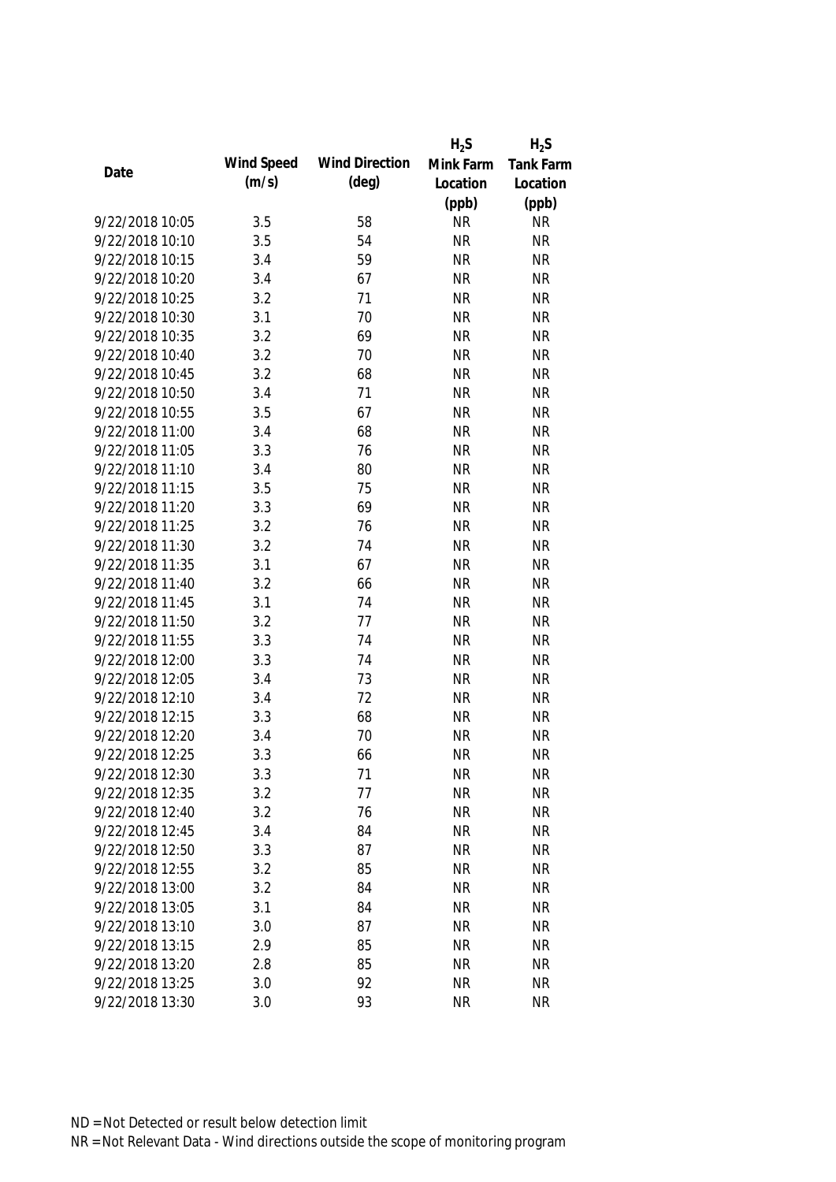| Date | Wind Speed (m/s) | Wind Direction (deg) | $H_2S$ Mink Farm Location (ppb) | $H_2S$ Tank Farm Location (ppb) |
|---|---|---|---|---|
| 9/22/2018 10:05 | 3.5 | 58 | NR | NR |
| 9/22/2018 10:10 | 3.5 | 54 | NR | NR |
| 9/22/2018 10:15 | 3.4 | 59 | NR | NR |
| 9/22/2018 10:20 | 3.4 | 67 | NR | NR |
| 9/22/2018 10:25 | 3.2 | 71 | NR | NR |
| 9/22/2018 10:30 | 3.1 | 70 | NR | NR |
| 9/22/2018 10:35 | 3.2 | 69 | NR | NR |
| 9/22/2018 10:40 | 3.2 | 70 | NR | NR |
| 9/22/2018 10:45 | 3.2 | 68 | NR | NR |
| 9/22/2018 10:50 | 3.4 | 71 | NR | NR |
| 9/22/2018 10:55 | 3.5 | 67 | NR | NR |
| 9/22/2018 11:00 | 3.4 | 68 | NR | NR |
| 9/22/2018 11:05 | 3.3 | 76 | NR | NR |
| 9/22/2018 11:10 | 3.4 | 80 | NR | NR |
| 9/22/2018 11:15 | 3.5 | 75 | NR | NR |
| 9/22/2018 11:20 | 3.3 | 69 | NR | NR |
| 9/22/2018 11:25 | 3.2 | 76 | NR | NR |
| 9/22/2018 11:30 | 3.2 | 74 | NR | NR |
| 9/22/2018 11:35 | 3.1 | 67 | NR | NR |
| 9/22/2018 11:40 | 3.2 | 66 | NR | NR |
| 9/22/2018 11:45 | 3.1 | 74 | NR | NR |
| 9/22/2018 11:50 | 3.2 | 77 | NR | NR |
| 9/22/2018 11:55 | 3.3 | 74 | NR | NR |
| 9/22/2018 12:00 | 3.3 | 74 | NR | NR |
| 9/22/2018 12:05 | 3.4 | 73 | NR | NR |
| 9/22/2018 12:10 | 3.4 | 72 | NR | NR |
| 9/22/2018 12:15 | 3.3 | 68 | NR | NR |
| 9/22/2018 12:20 | 3.4 | 70 | NR | NR |
| 9/22/2018 12:25 | 3.3 | 66 | NR | NR |
| 9/22/2018 12:30 | 3.3 | 71 | NR | NR |
| 9/22/2018 12:35 | 3.2 | 77 | NR | NR |
| 9/22/2018 12:40 | 3.2 | 76 | NR | NR |
| 9/22/2018 12:45 | 3.4 | 84 | NR | NR |
| 9/22/2018 12:50 | 3.3 | 87 | NR | NR |
| 9/22/2018 12:55 | 3.2 | 85 | NR | NR |
| 9/22/2018 13:00 | 3.2 | 84 | NR | NR |
| 9/22/2018 13:05 | 3.1 | 84 | NR | NR |
| 9/22/2018 13:10 | 3.0 | 87 | NR | NR |
| 9/22/2018 13:15 | 2.9 | 85 | NR | NR |
| 9/22/2018 13:20 | 2.8 | 85 | NR | NR |
| 9/22/2018 13:25 | 3.0 | 92 | NR | NR |
| 9/22/2018 13:30 | 3.0 | 93 | NR | NR |

ND = Not Detected or result below detection limit

NR = Not Relevant Data - Wind directions outside the scope of monitoring program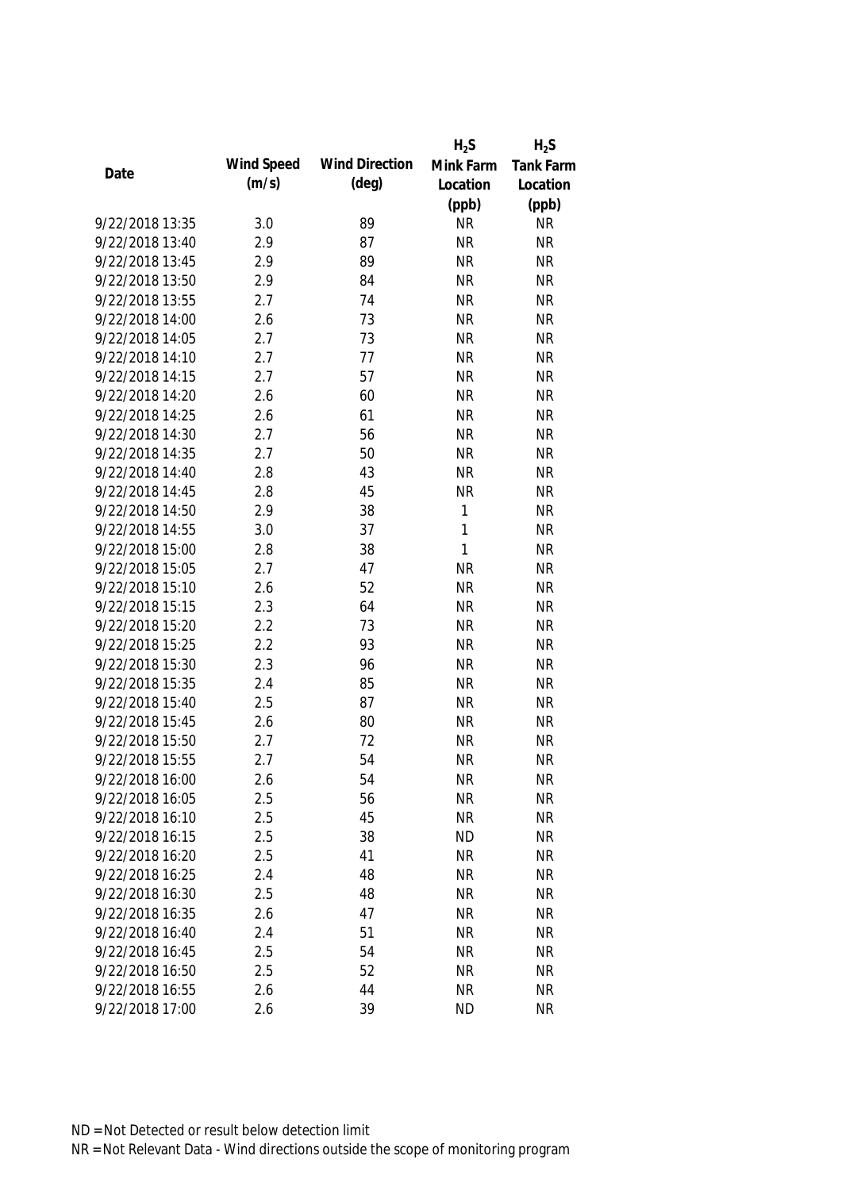| Date | Wind Speed (m/s) | Wind Direction (deg) | $H_2S$ Mink Farm Location (ppb) | $H_2S$ Tank Farm Location (ppb) |
|---|---|---|---|---|
| 9/22/2018 13:35 | 3.0 | 89 | NR | NR |
| 9/22/2018 13:40 | 2.9 | 87 | NR | NR |
| 9/22/2018 13:45 | 2.9 | 89 | NR | NR |
| 9/22/2018 13:50 | 2.9 | 84 | NR | NR |
| 9/22/2018 13:55 | 2.7 | 74 | NR | NR |
| 9/22/2018 14:00 | 2.6 | 73 | NR | NR |
| 9/22/2018 14:05 | 2.7 | 73 | NR | NR |
| 9/22/2018 14:10 | 2.7 | 77 | NR | NR |
| 9/22/2018 14:15 | 2.7 | 57 | NR | NR |
| 9/22/2018 14:20 | 2.6 | 60 | NR | NR |
| 9/22/2018 14:25 | 2.6 | 61 | NR | NR |
| 9/22/2018 14:30 | 2.7 | 56 | NR | NR |
| 9/22/2018 14:35 | 2.7 | 50 | NR | NR |
| 9/22/2018 14:40 | 2.8 | 43 | NR | NR |
| 9/22/2018 14:45 | 2.8 | 45 | NR | NR |
| 9/22/2018 14:50 | 2.9 | 38 | 1 | NR |
| 9/22/2018 14:55 | 3.0 | 37 | 1 | NR |
| 9/22/2018 15:00 | 2.8 | 38 | 1 | NR |
| 9/22/2018 15:05 | 2.7 | 47 | NR | NR |
| 9/22/2018 15:10 | 2.6 | 52 | NR | NR |
| 9/22/2018 15:15 | 2.3 | 64 | NR | NR |
| 9/22/2018 15:20 | 2.2 | 73 | NR | NR |
| 9/22/2018 15:25 | 2.2 | 93 | NR | NR |
| 9/22/2018 15:30 | 2.3 | 96 | NR | NR |
| 9/22/2018 15:35 | 2.4 | 85 | NR | NR |
| 9/22/2018 15:40 | 2.5 | 87 | NR | NR |
| 9/22/2018 15:45 | 2.6 | 80 | NR | NR |
| 9/22/2018 15:50 | 2.7 | 72 | NR | NR |
| 9/22/2018 15:55 | 2.7 | 54 | NR | NR |
| 9/22/2018 16:00 | 2.6 | 54 | NR | NR |
| 9/22/2018 16:05 | 2.5 | 56 | NR | NR |
| 9/22/2018 16:10 | 2.5 | 45 | NR | NR |
| 9/22/2018 16:15 | 2.5 | 38 | ND | NR |
| 9/22/2018 16:20 | 2.5 | 41 | NR | NR |
| 9/22/2018 16:25 | 2.4 | 48 | NR | NR |
| 9/22/2018 16:30 | 2.5 | 48 | NR | NR |
| 9/22/2018 16:35 | 2.6 | 47 | NR | NR |
| 9/22/2018 16:40 | 2.4 | 51 | NR | NR |
| 9/22/2018 16:45 | 2.5 | 54 | NR | NR |
| 9/22/2018 16:50 | 2.5 | 52 | NR | NR |
| 9/22/2018 16:55 | 2.6 | 44 | NR | NR |
| 9/22/2018 17:00 | 2.6 | 39 | ND | NR |

ND = Not Detected or result below detection limit

NR = Not Relevant Data - Wind directions outside the scope of monitoring program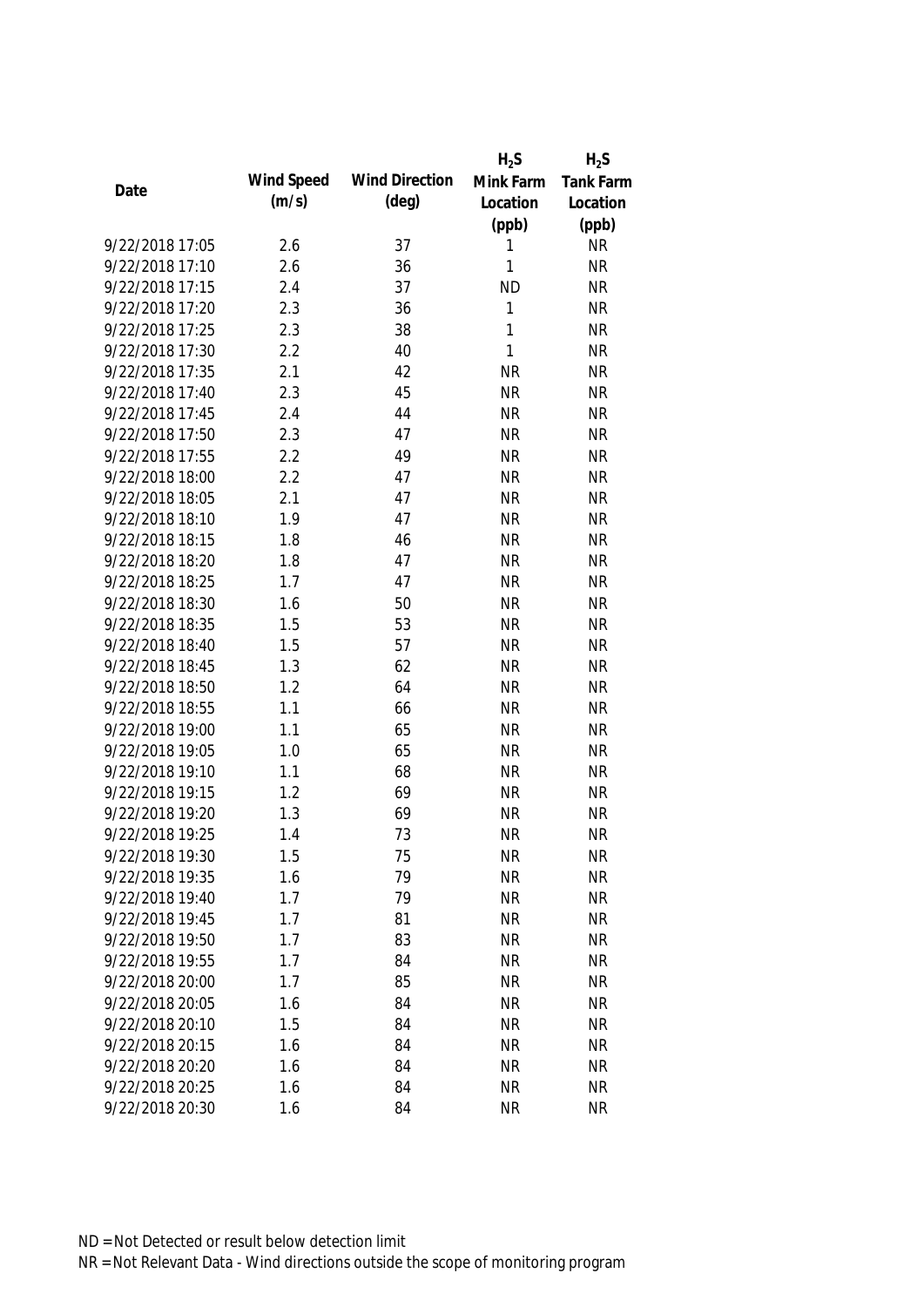| Date | Wind Speed (m/s) | Wind Direction (deg) | $H_2S$ Mink Farm Location (ppb) | $H_2S$ Tank Farm Location (ppb) |
| --- | --- | --- | --- | --- |
| 9/22/2018 17:05 | 2.6 | 37 | 1 | NR |
| 9/22/2018 17:10 | 2.6 | 36 | 1 | NR |
| 9/22/2018 17:15 | 2.4 | 37 | ND | NR |
| 9/22/2018 17:20 | 2.3 | 36 | 1 | NR |
| 9/22/2018 17:25 | 2.3 | 38 | 1 | NR |
| 9/22/2018 17:30 | 2.2 | 40 | 1 | NR |
| 9/22/2018 17:35 | 2.1 | 42 | NR | NR |
| 9/22/2018 17:40 | 2.3 | 45 | NR | NR |
| 9/22/2018 17:45 | 2.4 | 44 | NR | NR |
| 9/22/2018 17:50 | 2.3 | 47 | NR | NR |
| 9/22/2018 17:55 | 2.2 | 49 | NR | NR |
| 9/22/2018 18:00 | 2.2 | 47 | NR | NR |
| 9/22/2018 18:05 | 2.1 | 47 | NR | NR |
| 9/22/2018 18:10 | 1.9 | 47 | NR | NR |
| 9/22/2018 18:15 | 1.8 | 46 | NR | NR |
| 9/22/2018 18:20 | 1.8 | 47 | NR | NR |
| 9/22/2018 18:25 | 1.7 | 47 | NR | NR |
| 9/22/2018 18:30 | 1.6 | 50 | NR | NR |
| 9/22/2018 18:35 | 1.5 | 53 | NR | NR |
| 9/22/2018 18:40 | 1.5 | 57 | NR | NR |
| 9/22/2018 18:45 | 1.3 | 62 | NR | NR |
| 9/22/2018 18:50 | 1.2 | 64 | NR | NR |
| 9/22/2018 18:55 | 1.1 | 66 | NR | NR |
| 9/22/2018 19:00 | 1.1 | 65 | NR | NR |
| 9/22/2018 19:05 | 1.0 | 65 | NR | NR |
| 9/22/2018 19:10 | 1.1 | 68 | NR | NR |
| 9/22/2018 19:15 | 1.2 | 69 | NR | NR |
| 9/22/2018 19:20 | 1.3 | 69 | NR | NR |
| 9/22/2018 19:25 | 1.4 | 73 | NR | NR |
| 9/22/2018 19:30 | 1.5 | 75 | NR | NR |
| 9/22/2018 19:35 | 1.6 | 79 | NR | NR |
| 9/22/2018 19:40 | 1.7 | 79 | NR | NR |
| 9/22/2018 19:45 | 1.7 | 81 | NR | NR |
| 9/22/2018 19:50 | 1.7 | 83 | NR | NR |
| 9/22/2018 19:55 | 1.7 | 84 | NR | NR |
| 9/22/2018 20:00 | 1.7 | 85 | NR | NR |
| 9/22/2018 20:05 | 1.6 | 84 | NR | NR |
| 9/22/2018 20:10 | 1.5 | 84 | NR | NR |
| 9/22/2018 20:15 | 1.6 | 84 | NR | NR |
| 9/22/2018 20:20 | 1.6 | 84 | NR | NR |
| 9/22/2018 20:25 | 1.6 | 84 | NR | NR |
| 9/22/2018 20:30 | 1.6 | 84 | NR | NR |

ND = Not Detected or result below detection limit

NR = Not Relevant Data - Wind directions outside the scope of monitoring program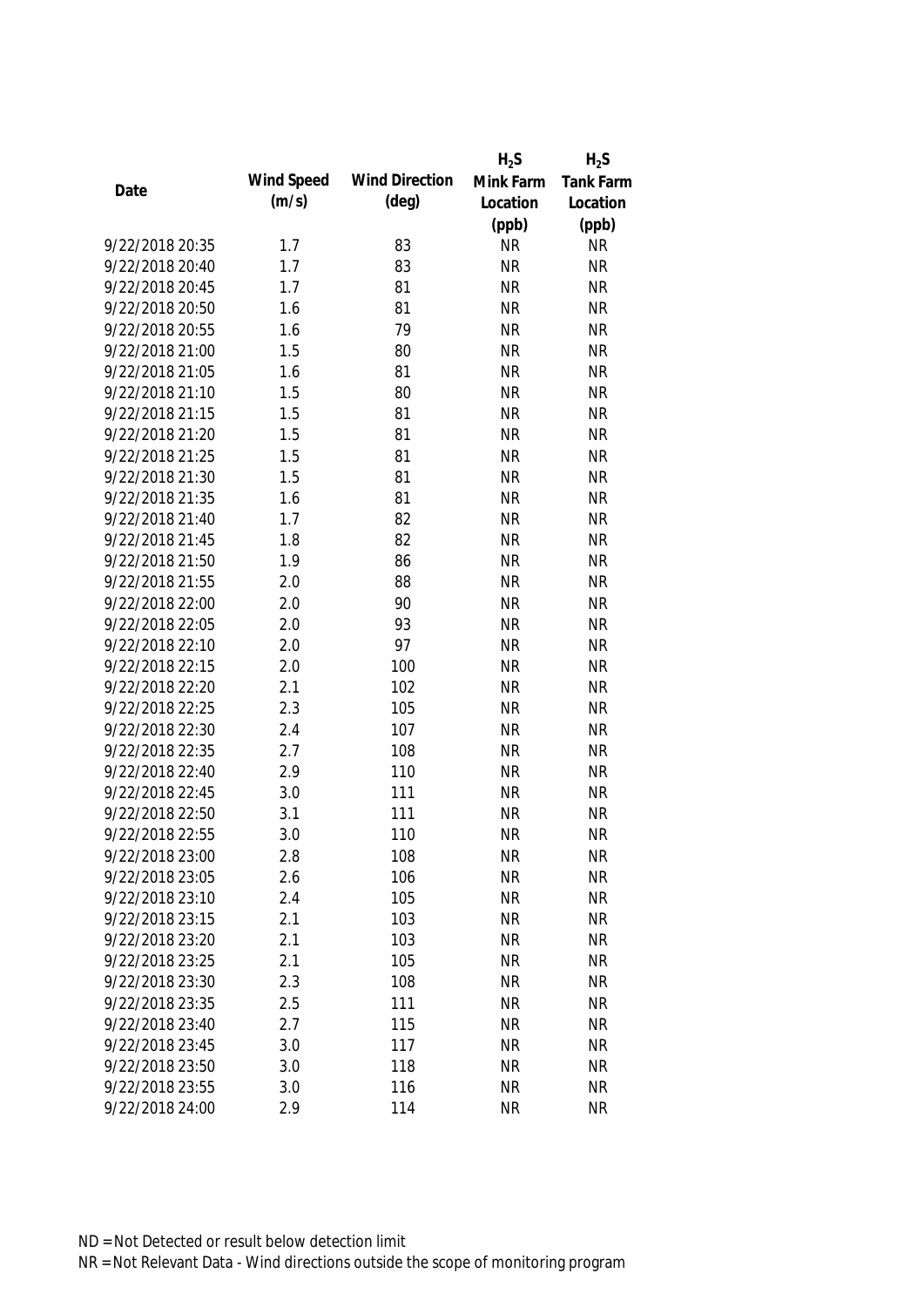| Date | Wind Speed (m/s) | Wind Direction (deg) | $H_2S$ Mink Farm Location (ppb) | $H_2S$ Tank Farm Location (ppb) |
| --- | --- | --- | --- | --- |
| 9/22/2018 20:35 | 1.7 | 83 | NR | NR |
| 9/22/2018 20:40 | 1.7 | 83 | NR | NR |
| 9/22/2018 20:45 | 1.7 | 81 | NR | NR |
| 9/22/2018 20:50 | 1.6 | 81 | NR | NR |
| 9/22/2018 20:55 | 1.6 | 79 | NR | NR |
| 9/22/2018 21:00 | 1.5 | 80 | NR | NR |
| 9/22/2018 21:05 | 1.6 | 81 | NR | NR |
| 9/22/2018 21:10 | 1.5 | 80 | NR | NR |
| 9/22/2018 21:15 | 1.5 | 81 | NR | NR |
| 9/22/2018 21:20 | 1.5 | 81 | NR | NR |
| 9/22/2018 21:25 | 1.5 | 81 | NR | NR |
| 9/22/2018 21:30 | 1.5 | 81 | NR | NR |
| 9/22/2018 21:35 | 1.6 | 81 | NR | NR |
| 9/22/2018 21:40 | 1.7 | 82 | NR | NR |
| 9/22/2018 21:45 | 1.8 | 82 | NR | NR |
| 9/22/2018 21:50 | 1.9 | 86 | NR | NR |
| 9/22/2018 21:55 | 2.0 | 88 | NR | NR |
| 9/22/2018 22:00 | 2.0 | 90 | NR | NR |
| 9/22/2018 22:05 | 2.0 | 93 | NR | NR |
| 9/22/2018 22:10 | 2.0 | 97 | NR | NR |
| 9/22/2018 22:15 | 2.0 | 100 | NR | NR |
| 9/22/2018 22:20 | 2.1 | 102 | NR | NR |
| 9/22/2018 22:25 | 2.3 | 105 | NR | NR |
| 9/22/2018 22:30 | 2.4 | 107 | NR | NR |
| 9/22/2018 22:35 | 2.7 | 108 | NR | NR |
| 9/22/2018 22:40 | 2.9 | 110 | NR | NR |
| 9/22/2018 22:45 | 3.0 | 111 | NR | NR |
| 9/22/2018 22:50 | 3.1 | 111 | NR | NR |
| 9/22/2018 22:55 | 3.0 | 110 | NR | NR |
| 9/22/2018 23:00 | 2.8 | 108 | NR | NR |
| 9/22/2018 23:05 | 2.6 | 106 | NR | NR |
| 9/22/2018 23:10 | 2.4 | 105 | NR | NR |
| 9/22/2018 23:15 | 2.1 | 103 | NR | NR |
| 9/22/2018 23:20 | 2.1 | 103 | NR | NR |
| 9/22/2018 23:25 | 2.1 | 105 | NR | NR |
| 9/22/2018 23:30 | 2.3 | 108 | NR | NR |
| 9/22/2018 23:35 | 2.5 | 111 | NR | NR |
| 9/22/2018 23:40 | 2.7 | 115 | NR | NR |
| 9/22/2018 23:45 | 3.0 | 117 | NR | NR |
| 9/22/2018 23:50 | 3.0 | 118 | NR | NR |
| 9/22/2018 23:55 | 3.0 | 116 | NR | NR |
| 9/22/2018 24:00 | 2.9 | 114 | NR | NR |

ND = Not Detected or result below detection limit

NR = Not Relevant Data - Wind directions outside the scope of monitoring program